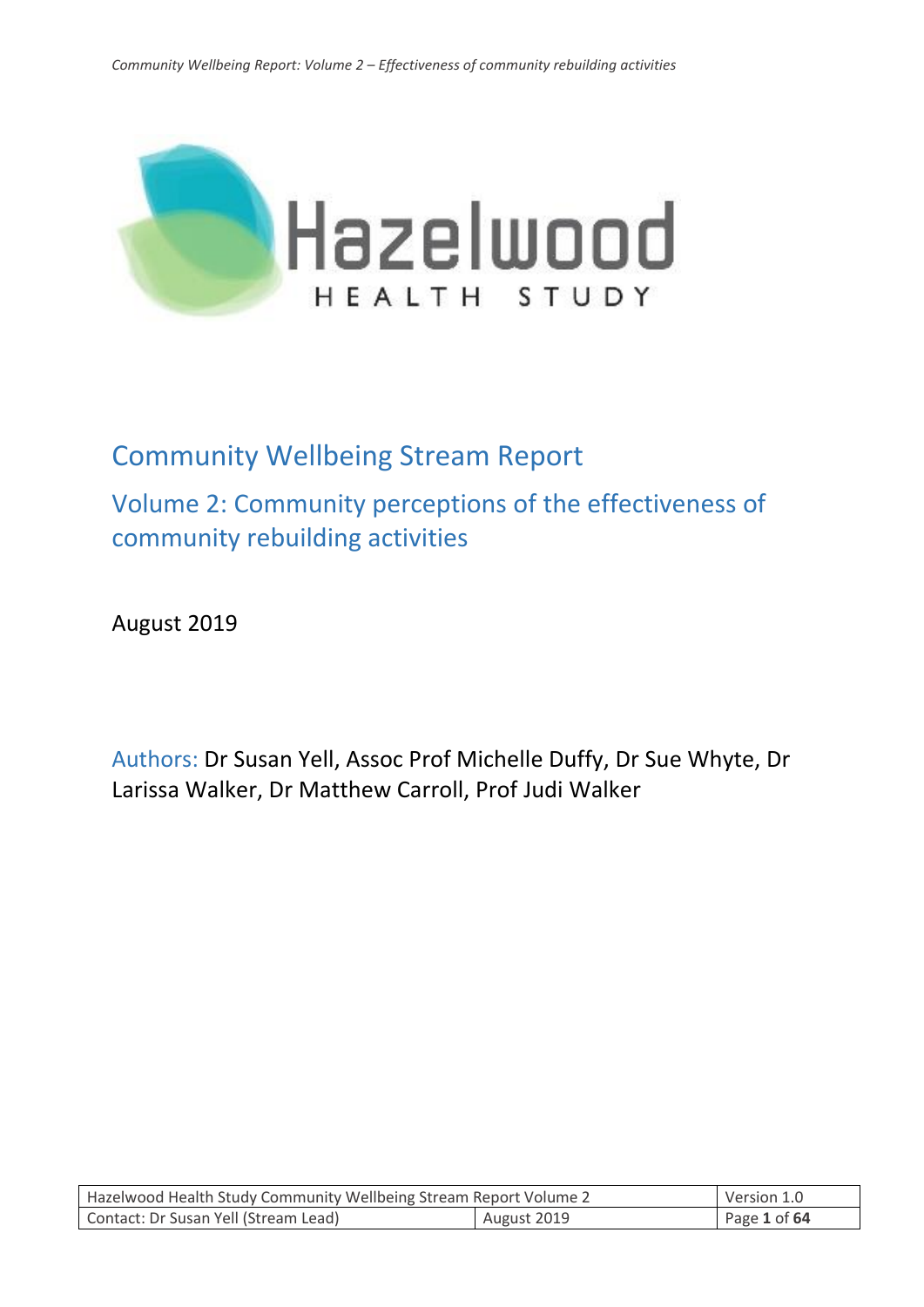Hazelwood

HEALTH STUDY

# Community Wellbeing Stream Report

## Volume 2: Community perceptions of the effectiveness of community rebuilding activities

August 2019

Authors: Dr Susan Yell, Assoc Prof Michelle Duffy, Dr Sue Whyte, Dr Larissa Walker, Dr Matthew Carroll, Prof Judi Walker

| Hazelwood Health Study Community Wellbeing Stream Report Volume 2 | | Version 1.0 |
|---|---|---|
| Contact: Dr Susan Yell (Stream Lead) | August 2019 | |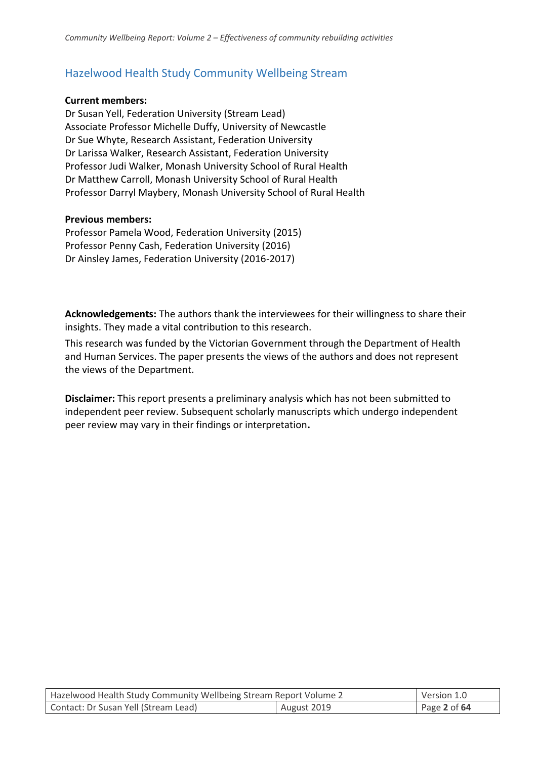## Hazelwood Health Study Community Wellbeing Stream

**Current members:**

Dr Susan Yell, Federation University (Stream Lead)
Associate Professor Michelle Duffy, University of Newcastle
Dr Sue Whyte, Research Assistant, Federation University
Dr Larissa Walker, Research Assistant, Federation University
Professor Judi Walker, Monash University School of Rural Health
Dr Matthew Carroll, Monash University School of Rural Health
Professor Darryl Maybery, Monash University School of Rural Health

**Previous members:**

Professor Pamela Wood, Federation University (2015)
Professor Penny Cash, Federation University (2016)
Dr Ainsley James, Federation University (2016-2017)

**Acknowledgements:** The authors thank the interviewees for their willingness to share their insights. They made a vital contribution to this research.

This research was funded by the Victorian Government through the Department of Health and Human Services. The paper presents the views of the authors and does not represent the views of the Department.

**Disclaimer:** This report presents a preliminary analysis which has not been submitted to independent peer review. Subsequent scholarly manuscripts which undergo independent peer review may vary in their findings or interpretation**.**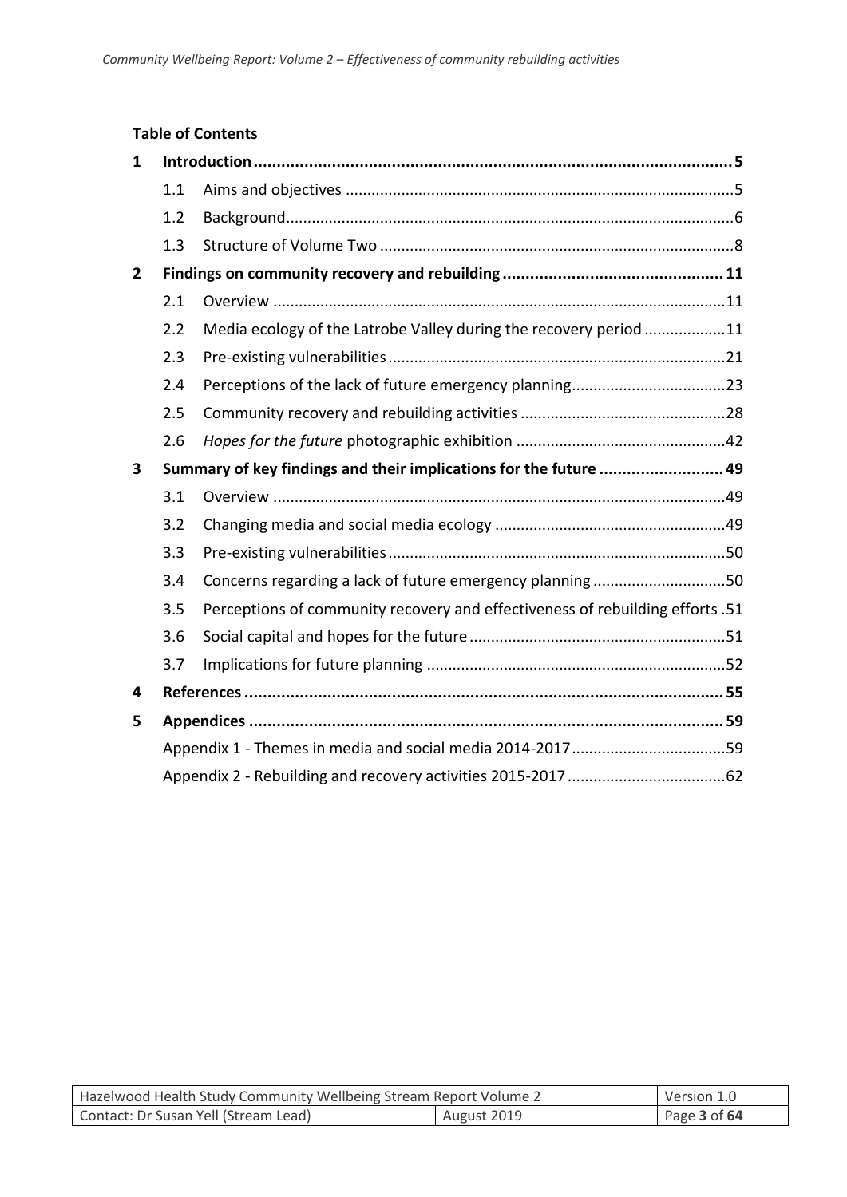**Table of Contents**

| | | | |
|---|---|---|---|
| **1** | **Introduction** | | **5** |
| | 1.1 | Aims and objectives | 5 |
| | 1.2 | Background | 6 |
| | 1.3 | Structure of Volume Two | 8 |
| **2** | **Findings on community recovery and rebuilding** | | **11** |
| | 2.1 | Overview | 11 |
| | 2.2 | Media ecology of the Latrobe Valley during the recovery period | 11 |
| | 2.3 | Pre-existing vulnerabilities | 21 |
| | 2.4 | Perceptions of the lack of future emergency planning | 23 |
| | 2.5 | Community recovery and rebuilding activities | 28 |
| | 2.6 | *Hopes for the future* photographic exhibition | 42 |
| **3** | **Summary of key findings and their implications for the future** | | **49** |
| | 3.1 | Overview | 49 |
| | 3.2 | Changing media and social media ecology | 49 |
| | 3.3 | Pre-existing vulnerabilities | 50 |
| | 3.4 | Concerns regarding a lack of future emergency planning | 50 |
| | 3.5 | Perceptions of community recovery and effectiveness of rebuilding efforts | 51 |
| | 3.6 | Social capital and hopes for the future | 51 |
| | 3.7 | Implications for future planning | 52 |
| **4** | **References** | | **55** |
| **5** | **Appendices** | | **59** |
| | Appendix 1 - Themes in media and social media 2014-2017 | | 59 |
| | Appendix 2 - Rebuilding and recovery activities 2015-2017 | | 62 |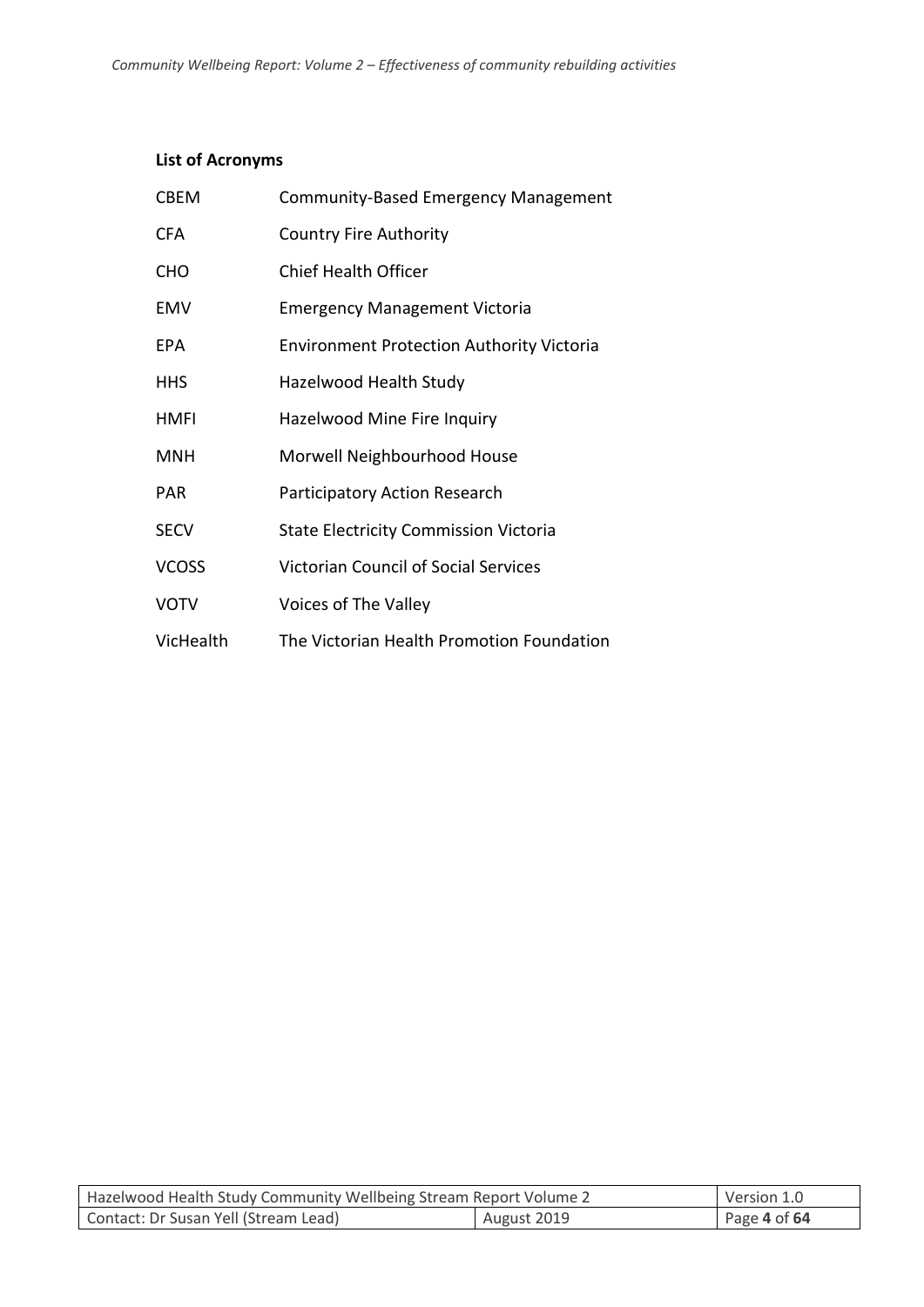**List of Acronyms**

| | |
|---|---|
| CBEM | Community-Based Emergency Management |
| CFA | Country Fire Authority |
| CHO | Chief Health Officer |
| EMV | Emergency Management Victoria |
| EPA | Environment Protection Authority Victoria |
| HHS | Hazelwood Health Study |
| HMFI | Hazelwood Mine Fire Inquiry |
| MNH | Morwell Neighbourhood House |
| PAR | Participatory Action Research |
| SECV | State Electricity Commission Victoria |
| VCOSS | Victorian Council of Social Services |
| VOTV | Voices of The Valley |
| VicHealth | The Victorian Health Promotion Foundation |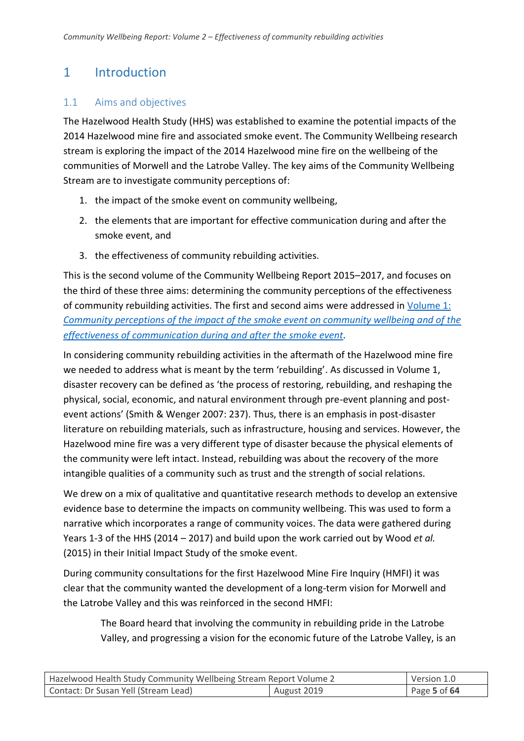# 1 Introduction

## 1.1 Aims and objectives

The Hazelwood Health Study (HHS) was established to examine the potential impacts of the 2014 Hazelwood mine fire and associated smoke event. The Community Wellbeing research stream is exploring the impact of the 2014 Hazelwood mine fire on the wellbeing of the communities of Morwell and the Latrobe Valley. The key aims of the Community Wellbeing Stream are to investigate community perceptions of:

1. the impact of the smoke event on community wellbeing,
2. the elements that are important for effective communication during and after the smoke event, and
3. the effectiveness of community rebuilding activities.

This is the second volume of the Community Wellbeing Report 2015–2017, and focuses on the third of these three aims: determining the community perceptions of the effectiveness of community rebuilding activities. The first and second aims were addressed in [Volume 1: *Community perceptions of the impact of the smoke event on community wellbeing and of the effectiveness of communication during and after the smoke event*].

In considering community rebuilding activities in the aftermath of the Hazelwood mine fire we needed to address what is meant by the term 'rebuilding'. As discussed in Volume 1, disaster recovery can be defined as 'the process of restoring, rebuilding, and reshaping the physical, social, economic, and natural environment through pre-event planning and post-event actions' (Smith & Wenger 2007: 237). Thus, there is an emphasis in post-disaster literature on rebuilding materials, such as infrastructure, housing and services. However, the Hazelwood mine fire was a very different type of disaster because the physical elements of the community were left intact. Instead, rebuilding was about the recovery of the more intangible qualities of a community such as trust and the strength of social relations.

We drew on a mix of qualitative and quantitative research methods to develop an extensive evidence base to determine the impacts on community wellbeing. This was used to form a narrative which incorporates a range of community voices. The data were gathered during Years 1-3 of the HHS (2014 – 2017) and build upon the work carried out by Wood *et al.* (2015) in their Initial Impact Study of the smoke event.

During community consultations for the first Hazelwood Mine Fire Inquiry (HMFI) it was clear that the community wanted the development of a long-term vision for Morwell and the Latrobe Valley and this was reinforced in the second HMFI:

> The Board heard that involving the community in rebuilding pride in the Latrobe Valley, and progressing a vision for the economic future of the Latrobe Valley, is an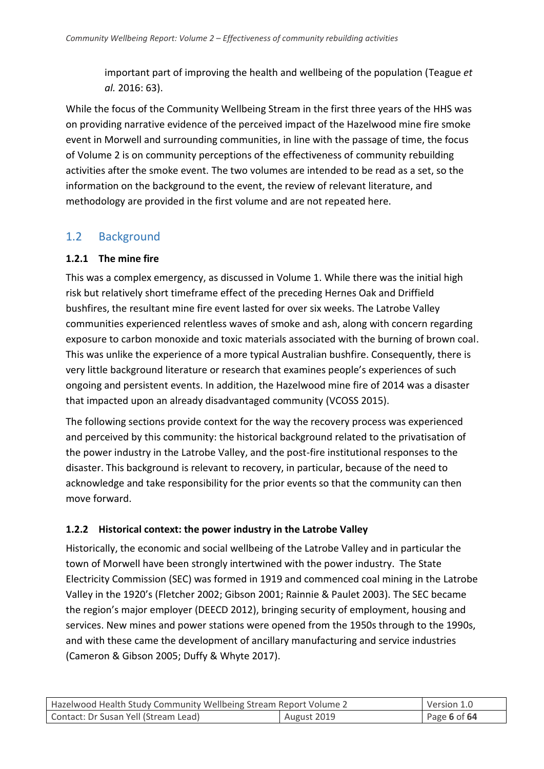important part of improving the health and wellbeing of the population (Teague *et al.* 2016: 63).

While the focus of the Community Wellbeing Stream in the first three years of the HHS was on providing narrative evidence of the perceived impact of the Hazelwood mine fire smoke event in Morwell and surrounding communities, in line with the passage of time, the focus of Volume 2 is on community perceptions of the effectiveness of community rebuilding activities after the smoke event. The two volumes are intended to be read as a set, so the information on the background to the event, the review of relevant literature, and methodology are provided in the first volume and are not repeated here.

## 1.2 Background

### 1.2.1 The mine fire

This was a complex emergency, as discussed in Volume 1. While there was the initial high risk but relatively short timeframe effect of the preceding Hernes Oak and Driffield bushfires, the resultant mine fire event lasted for over six weeks. The Latrobe Valley communities experienced relentless waves of smoke and ash, along with concern regarding exposure to carbon monoxide and toxic materials associated with the burning of brown coal. This was unlike the experience of a more typical Australian bushfire. Consequently, there is very little background literature or research that examines people's experiences of such ongoing and persistent events. In addition, the Hazelwood mine fire of 2014 was a disaster that impacted upon an already disadvantaged community (VCOSS 2015).

The following sections provide context for the way the recovery process was experienced and perceived by this community: the historical background related to the privatisation of the power industry in the Latrobe Valley, and the post-fire institutional responses to the disaster. This background is relevant to recovery, in particular, because of the need to acknowledge and take responsibility for the prior events so that the community can then move forward.

### 1.2.2 Historical context: the power industry in the Latrobe Valley

Historically, the economic and social wellbeing of the Latrobe Valley and in particular the town of Morwell have been strongly intertwined with the power industry. The State Electricity Commission (SEC) was formed in 1919 and commenced coal mining in the Latrobe Valley in the 1920's (Fletcher 2002; Gibson 2001; Rainnie & Paulet 2003). The SEC became the region's major employer (DEECD 2012), bringing security of employment, housing and services. New mines and power stations were opened from the 1950s through to the 1990s, and with these came the development of ancillary manufacturing and service industries (Cameron & Gibson 2005; Duffy & Whyte 2017).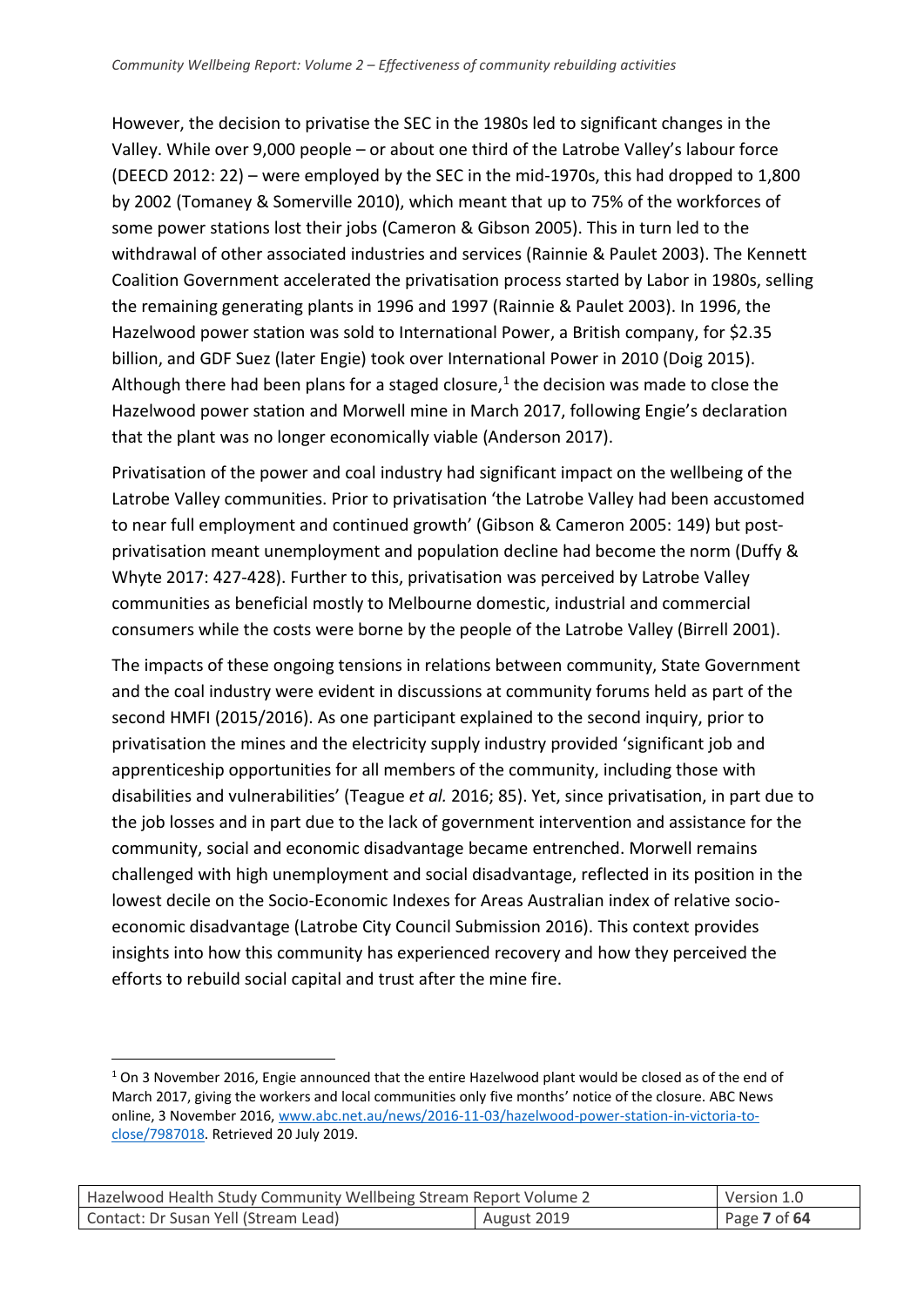However, the decision to privatise the SEC in the 1980s led to significant changes in the Valley. While over 9,000 people – or about one third of the Latrobe Valley's labour force (DEECD 2012: 22) – were employed by the SEC in the mid-1970s, this had dropped to 1,800 by 2002 (Tomaney & Somerville 2010), which meant that up to 75% of the workforces of some power stations lost their jobs (Cameron & Gibson 2005). This in turn led to the withdrawal of other associated industries and services (Rainnie & Paulet 2003). The Kennett Coalition Government accelerated the privatisation process started by Labor in 1980s, selling the remaining generating plants in 1996 and 1997 (Rainnie & Paulet 2003). In 1996, the Hazelwood power station was sold to International Power, a British company, for $2.35 billion, and GDF Suez (later Engie) took over International Power in 2010 (Doig 2015). Although there had been plans for a staged closure,[1] the decision was made to close the Hazelwood power station and Morwell mine in March 2017, following Engie's declaration that the plant was no longer economically viable (Anderson 2017).

Privatisation of the power and coal industry had significant impact on the wellbeing of the Latrobe Valley communities. Prior to privatisation 'the Latrobe Valley had been accustomed to near full employment and continued growth' (Gibson & Cameron 2005: 149) but post-privatisation meant unemployment and population decline had become the norm (Duffy & Whyte 2017: 427-428). Further to this, privatisation was perceived by Latrobe Valley communities as beneficial mostly to Melbourne domestic, industrial and commercial consumers while the costs were borne by the people of the Latrobe Valley (Birrell 2001).

The impacts of these ongoing tensions in relations between community, State Government and the coal industry were evident in discussions at community forums held as part of the second HMFI (2015/2016). As one participant explained to the second inquiry, prior to privatisation the mines and the electricity supply industry provided 'significant job and apprenticeship opportunities for all members of the community, including those with disabilities and vulnerabilities' (Teague *et al.* 2016; 85). Yet, since privatisation, in part due to the job losses and in part due to the lack of government intervention and assistance for the community, social and economic disadvantage became entrenched. Morwell remains challenged with high unemployment and social disadvantage, reflected in its position in the lowest decile on the Socio-Economic Indexes for Areas Australian index of relative socio-economic disadvantage (Latrobe City Council Submission 2016). This context provides insights into how this community has experienced recovery and how they perceived the efforts to rebuild social capital and trust after the mine fire.

---

[1] On 3 November 2016, Engie announced that the entire Hazelwood plant would be closed as of the end of March 2017, giving the workers and local communities only five months' notice of the closure. ABC News online, 3 November 2016, [www.abc.net.au/news/2016-11-03/hazelwood-power-station-in-victoria-to-close/7987018](www.abc.net.au/news/2016-11-03/hazelwood-power-station-in-victoria-to-close/7987018). Retrieved 20 July 2019.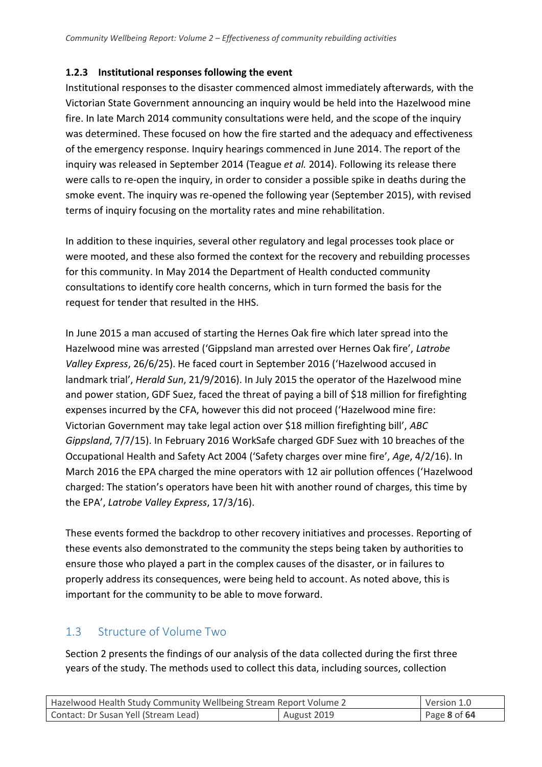### 1.2.3 Institutional responses following the event

Institutional responses to the disaster commenced almost immediately afterwards, with the Victorian State Government announcing an inquiry would be held into the Hazelwood mine fire. In late March 2014 community consultations were held, and the scope of the inquiry was determined. These focused on how the fire started and the adequacy and effectiveness of the emergency response. Inquiry hearings commenced in June 2014. The report of the inquiry was released in September 2014 (Teague *et al.* 2014). Following its release there were calls to re-open the inquiry, in order to consider a possible spike in deaths during the smoke event. The inquiry was re-opened the following year (September 2015), with revised terms of inquiry focusing on the mortality rates and mine rehabilitation.

In addition to these inquiries, several other regulatory and legal processes took place or were mooted, and these also formed the context for the recovery and rebuilding processes for this community. In May 2014 the Department of Health conducted community consultations to identify core health concerns, which in turn formed the basis for the request for tender that resulted in the HHS.

In June 2015 a man accused of starting the Hernes Oak fire which later spread into the Hazelwood mine was arrested ('Gippsland man arrested over Hernes Oak fire', *Latrobe Valley Express*, 26/6/25). He faced court in September 2016 ('Hazelwood accused in landmark trial', *Herald Sun*, 21/9/2016). In July 2015 the operator of the Hazelwood mine and power station, GDF Suez, faced the threat of paying a bill of $18 million for firefighting expenses incurred by the CFA, however this did not proceed ('Hazelwood mine fire: Victorian Government may take legal action over $18 million firefighting bill', *ABC Gippsland*, 7/7/15). In February 2016 WorkSafe charged GDF Suez with 10 breaches of the Occupational Health and Safety Act 2004 ('Safety charges over mine fire', *Age*, 4/2/16). In March 2016 the EPA charged the mine operators with 12 air pollution offences ('Hazelwood charged: The station's operators have been hit with another round of charges, this time by the EPA', *Latrobe Valley Express*, 17/3/16).

These events formed the backdrop to other recovery initiatives and processes. Reporting of these events also demonstrated to the community the steps being taken by authorities to ensure those who played a part in the complex causes of the disaster, or in failures to properly address its consequences, were being held to account. As noted above, this is important for the community to be able to move forward.

## 1.3 Structure of Volume Two

Section 2 presents the findings of our analysis of the data collected during the first three years of the study. The methods used to collect this data, including sources, collection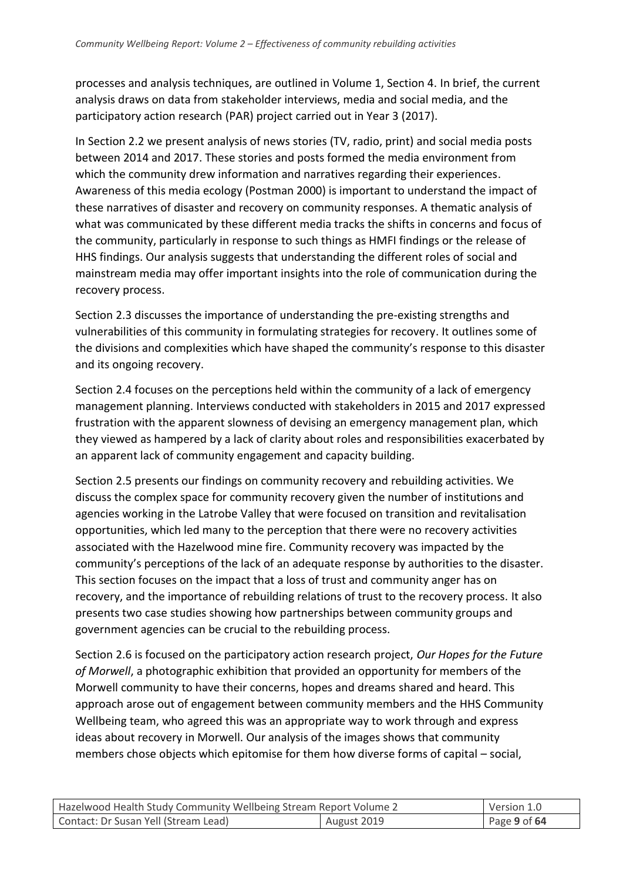processes and analysis techniques, are outlined in Volume 1, Section 4. In brief, the current analysis draws on data from stakeholder interviews, media and social media, and the participatory action research (PAR) project carried out in Year 3 (2017).

In Section 2.2 we present analysis of news stories (TV, radio, print) and social media posts between 2014 and 2017. These stories and posts formed the media environment from which the community drew information and narratives regarding their experiences. Awareness of this media ecology (Postman 2000) is important to understand the impact of these narratives of disaster and recovery on community responses. A thematic analysis of what was communicated by these different media tracks the shifts in concerns and focus of the community, particularly in response to such things as HMFI findings or the release of HHS findings. Our analysis suggests that understanding the different roles of social and mainstream media may offer important insights into the role of communication during the recovery process.

Section 2.3 discusses the importance of understanding the pre-existing strengths and vulnerabilities of this community in formulating strategies for recovery. It outlines some of the divisions and complexities which have shaped the community's response to this disaster and its ongoing recovery.

Section 2.4 focuses on the perceptions held within the community of a lack of emergency management planning. Interviews conducted with stakeholders in 2015 and 2017 expressed frustration with the apparent slowness of devising an emergency management plan, which they viewed as hampered by a lack of clarity about roles and responsibilities exacerbated by an apparent lack of community engagement and capacity building.

Section 2.5 presents our findings on community recovery and rebuilding activities. We discuss the complex space for community recovery given the number of institutions and agencies working in the Latrobe Valley that were focused on transition and revitalisation opportunities, which led many to the perception that there were no recovery activities associated with the Hazelwood mine fire. Community recovery was impacted by the community's perceptions of the lack of an adequate response by authorities to the disaster. This section focuses on the impact that a loss of trust and community anger has on recovery, and the importance of rebuilding relations of trust to the recovery process. It also presents two case studies showing how partnerships between community groups and government agencies can be crucial to the rebuilding process.

Section 2.6 is focused on the participatory action research project, *Our Hopes for the Future of Morwell*, a photographic exhibition that provided an opportunity for members of the Morwell community to have their concerns, hopes and dreams shared and heard. This approach arose out of engagement between community members and the HHS Community Wellbeing team, who agreed this was an appropriate way to work through and express ideas about recovery in Morwell. Our analysis of the images shows that community members chose objects which epitomise for them how diverse forms of capital – social,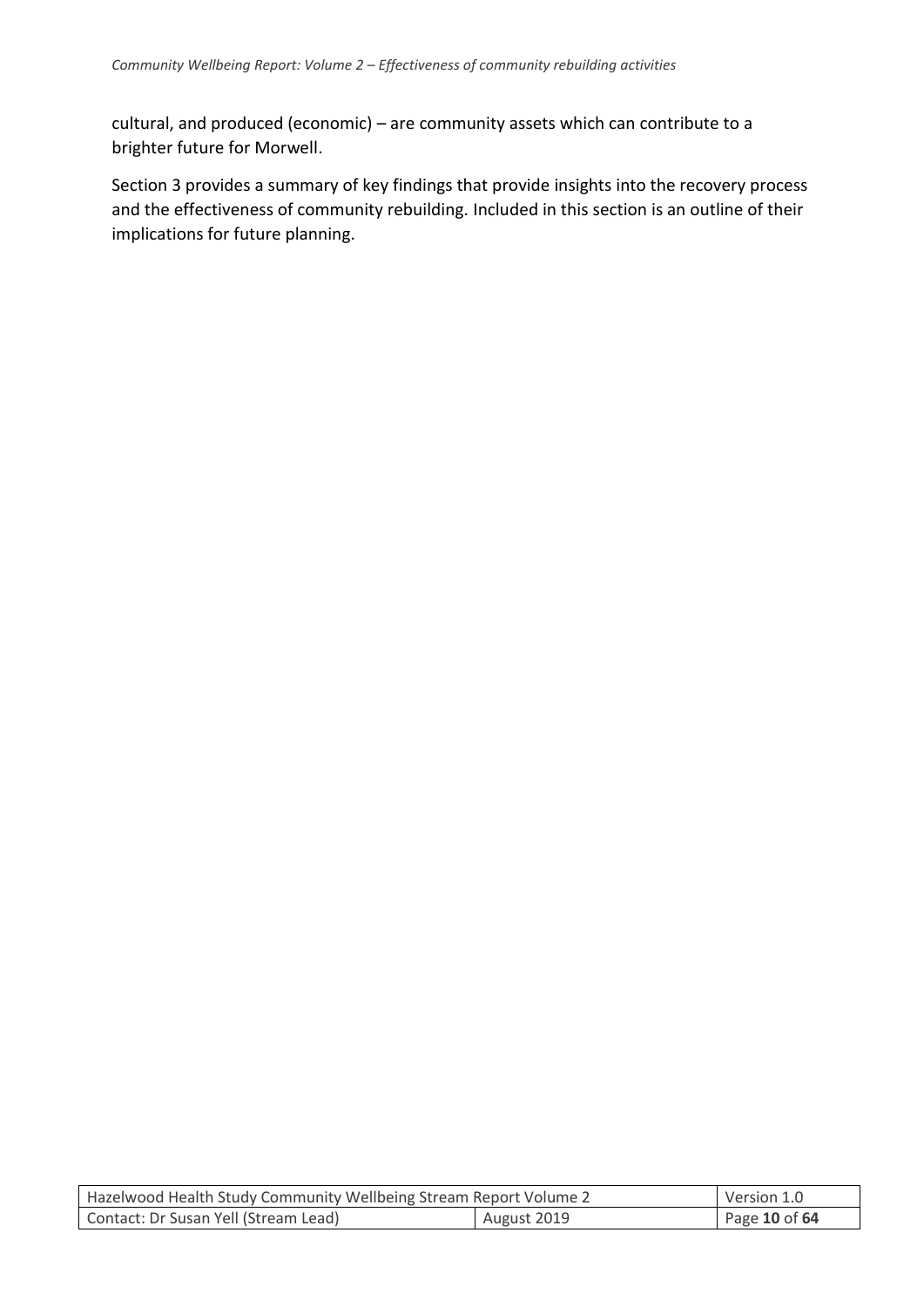cultural, and produced (economic) – are community assets which can contribute to a brighter future for Morwell.

Section 3 provides a summary of key findings that provide insights into the recovery process and the effectiveness of community rebuilding. Included in this section is an outline of their implications for future planning.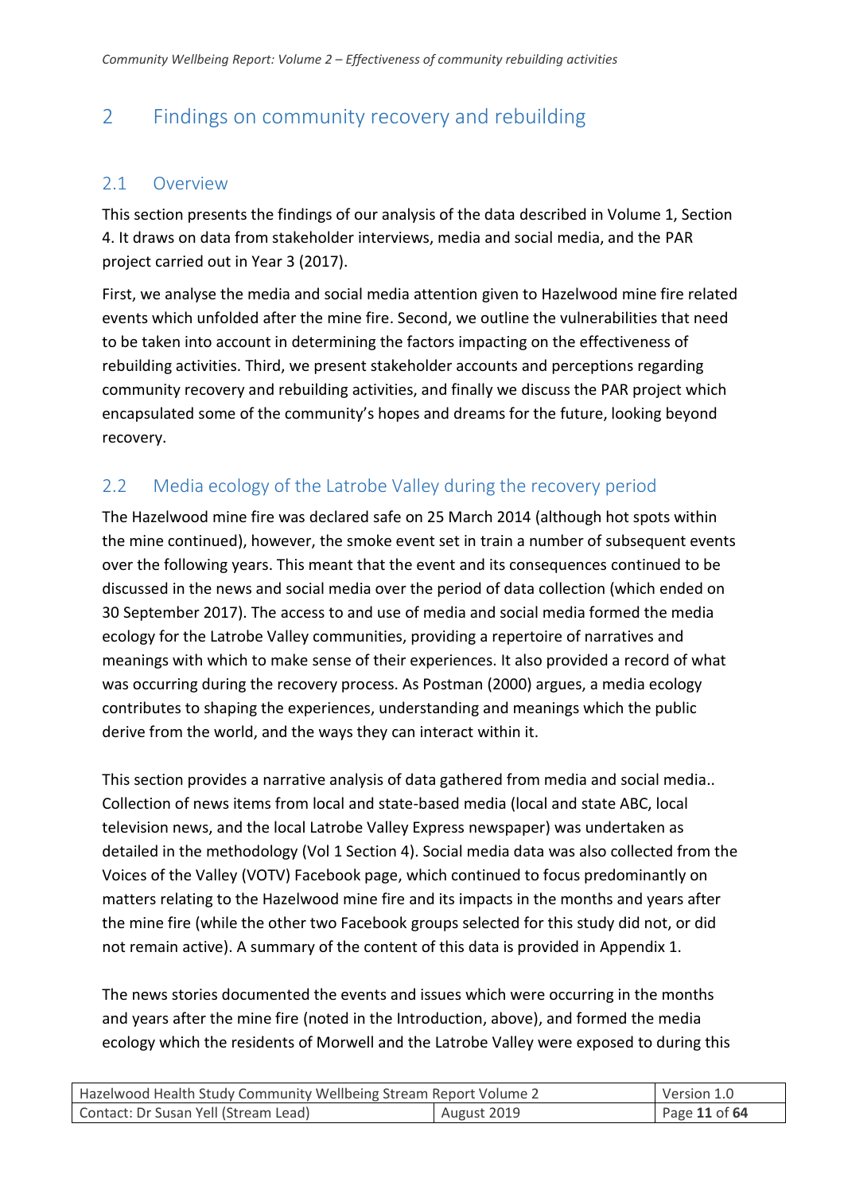# 2 Findings on community recovery and rebuilding

## 2.1 Overview

This section presents the findings of our analysis of the data described in Volume 1, Section 4. It draws on data from stakeholder interviews, media and social media, and the PAR project carried out in Year 3 (2017).

First, we analyse the media and social media attention given to Hazelwood mine fire related events which unfolded after the mine fire. Second, we outline the vulnerabilities that need to be taken into account in determining the factors impacting on the effectiveness of rebuilding activities. Third, we present stakeholder accounts and perceptions regarding community recovery and rebuilding activities, and finally we discuss the PAR project which encapsulated some of the community's hopes and dreams for the future, looking beyond recovery.

## 2.2 Media ecology of the Latrobe Valley during the recovery period

The Hazelwood mine fire was declared safe on 25 March 2014 (although hot spots within the mine continued), however, the smoke event set in train a number of subsequent events over the following years. This meant that the event and its consequences continued to be discussed in the news and social media over the period of data collection (which ended on 30 September 2017). The access to and use of media and social media formed the media ecology for the Latrobe Valley communities, providing a repertoire of narratives and meanings with which to make sense of their experiences. It also provided a record of what was occurring during the recovery process. As Postman (2000) argues, a media ecology contributes to shaping the experiences, understanding and meanings which the public derive from the world, and the ways they can interact within it.

This section provides a narrative analysis of data gathered from media and social media.. Collection of news items from local and state-based media (local and state ABC, local television news, and the local Latrobe Valley Express newspaper) was undertaken as detailed in the methodology (Vol 1 Section 4). Social media data was also collected from the Voices of the Valley (VOTV) Facebook page, which continued to focus predominantly on matters relating to the Hazelwood mine fire and its impacts in the months and years after the mine fire (while the other two Facebook groups selected for this study did not, or did not remain active). A summary of the content of this data is provided in Appendix 1.

The news stories documented the events and issues which were occurring in the months and years after the mine fire (noted in the Introduction, above), and formed the media ecology which the residents of Morwell and the Latrobe Valley were exposed to during this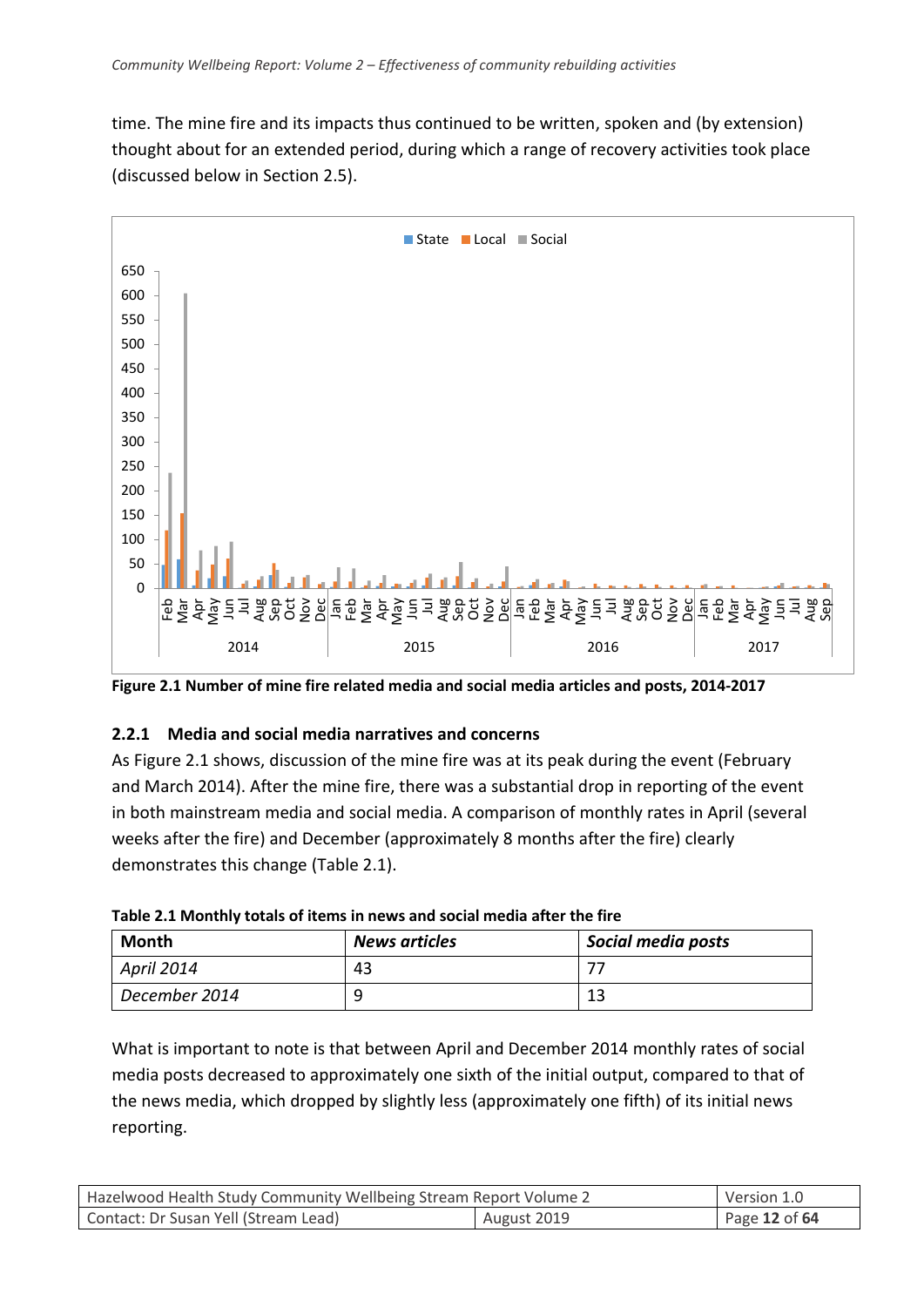time. The mine fire and its impacts thus continued to be written, spoken and (by extension) thought about for an extended period, during which a range of recovery activities took place (discussed below in Section 2.5).

**Figure 2.1 Number of mine fire related media and social media articles and posts, 2014-2017**

### 2.2.1 Media and social media narratives and concerns

As Figure 2.1 shows, discussion of the mine fire was at its peak during the event (February and March 2014). After the mine fire, there was a substantial drop in reporting of the event in both mainstream media and social media. A comparison of monthly rates in April (several weeks after the fire) and December (approximately 8 months after the fire) clearly demonstrates this change (Table 2.1).

**Table 2.1 Monthly totals of items in news and social media after the fire**

| Month | *News articles* | *Social media posts* |
|---|---|---|
| *April 2014* | 43 | 77 |
| *December 2014* | 9 | 13 |

What is important to note is that between April and December 2014 monthly rates of social media posts decreased to approximately one sixth of the initial output, compared to that of the news media, which dropped by slightly less (approximately one fifth) of its initial news reporting.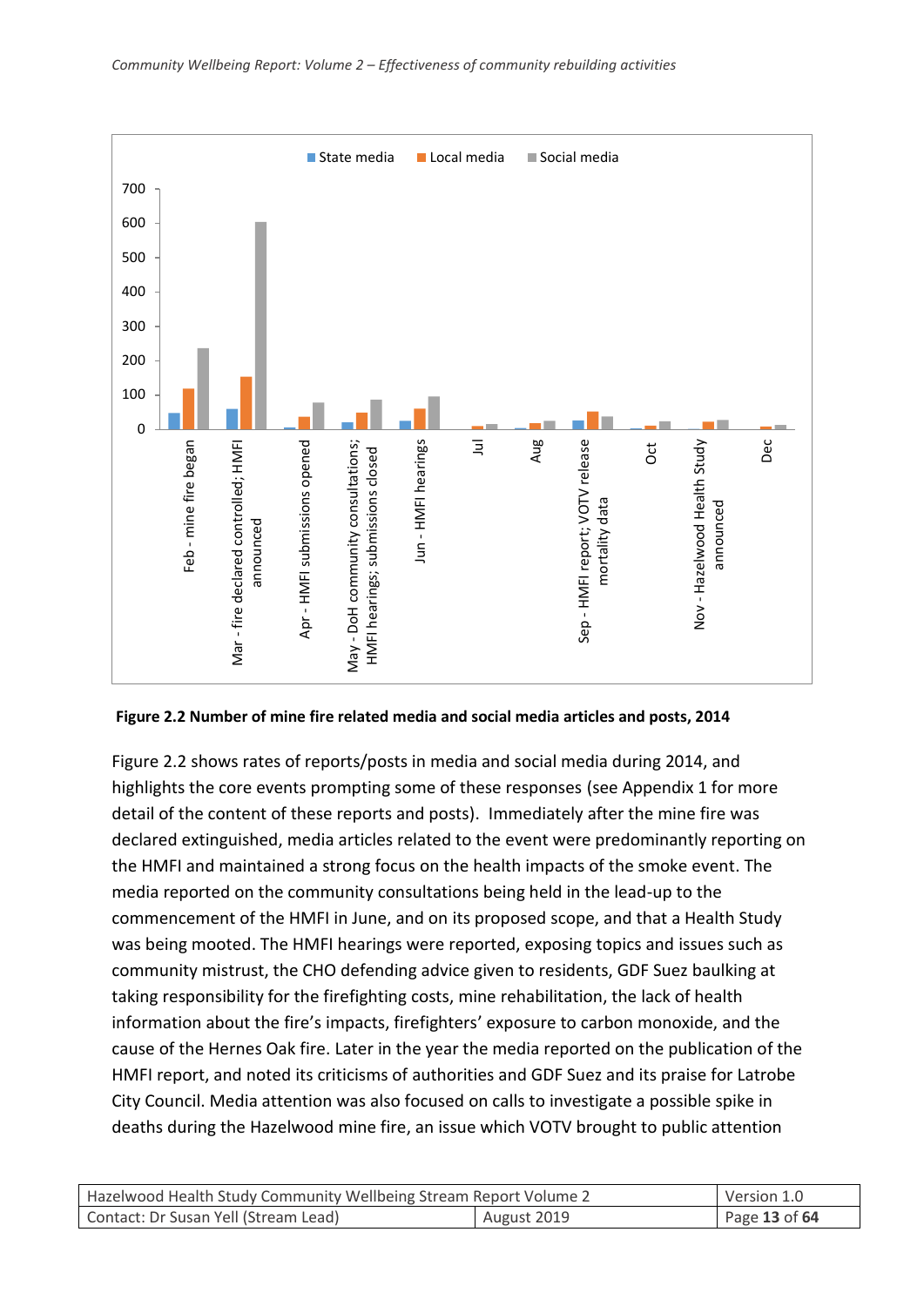**Figure 2.2 Number of mine fire related media and social media articles and posts, 2014**

Figure 2.2 shows rates of reports/posts in media and social media during 2014, and highlights the core events prompting some of these responses (see Appendix 1 for more detail of the content of these reports and posts). Immediately after the mine fire was declared extinguished, media articles related to the event were predominantly reporting on the HMFI and maintained a strong focus on the health impacts of the smoke event. The media reported on the community consultations being held in the lead-up to the commencement of the HMFI in June, and on its proposed scope, and that a Health Study was being mooted. The HMFI hearings were reported, exposing topics and issues such as community mistrust, the CHO defending advice given to residents, GDF Suez baulking at taking responsibility for the firefighting costs, mine rehabilitation, the lack of health information about the fire's impacts, firefighters' exposure to carbon monoxide, and the cause of the Hernes Oak fire. Later in the year the media reported on the publication of the HMFI report, and noted its criticisms of authorities and GDF Suez and its praise for Latrobe City Council. Media attention was also focused on calls to investigate a possible spike in deaths during the Hazelwood mine fire, an issue which VOTV brought to public attention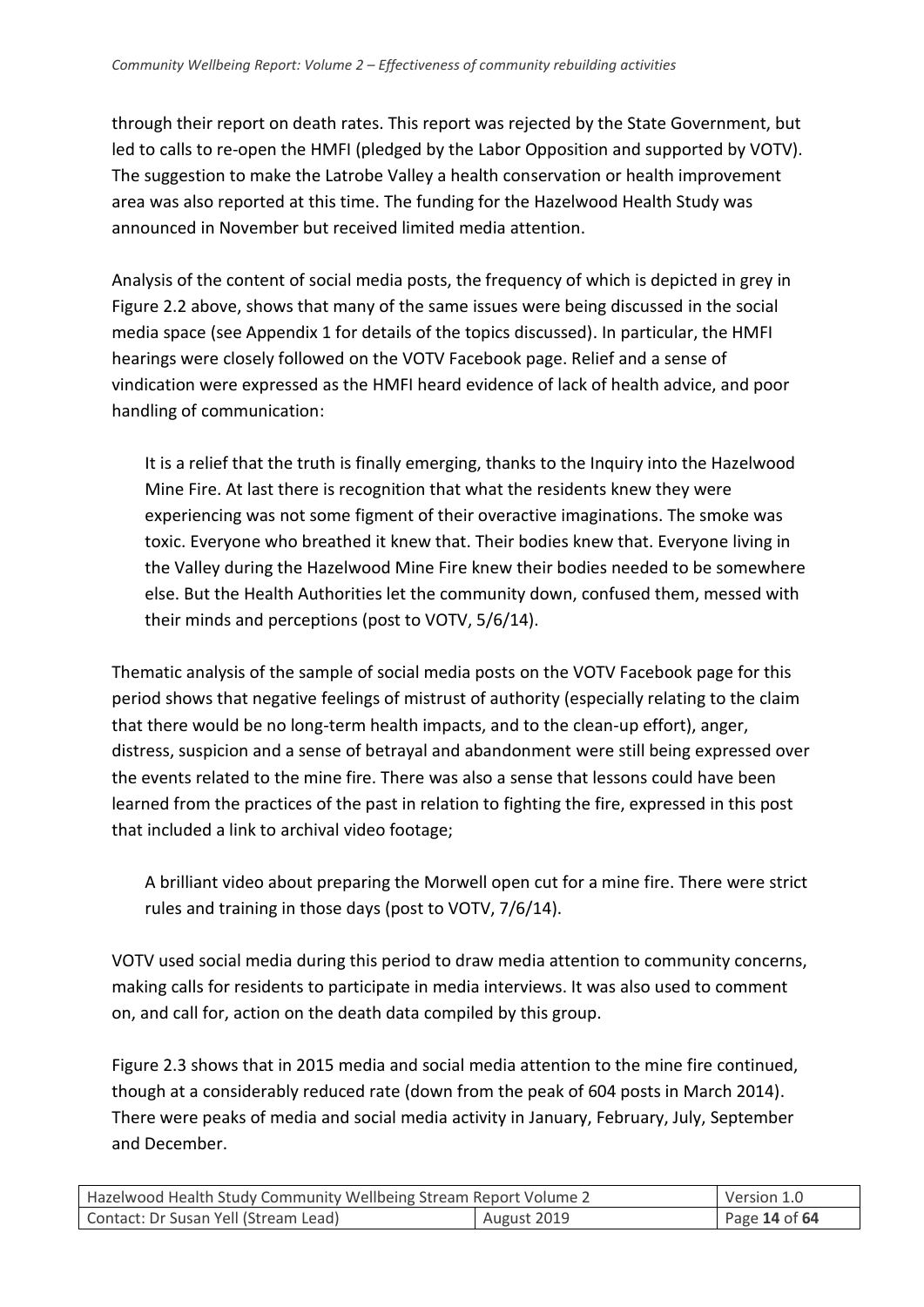through their report on death rates. This report was rejected by the State Government, but led to calls to re-open the HMFI (pledged by the Labor Opposition and supported by VOTV). The suggestion to make the Latrobe Valley a health conservation or health improvement area was also reported at this time. The funding for the Hazelwood Health Study was announced in November but received limited media attention.

Analysis of the content of social media posts, the frequency of which is depicted in grey in Figure 2.2 above, shows that many of the same issues were being discussed in the social media space (see Appendix 1 for details of the topics discussed). In particular, the HMFI hearings were closely followed on the VOTV Facebook page. Relief and a sense of vindication were expressed as the HMFI heard evidence of lack of health advice, and poor handling of communication:

> It is a relief that the truth is finally emerging, thanks to the Inquiry into the Hazelwood Mine Fire. At last there is recognition that what the residents knew they were experiencing was not some figment of their overactive imaginations. The smoke was toxic. Everyone who breathed it knew that. Their bodies knew that. Everyone living in the Valley during the Hazelwood Mine Fire knew their bodies needed to be somewhere else. But the Health Authorities let the community down, confused them, messed with their minds and perceptions (post to VOTV, 5/6/14).

Thematic analysis of the sample of social media posts on the VOTV Facebook page for this period shows that negative feelings of mistrust of authority (especially relating to the claim that there would be no long-term health impacts, and to the clean-up effort), anger, distress, suspicion and a sense of betrayal and abandonment were still being expressed over the events related to the mine fire. There was also a sense that lessons could have been learned from the practices of the past in relation to fighting the fire, expressed in this post that included a link to archival video footage;

> A brilliant video about preparing the Morwell open cut for a mine fire. There were strict rules and training in those days (post to VOTV, 7/6/14).

VOTV used social media during this period to draw media attention to community concerns, making calls for residents to participate in media interviews. It was also used to comment on, and call for, action on the death data compiled by this group.

Figure 2.3 shows that in 2015 media and social media attention to the mine fire continued, though at a considerably reduced rate (down from the peak of 604 posts in March 2014). There were peaks of media and social media activity in January, February, July, September and December.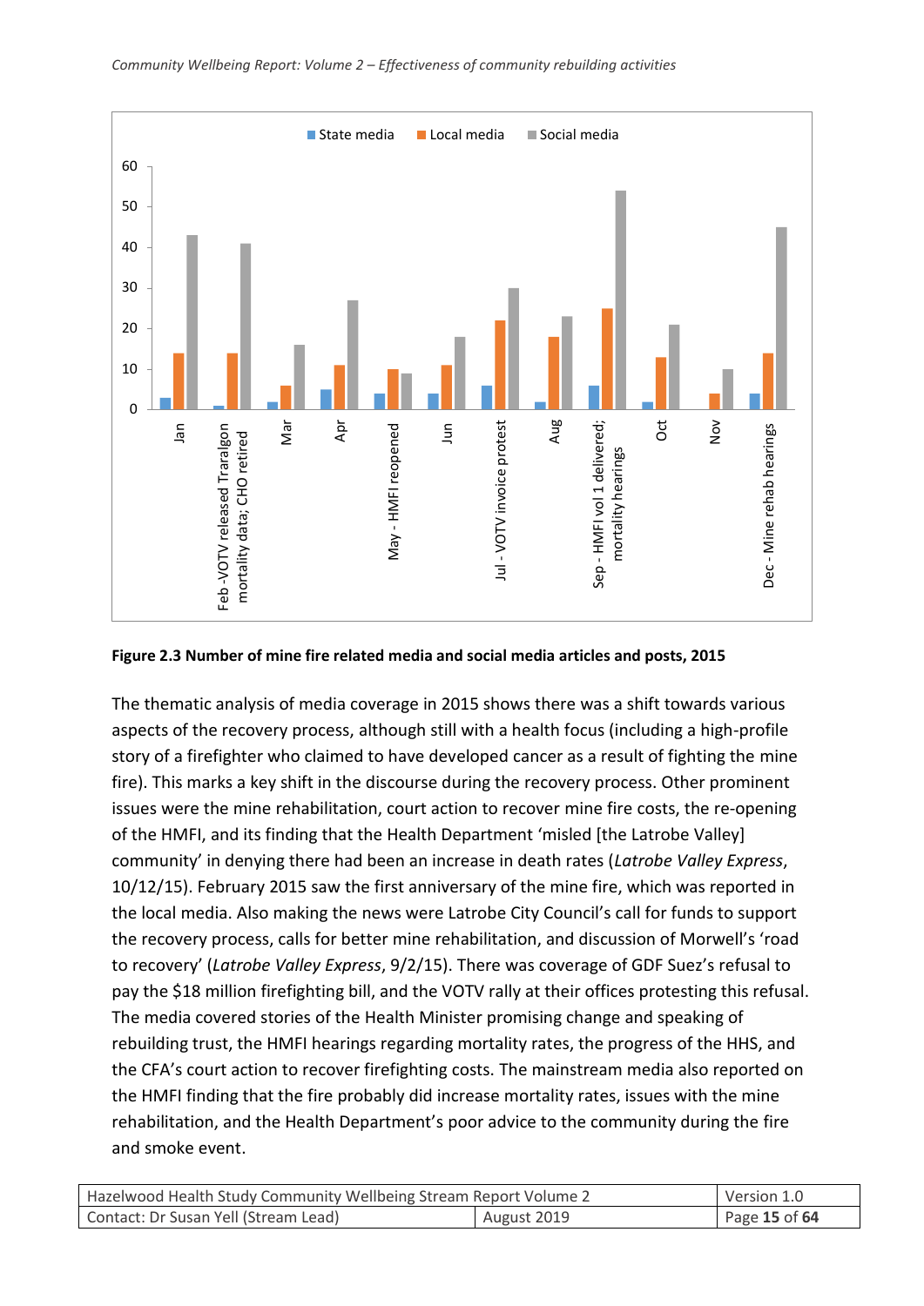**Figure 2.3 Number of mine fire related media and social media articles and posts, 2015**

The thematic analysis of media coverage in 2015 shows there was a shift towards various aspects of the recovery process, although still with a health focus (including a high-profile story of a firefighter who claimed to have developed cancer as a result of fighting the mine fire). This marks a key shift in the discourse during the recovery process. Other prominent issues were the mine rehabilitation, court action to recover mine fire costs, the re-opening of the HMFI, and its finding that the Health Department 'misled [the Latrobe Valley] community' in denying there had been an increase in death rates (*Latrobe Valley Express*, 10/12/15). February 2015 saw the first anniversary of the mine fire, which was reported in the local media. Also making the news were Latrobe City Council's call for funds to support the recovery process, calls for better mine rehabilitation, and discussion of Morwell's 'road to recovery' (*Latrobe Valley Express*, 9/2/15). There was coverage of GDF Suez's refusal to pay the $18 million firefighting bill, and the VOTV rally at their offices protesting this refusal. The media covered stories of the Health Minister promising change and speaking of rebuilding trust, the HMFI hearings regarding mortality rates, the progress of the HHS, and the CFA's court action to recover firefighting costs. The mainstream media also reported on the HMFI finding that the fire probably did increase mortality rates, issues with the mine rehabilitation, and the Health Department's poor advice to the community during the fire and smoke event.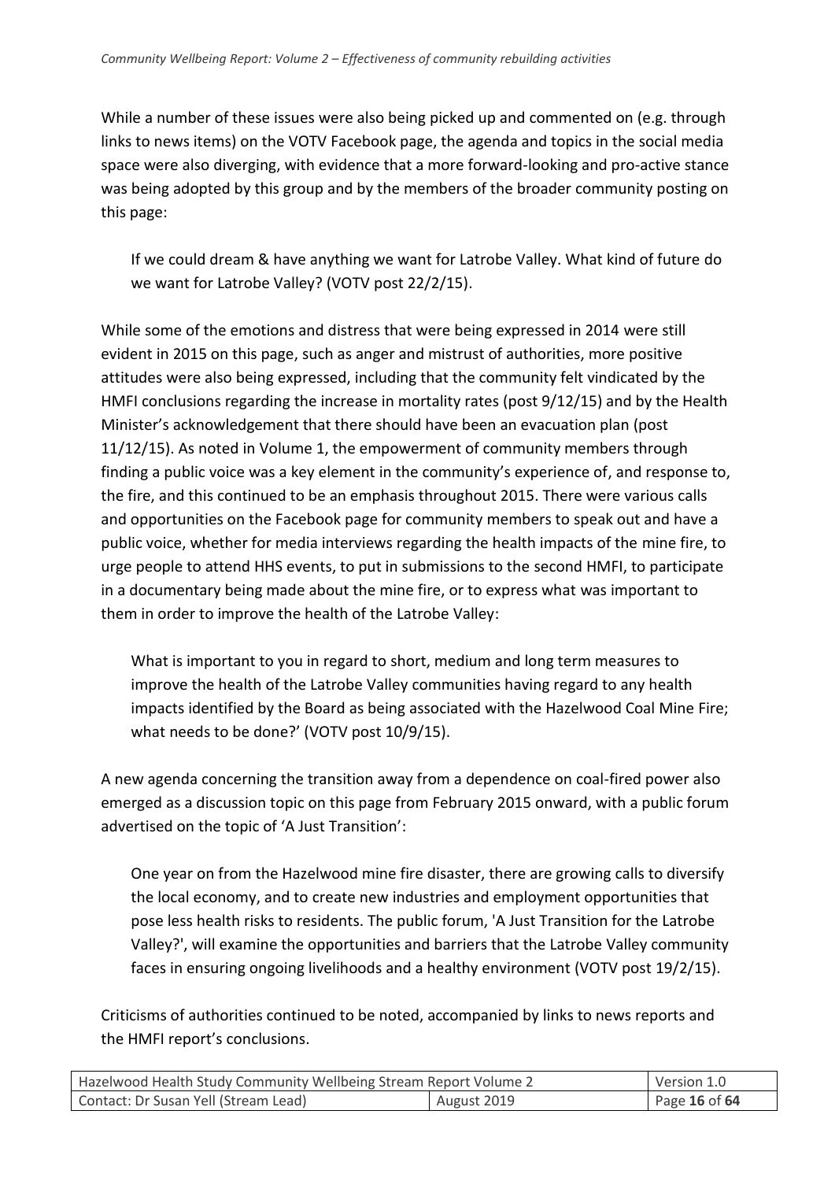While a number of these issues were also being picked up and commented on (e.g. through links to news items) on the VOTV Facebook page, the agenda and topics in the social media space were also diverging, with evidence that a more forward-looking and pro-active stance was being adopted by this group and by the members of the broader community posting on this page:

> If we could dream & have anything we want for Latrobe Valley. What kind of future do we want for Latrobe Valley? (VOTV post 22/2/15).

While some of the emotions and distress that were being expressed in 2014 were still evident in 2015 on this page, such as anger and mistrust of authorities, more positive attitudes were also being expressed, including that the community felt vindicated by the HMFI conclusions regarding the increase in mortality rates (post 9/12/15) and by the Health Minister's acknowledgement that there should have been an evacuation plan (post 11/12/15). As noted in Volume 1, the empowerment of community members through finding a public voice was a key element in the community's experience of, and response to, the fire, and this continued to be an emphasis throughout 2015. There were various calls and opportunities on the Facebook page for community members to speak out and have a public voice, whether for media interviews regarding the health impacts of the mine fire, to urge people to attend HHS events, to put in submissions to the second HMFI, to participate in a documentary being made about the mine fire, or to express what was important to them in order to improve the health of the Latrobe Valley:

> What is important to you in regard to short, medium and long term measures to improve the health of the Latrobe Valley communities having regard to any health impacts identified by the Board as being associated with the Hazelwood Coal Mine Fire; what needs to be done?' (VOTV post 10/9/15).

A new agenda concerning the transition away from a dependence on coal-fired power also emerged as a discussion topic on this page from February 2015 onward, with a public forum advertised on the topic of 'A Just Transition':

> One year on from the Hazelwood mine fire disaster, there are growing calls to diversify the local economy, and to create new industries and employment opportunities that pose less health risks to residents. The public forum, 'A Just Transition for the Latrobe Valley?', will examine the opportunities and barriers that the Latrobe Valley community faces in ensuring ongoing livelihoods and a healthy environment (VOTV post 19/2/15).

Criticisms of authorities continued to be noted, accompanied by links to news reports and the HMFI report's conclusions.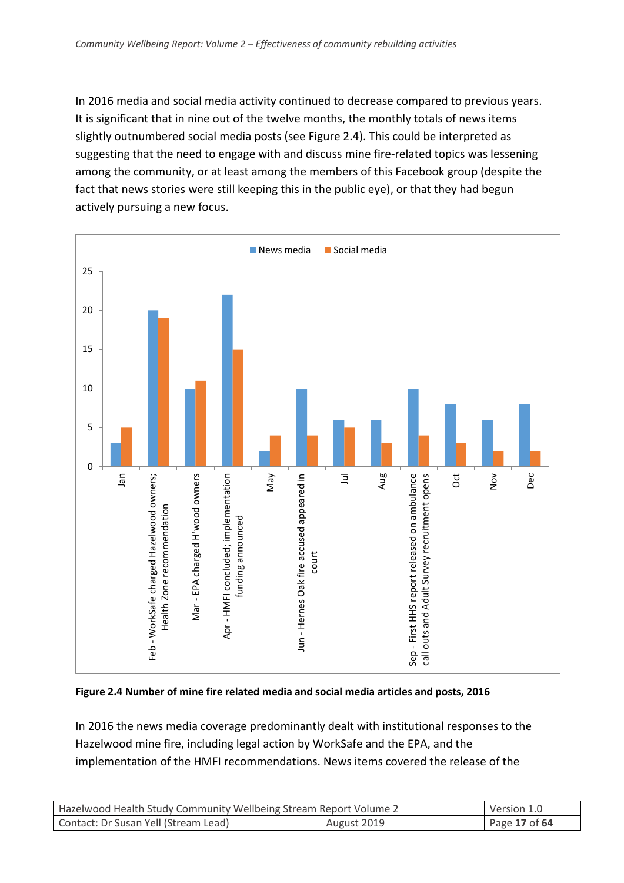In 2016 media and social media activity continued to decrease compared to previous years. It is significant that in nine out of the twelve months, the monthly totals of news items slightly outnumbered social media posts (see Figure 2.4). This could be interpreted as suggesting that the need to engage with and discuss mine fire-related topics was lessening among the community, or at least among the members of this Facebook group (despite the fact that news stories were still keeping this in the public eye), or that they had begun actively pursuing a new focus.

**Figure 2.4 Number of mine fire related media and social media articles and posts, 2016**

In 2016 the news media coverage predominantly dealt with institutional responses to the Hazelwood mine fire, including legal action by WorkSafe and the EPA, and the implementation of the HMFI recommendations. News items covered the release of the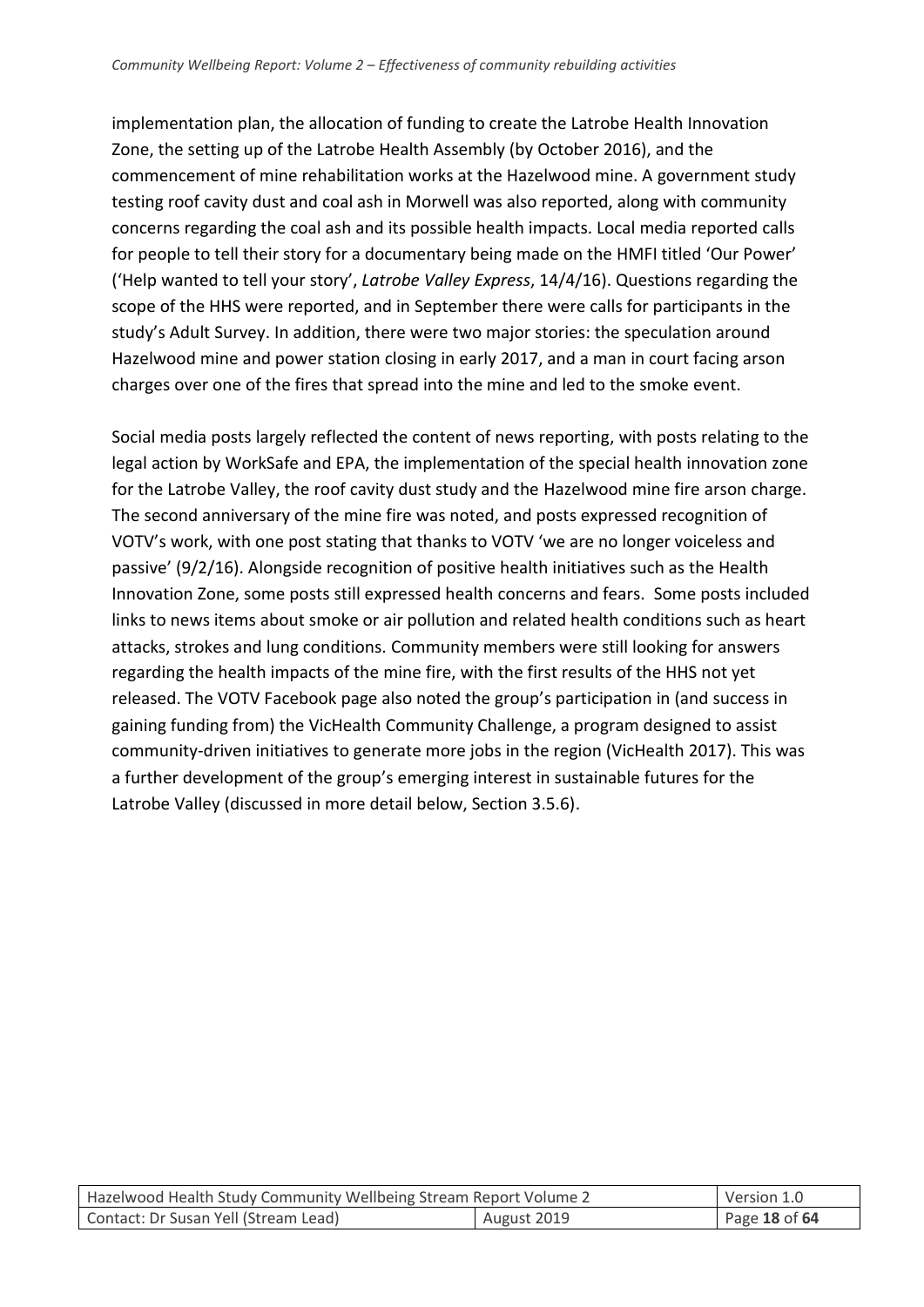implementation plan, the allocation of funding to create the Latrobe Health Innovation Zone, the setting up of the Latrobe Health Assembly (by October 2016), and the commencement of mine rehabilitation works at the Hazelwood mine. A government study testing roof cavity dust and coal ash in Morwell was also reported, along with community concerns regarding the coal ash and its possible health impacts. Local media reported calls for people to tell their story for a documentary being made on the HMFI titled 'Our Power' ('Help wanted to tell your story', *Latrobe Valley Express*, 14/4/16). Questions regarding the scope of the HHS were reported, and in September there were calls for participants in the study's Adult Survey. In addition, there were two major stories: the speculation around Hazelwood mine and power station closing in early 2017, and a man in court facing arson charges over one of the fires that spread into the mine and led to the smoke event.

Social media posts largely reflected the content of news reporting, with posts relating to the legal action by WorkSafe and EPA, the implementation of the special health innovation zone for the Latrobe Valley, the roof cavity dust study and the Hazelwood mine fire arson charge. The second anniversary of the mine fire was noted, and posts expressed recognition of VOTV's work, with one post stating that thanks to VOTV 'we are no longer voiceless and passive' (9/2/16). Alongside recognition of positive health initiatives such as the Health Innovation Zone, some posts still expressed health concerns and fears. Some posts included links to news items about smoke or air pollution and related health conditions such as heart attacks, strokes and lung conditions. Community members were still looking for answers regarding the health impacts of the mine fire, with the first results of the HHS not yet released. The VOTV Facebook page also noted the group's participation in (and success in gaining funding from) the VicHealth Community Challenge, a program designed to assist community-driven initiatives to generate more jobs in the region (VicHealth 2017). This was a further development of the group's emerging interest in sustainable futures for the Latrobe Valley (discussed in more detail below, Section 3.5.6).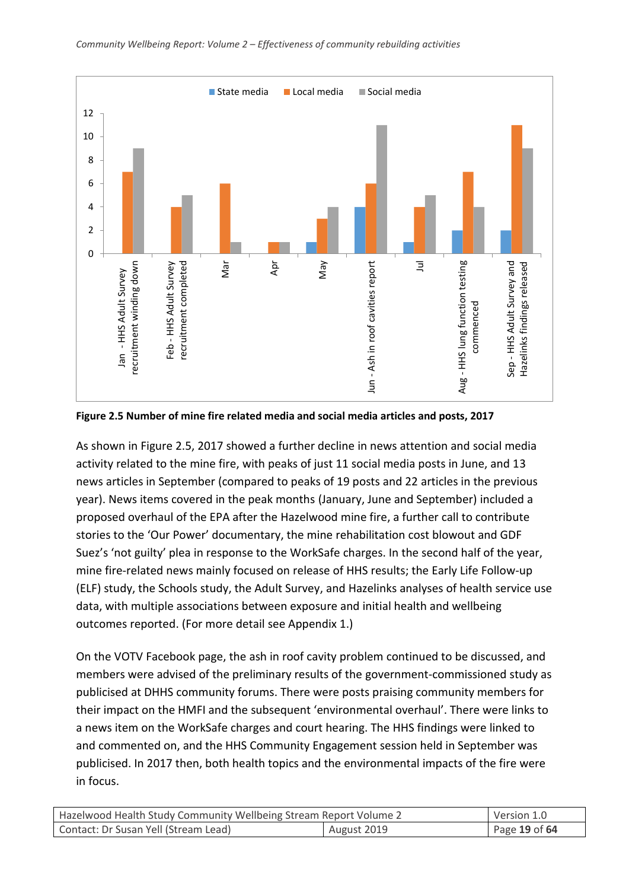**Figure 2.5 Number of mine fire related media and social media articles and posts, 2017**

As shown in Figure 2.5, 2017 showed a further decline in news attention and social media activity related to the mine fire, with peaks of just 11 social media posts in June, and 13 news articles in September (compared to peaks of 19 posts and 22 articles in the previous year). News items covered in the peak months (January, June and September) included a proposed overhaul of the EPA after the Hazelwood mine fire, a further call to contribute stories to the 'Our Power' documentary, the mine rehabilitation cost blowout and GDF Suez's 'not guilty' plea in response to the WorkSafe charges. In the second half of the year, mine fire-related news mainly focused on release of HHS results; the Early Life Follow-up (ELF) study, the Schools study, the Adult Survey, and Hazelinks analyses of health service use data, with multiple associations between exposure and initial health and wellbeing outcomes reported. (For more detail see Appendix 1.)

On the VOTV Facebook page, the ash in roof cavity problem continued to be discussed, and members were advised of the preliminary results of the government-commissioned study as publicised at DHHS community forums. There were posts praising community members for their impact on the HMFI and the subsequent 'environmental overhaul'. There were links to a news item on the WorkSafe charges and court hearing. The HHS findings were linked to and commented on, and the HHS Community Engagement session held in September was publicised. In 2017 then, both health topics and the environmental impacts of the fire were in focus.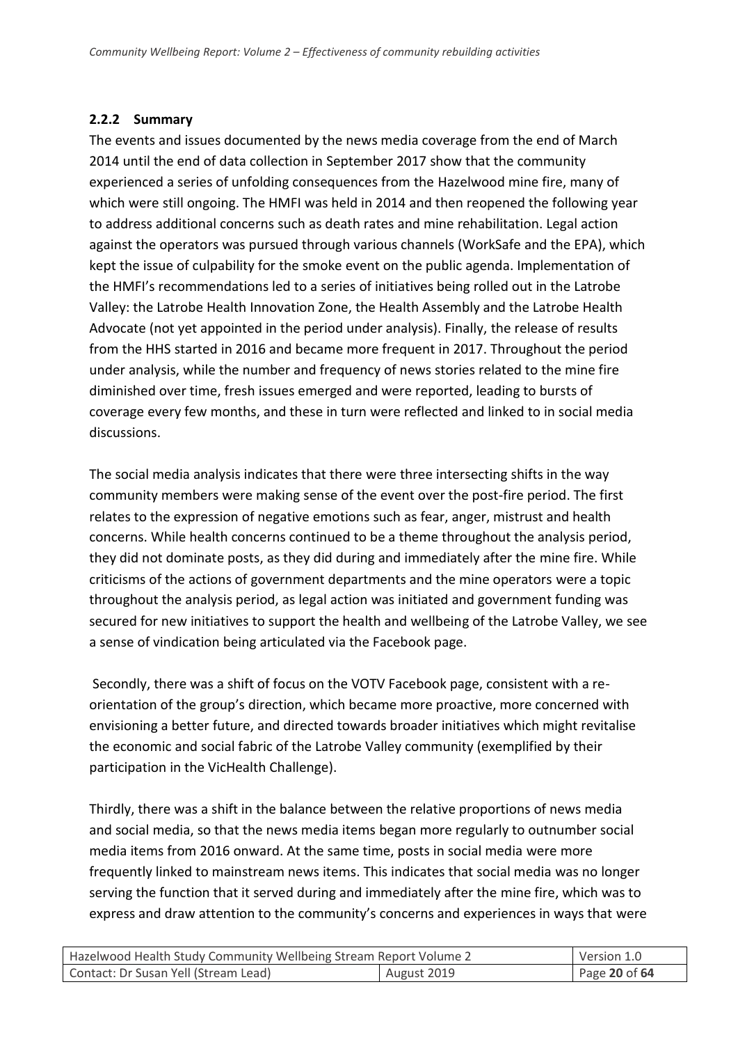### 2.2.2 Summary

The events and issues documented by the news media coverage from the end of March 2014 until the end of data collection in September 2017 show that the community experienced a series of unfolding consequences from the Hazelwood mine fire, many of which were still ongoing. The HMFI was held in 2014 and then reopened the following year to address additional concerns such as death rates and mine rehabilitation. Legal action against the operators was pursued through various channels (WorkSafe and the EPA), which kept the issue of culpability for the smoke event on the public agenda. Implementation of the HMFI's recommendations led to a series of initiatives being rolled out in the Latrobe Valley: the Latrobe Health Innovation Zone, the Health Assembly and the Latrobe Health Advocate (not yet appointed in the period under analysis). Finally, the release of results from the HHS started in 2016 and became more frequent in 2017. Throughout the period under analysis, while the number and frequency of news stories related to the mine fire diminished over time, fresh issues emerged and were reported, leading to bursts of coverage every few months, and these in turn were reflected and linked to in social media discussions.

The social media analysis indicates that there were three intersecting shifts in the way community members were making sense of the event over the post-fire period. The first relates to the expression of negative emotions such as fear, anger, mistrust and health concerns. While health concerns continued to be a theme throughout the analysis period, they did not dominate posts, as they did during and immediately after the mine fire. While criticisms of the actions of government departments and the mine operators were a topic throughout the analysis period, as legal action was initiated and government funding was secured for new initiatives to support the health and wellbeing of the Latrobe Valley, we see a sense of vindication being articulated via the Facebook page.

Secondly, there was a shift of focus on the VOTV Facebook page, consistent with a re-orientation of the group's direction, which became more proactive, more concerned with envisioning a better future, and directed towards broader initiatives which might revitalise the economic and social fabric of the Latrobe Valley community (exemplified by their participation in the VicHealth Challenge).

Thirdly, there was a shift in the balance between the relative proportions of news media and social media, so that the news media items began more regularly to outnumber social media items from 2016 onward. At the same time, posts in social media were more frequently linked to mainstream news items. This indicates that social media was no longer serving the function that it served during and immediately after the mine fire, which was to express and draw attention to the community's concerns and experiences in ways that were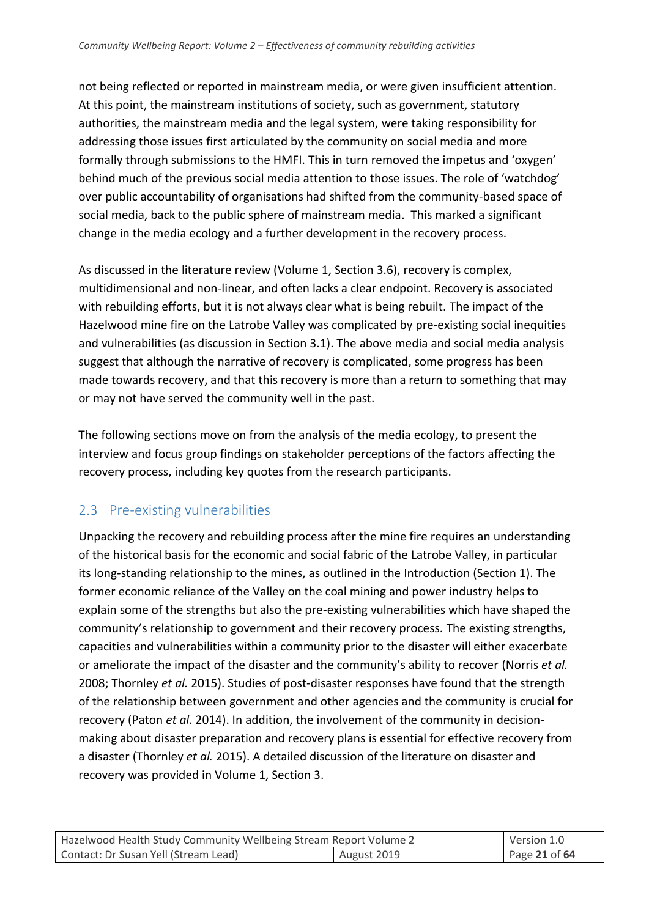not being reflected or reported in mainstream media, or were given insufficient attention. At this point, the mainstream institutions of society, such as government, statutory authorities, the mainstream media and the legal system, were taking responsibility for addressing those issues first articulated by the community on social media and more formally through submissions to the HMFI. This in turn removed the impetus and 'oxygen' behind much of the previous social media attention to those issues. The role of 'watchdog' over public accountability of organisations had shifted from the community-based space of social media, back to the public sphere of mainstream media. This marked a significant change in the media ecology and a further development in the recovery process.

As discussed in the literature review (Volume 1, Section 3.6), recovery is complex, multidimensional and non-linear, and often lacks a clear endpoint. Recovery is associated with rebuilding efforts, but it is not always clear what is being rebuilt. The impact of the Hazelwood mine fire on the Latrobe Valley was complicated by pre-existing social inequities and vulnerabilities (as discussion in Section 3.1). The above media and social media analysis suggest that although the narrative of recovery is complicated, some progress has been made towards recovery, and that this recovery is more than a return to something that may or may not have served the community well in the past.

The following sections move on from the analysis of the media ecology, to present the interview and focus group findings on stakeholder perceptions of the factors affecting the recovery process, including key quotes from the research participants.

## 2.3 Pre-existing vulnerabilities

Unpacking the recovery and rebuilding process after the mine fire requires an understanding of the historical basis for the economic and social fabric of the Latrobe Valley, in particular its long-standing relationship to the mines, as outlined in the Introduction (Section 1). The former economic reliance of the Valley on the coal mining and power industry helps to explain some of the strengths but also the pre-existing vulnerabilities which have shaped the community's relationship to government and their recovery process. The existing strengths, capacities and vulnerabilities within a community prior to the disaster will either exacerbate or ameliorate the impact of the disaster and the community's ability to recover (Norris *et al.* 2008; Thornley *et al.* 2015). Studies of post-disaster responses have found that the strength of the relationship between government and other agencies and the community is crucial for recovery (Paton *et al.* 2014). In addition, the involvement of the community in decision-making about disaster preparation and recovery plans is essential for effective recovery from a disaster (Thornley *et al.* 2015). A detailed discussion of the literature on disaster and recovery was provided in Volume 1, Section 3.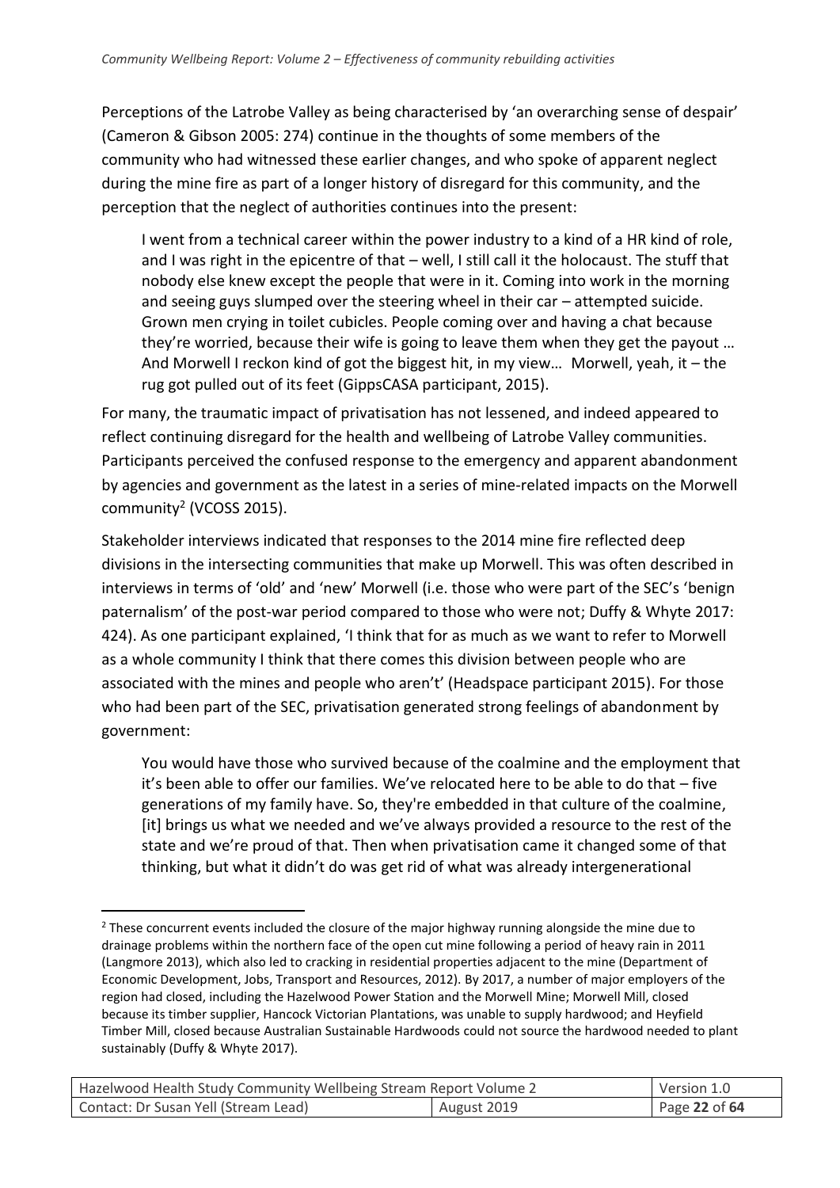Perceptions of the Latrobe Valley as being characterised by 'an overarching sense of despair' (Cameron & Gibson 2005: 274) continue in the thoughts of some members of the community who had witnessed these earlier changes, and who spoke of apparent neglect during the mine fire as part of a longer history of disregard for this community, and the perception that the neglect of authorities continues into the present:

> I went from a technical career within the power industry to a kind of a HR kind of role, and I was right in the epicentre of that – well, I still call it the holocaust. The stuff that nobody else knew except the people that were in it. Coming into work in the morning and seeing guys slumped over the steering wheel in their car – attempted suicide. Grown men crying in toilet cubicles. People coming over and having a chat because they're worried, because their wife is going to leave them when they get the payout … And Morwell I reckon kind of got the biggest hit, in my view… Morwell, yeah, it – the rug got pulled out of its feet (GippsCASA participant, 2015).

For many, the traumatic impact of privatisation has not lessened, and indeed appeared to reflect continuing disregard for the health and wellbeing of Latrobe Valley communities. Participants perceived the confused response to the emergency and apparent abandonment by agencies and government as the latest in a series of mine-related impacts on the Morwell community[2] (VCOSS 2015).

Stakeholder interviews indicated that responses to the 2014 mine fire reflected deep divisions in the intersecting communities that make up Morwell. This was often described in interviews in terms of 'old' and 'new' Morwell (i.e. those who were part of the SEC's 'benign paternalism' of the post-war period compared to those who were not; Duffy & Whyte 2017: 424). As one participant explained, 'I think that for as much as we want to refer to Morwell as a whole community I think that there comes this division between people who are associated with the mines and people who aren't' (Headspace participant 2015). For those who had been part of the SEC, privatisation generated strong feelings of abandonment by government:

> You would have those who survived because of the coalmine and the employment that it's been able to offer our families. We've relocated here to be able to do that – five generations of my family have. So, they're embedded in that culture of the coalmine, [it] brings us what we needed and we've always provided a resource to the rest of the state and we're proud of that. Then when privatisation came it changed some of that thinking, but what it didn't do was get rid of what was already intergenerational

[2] These concurrent events included the closure of the major highway running alongside the mine due to drainage problems within the northern face of the open cut mine following a period of heavy rain in 2011 (Langmore 2013), which also led to cracking in residential properties adjacent to the mine (Department of Economic Development, Jobs, Transport and Resources, 2012). By 2017, a number of major employers of the region had closed, including the Hazelwood Power Station and the Morwell Mine; Morwell Mill, closed because its timber supplier, Hancock Victorian Plantations, was unable to supply hardwood; and Heyfield Timber Mill, closed because Australian Sustainable Hardwoods could not source the hardwood needed to plant sustainably (Duffy & Whyte 2017).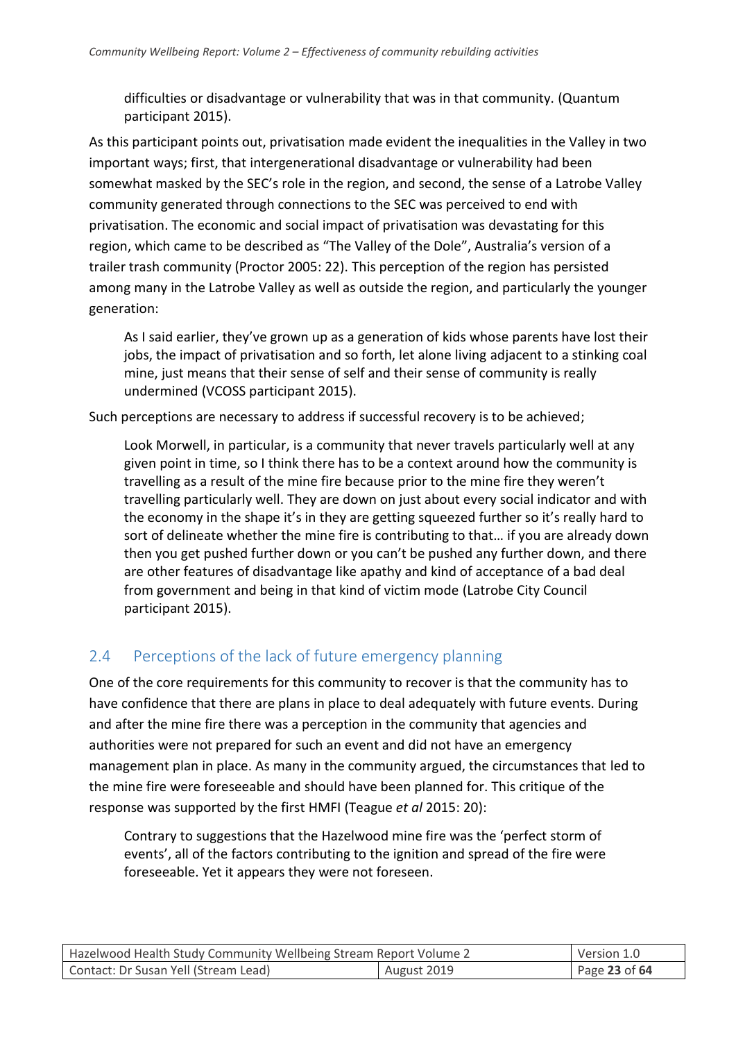> difficulties or disadvantage or vulnerability that was in that community. (Quantum participant 2015).

As this participant points out, privatisation made evident the inequalities in the Valley in two important ways; first, that intergenerational disadvantage or vulnerability had been somewhat masked by the SEC's role in the region, and second, the sense of a Latrobe Valley community generated through connections to the SEC was perceived to end with privatisation. The economic and social impact of privatisation was devastating for this region, which came to be described as "The Valley of the Dole", Australia's version of a trailer trash community (Proctor 2005: 22). This perception of the region has persisted among many in the Latrobe Valley as well as outside the region, and particularly the younger generation:

> As I said earlier, they've grown up as a generation of kids whose parents have lost their jobs, the impact of privatisation and so forth, let alone living adjacent to a stinking coal mine, just means that their sense of self and their sense of community is really undermined (VCOSS participant 2015).

Such perceptions are necessary to address if successful recovery is to be achieved;

> Look Morwell, in particular, is a community that never travels particularly well at any given point in time, so I think there has to be a context around how the community is travelling as a result of the mine fire because prior to the mine fire they weren't travelling particularly well. They are down on just about every social indicator and with the economy in the shape it's in they are getting squeezed further so it's really hard to sort of delineate whether the mine fire is contributing to that… if you are already down then you get pushed further down or you can't be pushed any further down, and there are other features of disadvantage like apathy and kind of acceptance of a bad deal from government and being in that kind of victim mode (Latrobe City Council participant 2015).

## 2.4 Perceptions of the lack of future emergency planning

One of the core requirements for this community to recover is that the community has to have confidence that there are plans in place to deal adequately with future events. During and after the mine fire there was a perception in the community that agencies and authorities were not prepared for such an event and did not have an emergency management plan in place. As many in the community argued, the circumstances that led to the mine fire were foreseeable and should have been planned for. This critique of the response was supported by the first HMFI (Teague *et al* 2015: 20):

> Contrary to suggestions that the Hazelwood mine fire was the 'perfect storm of events', all of the factors contributing to the ignition and spread of the fire were foreseeable. Yet it appears they were not foreseen.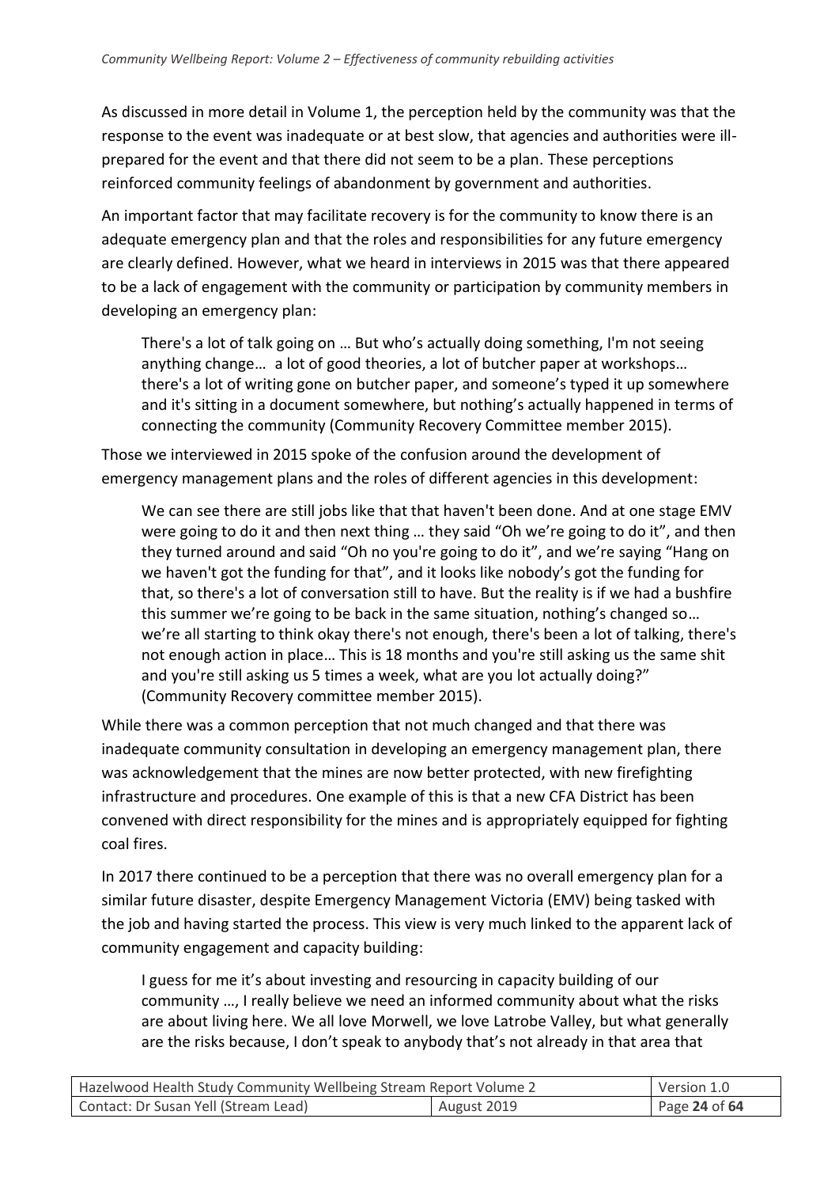As discussed in more detail in Volume 1, the perception held by the community was that the response to the event was inadequate or at best slow, that agencies and authorities were ill-prepared for the event and that there did not seem to be a plan. These perceptions reinforced community feelings of abandonment by government and authorities.

An important factor that may facilitate recovery is for the community to know there is an adequate emergency plan and that the roles and responsibilities for any future emergency are clearly defined. However, what we heard in interviews in 2015 was that there appeared to be a lack of engagement with the community or participation by community members in developing an emergency plan:

> There's a lot of talk going on … But who's actually doing something, I'm not seeing anything change… a lot of good theories, a lot of butcher paper at workshops… there's a lot of writing gone on butcher paper, and someone's typed it up somewhere and it's sitting in a document somewhere, but nothing's actually happened in terms of connecting the community (Community Recovery Committee member 2015).

Those we interviewed in 2015 spoke of the confusion around the development of emergency management plans and the roles of different agencies in this development:

> We can see there are still jobs like that that haven't been done. And at one stage EMV were going to do it and then next thing … they said "Oh we're going to do it", and then they turned around and said "Oh no you're going to do it", and we're saying "Hang on we haven't got the funding for that", and it looks like nobody's got the funding for that, so there's a lot of conversation still to have. But the reality is if we had a bushfire this summer we're going to be back in the same situation, nothing's changed so… we're all starting to think okay there's not enough, there's been a lot of talking, there's not enough action in place… This is 18 months and you're still asking us the same shit and you're still asking us 5 times a week, what are you lot actually doing?" (Community Recovery committee member 2015).

While there was a common perception that not much changed and that there was inadequate community consultation in developing an emergency management plan, there was acknowledgement that the mines are now better protected, with new firefighting infrastructure and procedures. One example of this is that a new CFA District has been convened with direct responsibility for the mines and is appropriately equipped for fighting coal fires.

In 2017 there continued to be a perception that there was no overall emergency plan for a similar future disaster, despite Emergency Management Victoria (EMV) being tasked with the job and having started the process. This view is very much linked to the apparent lack of community engagement and capacity building:

> I guess for me it's about investing and resourcing in capacity building of our community …, I really believe we need an informed community about what the risks are about living here. We all love Morwell, we love Latrobe Valley, but what generally are the risks because, I don't speak to anybody that's not already in that area that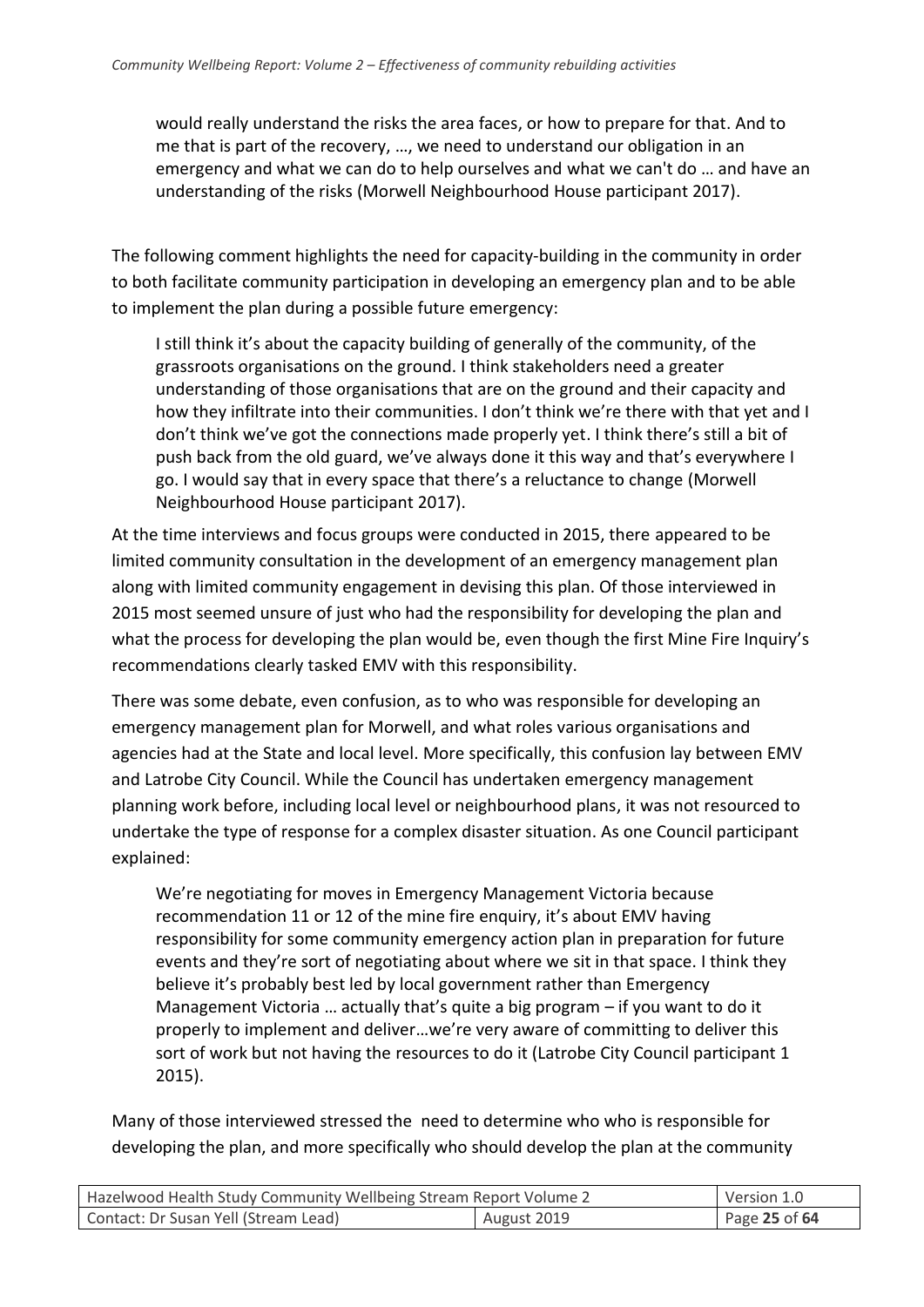would really understand the risks the area faces, or how to prepare for that. And to me that is part of the recovery, …, we need to understand our obligation in an emergency and what we can do to help ourselves and what we can't do … and have an understanding of the risks (Morwell Neighbourhood House participant 2017).

The following comment highlights the need for capacity-building in the community in order to both facilitate community participation in developing an emergency plan and to be able to implement the plan during a possible future emergency:

> I still think it's about the capacity building of generally of the community, of the grassroots organisations on the ground. I think stakeholders need a greater understanding of those organisations that are on the ground and their capacity and how they infiltrate into their communities. I don't think we're there with that yet and I don't think we've got the connections made properly yet. I think there's still a bit of push back from the old guard, we've always done it this way and that's everywhere I go. I would say that in every space that there's a reluctance to change (Morwell Neighbourhood House participant 2017).

At the time interviews and focus groups were conducted in 2015, there appeared to be limited community consultation in the development of an emergency management plan along with limited community engagement in devising this plan. Of those interviewed in 2015 most seemed unsure of just who had the responsibility for developing the plan and what the process for developing the plan would be, even though the first Mine Fire Inquiry's recommendations clearly tasked EMV with this responsibility.

There was some debate, even confusion, as to who was responsible for developing an emergency management plan for Morwell, and what roles various organisations and agencies had at the State and local level. More specifically, this confusion lay between EMV and Latrobe City Council. While the Council has undertaken emergency management planning work before, including local level or neighbourhood plans, it was not resourced to undertake the type of response for a complex disaster situation. As one Council participant explained:

> We're negotiating for moves in Emergency Management Victoria because recommendation 11 or 12 of the mine fire enquiry, it's about EMV having responsibility for some community emergency action plan in preparation for future events and they're sort of negotiating about where we sit in that space. I think they believe it's probably best led by local government rather than Emergency Management Victoria … actually that's quite a big program – if you want to do it properly to implement and deliver…we're very aware of committing to deliver this sort of work but not having the resources to do it (Latrobe City Council participant 1 2015).

Many of those interviewed stressed the need to determine who who is responsible for developing the plan, and more specifically who should develop the plan at the community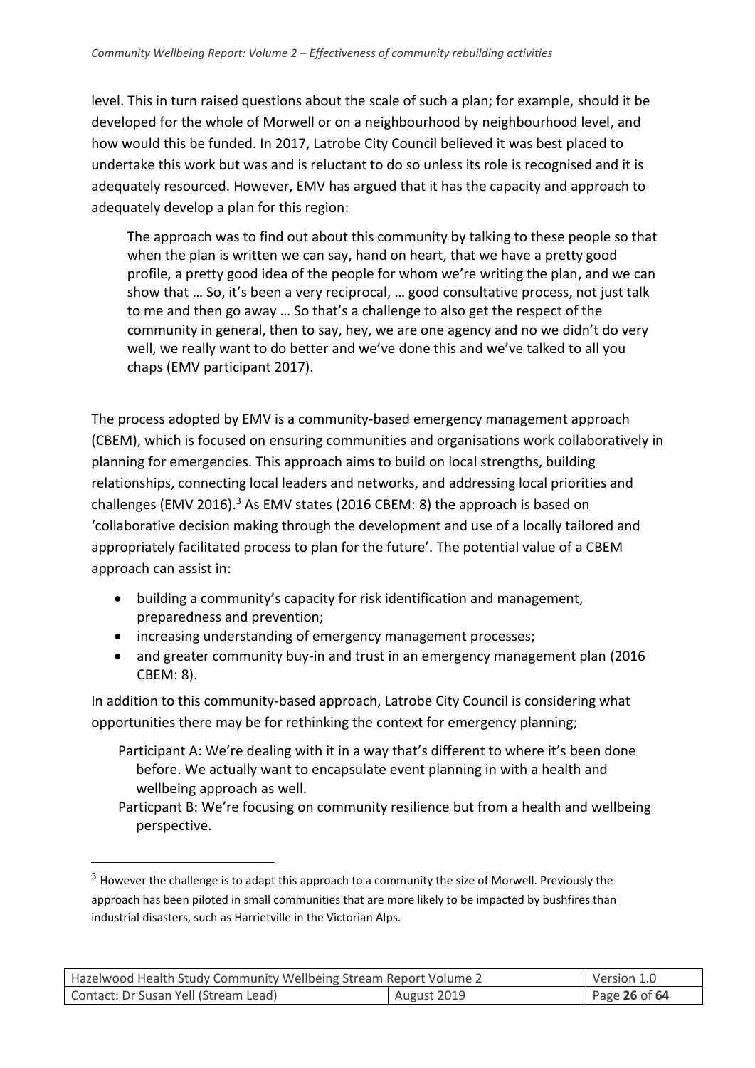level. This in turn raised questions about the scale of such a plan; for example, should it be developed for the whole of Morwell or on a neighbourhood by neighbourhood level, and how would this be funded. In 2017, Latrobe City Council believed it was best placed to undertake this work but was and is reluctant to do so unless its role is recognised and it is adequately resourced. However, EMV has argued that it has the capacity and approach to adequately develop a plan for this region:

> The approach was to find out about this community by talking to these people so that when the plan is written we can say, hand on heart, that we have a pretty good profile, a pretty good idea of the people for whom we're writing the plan, and we can show that … So, it's been a very reciprocal, … good consultative process, not just talk to me and then go away … So that's a challenge to also get the respect of the community in general, then to say, hey, we are one agency and no we didn't do very well, we really want to do better and we've done this and we've talked to all you chaps (EMV participant 2017).

The process adopted by EMV is a community-based emergency management approach (CBEM), which is focused on ensuring communities and organisations work collaboratively in planning for emergencies. This approach aims to build on local strengths, building relationships, connecting local leaders and networks, and addressing local priorities and challenges (EMV 2016).[3] As EMV states (2016 CBEM: 8) the approach is based on 'collaborative decision making through the development and use of a locally tailored and appropriately facilitated process to plan for the future'. The potential value of a CBEM approach can assist in:

- building a community's capacity for risk identification and management, preparedness and prevention;
- increasing understanding of emergency management processes;
- and greater community buy-in and trust in an emergency management plan (2016 CBEM: 8).

In addition to this community-based approach, Latrobe City Council is considering what opportunities there may be for rethinking the context for emergency planning;

> Participant A: We're dealing with it in a way that's different to where it's been done before. We actually want to encapsulate event planning in with a health and wellbeing approach as well.
>
> Particpant B: We're focusing on community resilience but from a health and wellbeing perspective.

[3] However the challenge is to adapt this approach to a community the size of Morwell. Previously the approach has been piloted in small communities that are more likely to be impacted by bushfires than industrial disasters, such as Harrietville in the Victorian Alps.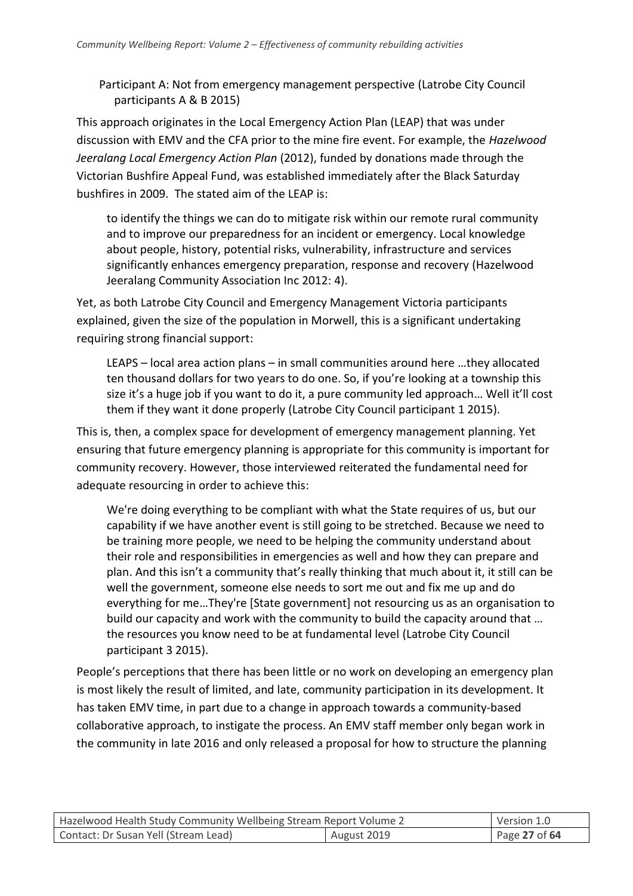Participant A: Not from emergency management perspective (Latrobe City Council participants A & B 2015)

This approach originates in the Local Emergency Action Plan (LEAP) that was under discussion with EMV and the CFA prior to the mine fire event. For example, the *Hazelwood Jeeralang Local Emergency Action Plan* (2012), funded by donations made through the Victorian Bushfire Appeal Fund, was established immediately after the Black Saturday bushfires in 2009. The stated aim of the LEAP is:

> to identify the things we can do to mitigate risk within our remote rural community and to improve our preparedness for an incident or emergency. Local knowledge about people, history, potential risks, vulnerability, infrastructure and services significantly enhances emergency preparation, response and recovery (Hazelwood Jeeralang Community Association Inc 2012: 4).

Yet, as both Latrobe City Council and Emergency Management Victoria participants explained, given the size of the population in Morwell, this is a significant undertaking requiring strong financial support:

> LEAPS – local area action plans – in small communities around here …they allocated ten thousand dollars for two years to do one. So, if you're looking at a township this size it's a huge job if you want to do it, a pure community led approach… Well it'll cost them if they want it done properly (Latrobe City Council participant 1 2015).

This is, then, a complex space for development of emergency management planning. Yet ensuring that future emergency planning is appropriate for this community is important for community recovery. However, those interviewed reiterated the fundamental need for adequate resourcing in order to achieve this:

> We're doing everything to be compliant with what the State requires of us, but our capability if we have another event is still going to be stretched. Because we need to be training more people, we need to be helping the community understand about their role and responsibilities in emergencies as well and how they can prepare and plan. And this isn't a community that's really thinking that much about it, it still can be well the government, someone else needs to sort me out and fix me up and do everything for me…They're [State government] not resourcing us as an organisation to build our capacity and work with the community to build the capacity around that … the resources you know need to be at fundamental level (Latrobe City Council participant 3 2015).

People's perceptions that there has been little or no work on developing an emergency plan is most likely the result of limited, and late, community participation in its development. It has taken EMV time, in part due to a change in approach towards a community-based collaborative approach, to instigate the process. An EMV staff member only began work in the community in late 2016 and only released a proposal for how to structure the planning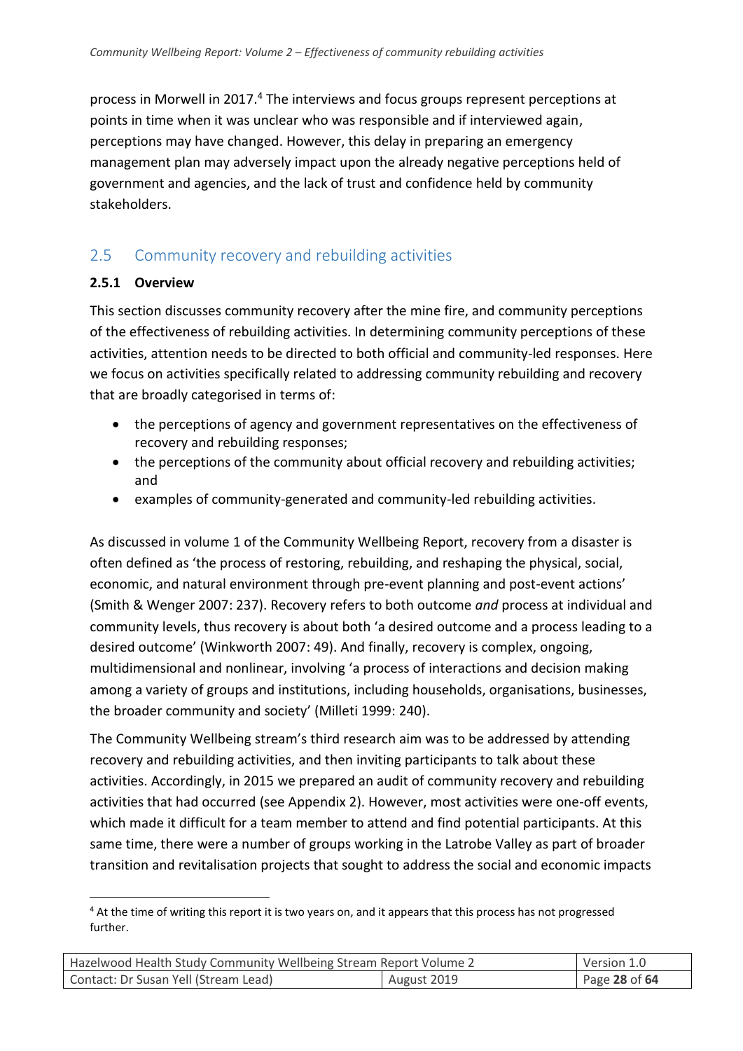process in Morwell in 2017.[4] The interviews and focus groups represent perceptions at points in time when it was unclear who was responsible and if interviewed again, perceptions may have changed. However, this delay in preparing an emergency management plan may adversely impact upon the already negative perceptions held of government and agencies, and the lack of trust and confidence held by community stakeholders.

## 2.5 Community recovery and rebuilding activities

### 2.5.1 Overview

This section discusses community recovery after the mine fire, and community perceptions of the effectiveness of rebuilding activities. In determining community perceptions of these activities, attention needs to be directed to both official and community-led responses. Here we focus on activities specifically related to addressing community rebuilding and recovery that are broadly categorised in terms of:

- the perceptions of agency and government representatives on the effectiveness of recovery and rebuilding responses;
- the perceptions of the community about official recovery and rebuilding activities; and
- examples of community-generated and community-led rebuilding activities.

As discussed in volume 1 of the Community Wellbeing Report, recovery from a disaster is often defined as 'the process of restoring, rebuilding, and reshaping the physical, social, economic, and natural environment through pre-event planning and post-event actions' (Smith & Wenger 2007: 237). Recovery refers to both outcome *and* process at individual and community levels, thus recovery is about both 'a desired outcome and a process leading to a desired outcome' (Winkworth 2007: 49). And finally, recovery is complex, ongoing, multidimensional and nonlinear, involving 'a process of interactions and decision making among a variety of groups and institutions, including households, organisations, businesses, the broader community and society' (Milleti 1999: 240).

The Community Wellbeing stream's third research aim was to be addressed by attending recovery and rebuilding activities, and then inviting participants to talk about these activities. Accordingly, in 2015 we prepared an audit of community recovery and rebuilding activities that had occurred (see Appendix 2). However, most activities were one-off events, which made it difficult for a team member to attend and find potential participants. At this same time, there were a number of groups working in the Latrobe Valley as part of broader transition and revitalisation projects that sought to address the social and economic impacts

---

[4] At the time of writing this report it is two years on, and it appears that this process has not progressed further.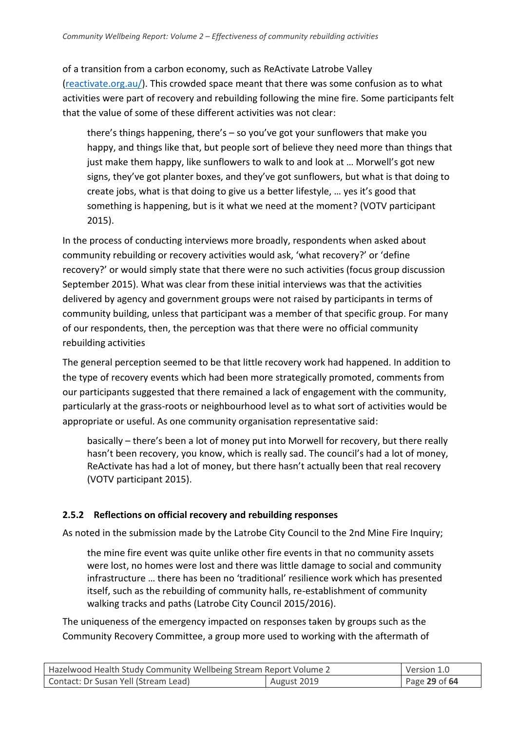of a transition from a carbon economy, such as ReActivate Latrobe Valley (reactivate.org.au/). This crowded space meant that there was some confusion as to what activities were part of recovery and rebuilding following the mine fire. Some participants felt that the value of some of these different activities was not clear:

> there's things happening, there's – so you've got your sunflowers that make you happy, and things like that, but people sort of believe they need more than things that just make them happy, like sunflowers to walk to and look at … Morwell's got new signs, they've got planter boxes, and they've got sunflowers, but what is that doing to create jobs, what is that doing to give us a better lifestyle, … yes it's good that something is happening, but is it what we need at the moment? (VOTV participant 2015).

In the process of conducting interviews more broadly, respondents when asked about community rebuilding or recovery activities would ask, 'what recovery?' or 'define recovery?' or would simply state that there were no such activities (focus group discussion September 2015). What was clear from these initial interviews was that the activities delivered by agency and government groups were not raised by participants in terms of community building, unless that participant was a member of that specific group. For many of our respondents, then, the perception was that there were no official community rebuilding activities

The general perception seemed to be that little recovery work had happened. In addition to the type of recovery events which had been more strategically promoted, comments from our participants suggested that there remained a lack of engagement with the community, particularly at the grass-roots or neighbourhood level as to what sort of activities would be appropriate or useful. As one community organisation representative said:

> basically – there's been a lot of money put into Morwell for recovery, but there really hasn't been recovery, you know, which is really sad. The council's had a lot of money, ReActivate has had a lot of money, but there hasn't actually been that real recovery (VOTV participant 2015).

### 2.5.2 Reflections on official recovery and rebuilding responses

As noted in the submission made by the Latrobe City Council to the 2nd Mine Fire Inquiry;

> the mine fire event was quite unlike other fire events in that no community assets were lost, no homes were lost and there was little damage to social and community infrastructure … there has been no 'traditional' resilience work which has presented itself, such as the rebuilding of community halls, re-establishment of community walking tracks and paths (Latrobe City Council 2015/2016).

The uniqueness of the emergency impacted on responses taken by groups such as the Community Recovery Committee, a group more used to working with the aftermath of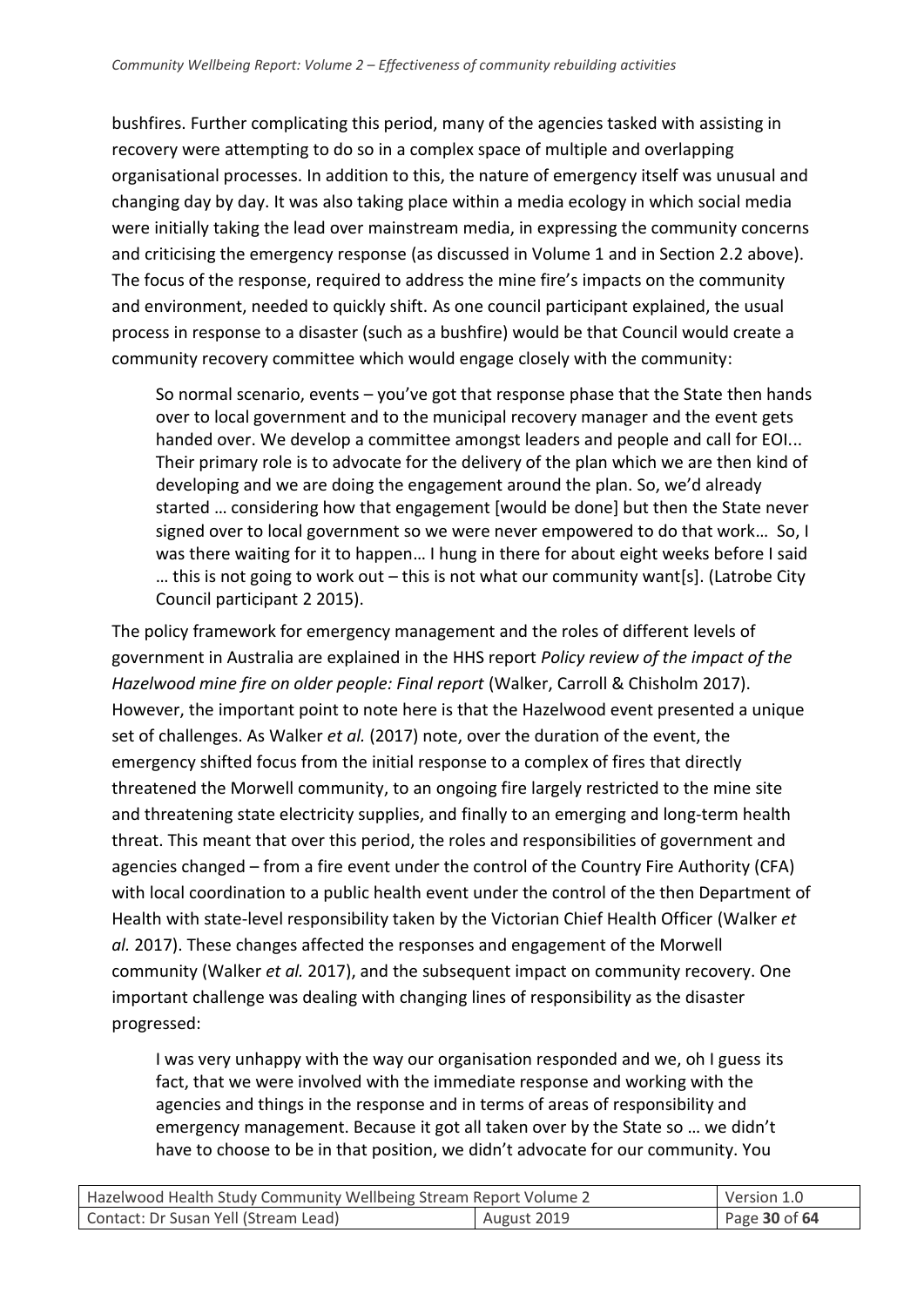bushfires. Further complicating this period, many of the agencies tasked with assisting in recovery were attempting to do so in a complex space of multiple and overlapping organisational processes. In addition to this, the nature of emergency itself was unusual and changing day by day. It was also taking place within a media ecology in which social media were initially taking the lead over mainstream media, in expressing the community concerns and criticising the emergency response (as discussed in Volume 1 and in Section 2.2 above). The focus of the response, required to address the mine fire's impacts on the community and environment, needed to quickly shift. As one council participant explained, the usual process in response to a disaster (such as a bushfire) would be that Council would create a community recovery committee which would engage closely with the community:

> So normal scenario, events – you've got that response phase that the State then hands over to local government and to the municipal recovery manager and the event gets handed over. We develop a committee amongst leaders and people and call for EOI... Their primary role is to advocate for the delivery of the plan which we are then kind of developing and we are doing the engagement around the plan. So, we'd already started … considering how that engagement [would be done] but then the State never signed over to local government so we were never empowered to do that work… So, I was there waiting for it to happen… I hung in there for about eight weeks before I said … this is not going to work out – this is not what our community want[s]. (Latrobe City Council participant 2 2015).

The policy framework for emergency management and the roles of different levels of government in Australia are explained in the HHS report *Policy review of the impact of the Hazelwood mine fire on older people: Final report* (Walker, Carroll & Chisholm 2017). However, the important point to note here is that the Hazelwood event presented a unique set of challenges. As Walker *et al.* (2017) note, over the duration of the event, the emergency shifted focus from the initial response to a complex of fires that directly threatened the Morwell community, to an ongoing fire largely restricted to the mine site and threatening state electricity supplies, and finally to an emerging and long-term health threat. This meant that over this period, the roles and responsibilities of government and agencies changed – from a fire event under the control of the Country Fire Authority (CFA) with local coordination to a public health event under the control of the then Department of Health with state-level responsibility taken by the Victorian Chief Health Officer (Walker *et al.* 2017). These changes affected the responses and engagement of the Morwell community (Walker *et al.* 2017), and the subsequent impact on community recovery. One important challenge was dealing with changing lines of responsibility as the disaster progressed:

> I was very unhappy with the way our organisation responded and we, oh I guess its fact, that we were involved with the immediate response and working with the agencies and things in the response and in terms of areas of responsibility and emergency management. Because it got all taken over by the State so … we didn't have to choose to be in that position, we didn't advocate for our community. You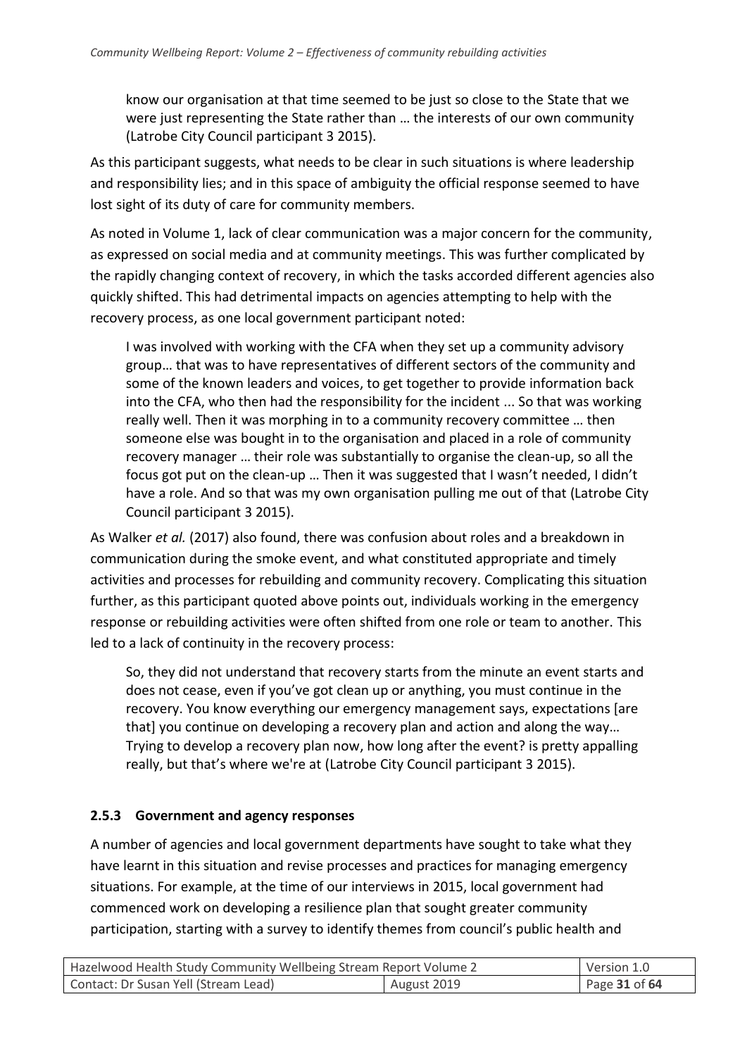> know our organisation at that time seemed to be just so close to the State that we were just representing the State rather than … the interests of our own community (Latrobe City Council participant 3 2015).

As this participant suggests, what needs to be clear in such situations is where leadership and responsibility lies; and in this space of ambiguity the official response seemed to have lost sight of its duty of care for community members.

As noted in Volume 1, lack of clear communication was a major concern for the community, as expressed on social media and at community meetings. This was further complicated by the rapidly changing context of recovery, in which the tasks accorded different agencies also quickly shifted. This had detrimental impacts on agencies attempting to help with the recovery process, as one local government participant noted:

> I was involved with working with the CFA when they set up a community advisory group… that was to have representatives of different sectors of the community and some of the known leaders and voices, to get together to provide information back into the CFA, who then had the responsibility for the incident ... So that was working really well. Then it was morphing in to a community recovery committee … then someone else was bought in to the organisation and placed in a role of community recovery manager … their role was substantially to organise the clean-up, so all the focus got put on the clean-up … Then it was suggested that I wasn't needed, I didn't have a role. And so that was my own organisation pulling me out of that (Latrobe City Council participant 3 2015).

As Walker *et al.* (2017) also found, there was confusion about roles and a breakdown in communication during the smoke event, and what constituted appropriate and timely activities and processes for rebuilding and community recovery. Complicating this situation further, as this participant quoted above points out, individuals working in the emergency response or rebuilding activities were often shifted from one role or team to another. This led to a lack of continuity in the recovery process:

> So, they did not understand that recovery starts from the minute an event starts and does not cease, even if you've got clean up or anything, you must continue in the recovery. You know everything our emergency management says, expectations [are that] you continue on developing a recovery plan and action and along the way… Trying to develop a recovery plan now, how long after the event? is pretty appalling really, but that's where we're at (Latrobe City Council participant 3 2015).

### 2.5.3 Government and agency responses

A number of agencies and local government departments have sought to take what they have learnt in this situation and revise processes and practices for managing emergency situations. For example, at the time of our interviews in 2015, local government had commenced work on developing a resilience plan that sought greater community participation, starting with a survey to identify themes from council's public health and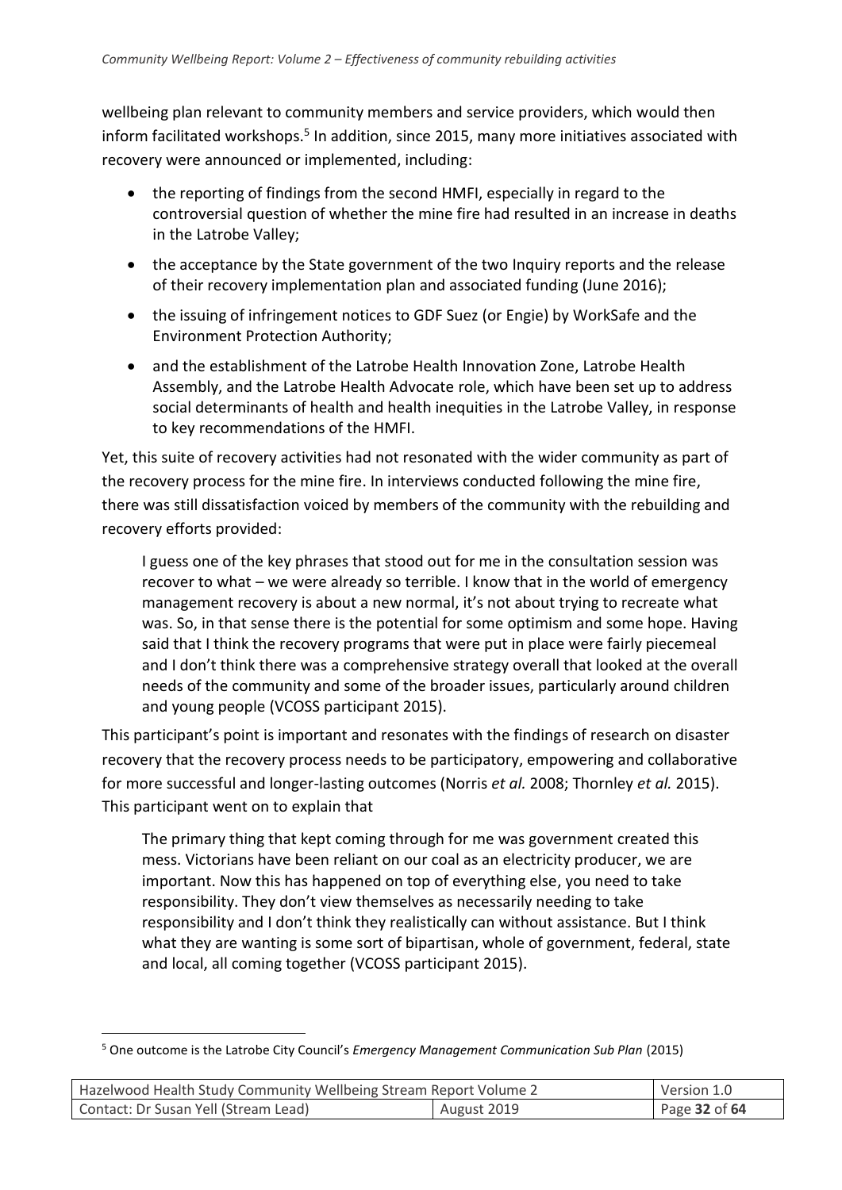wellbeing plan relevant to community members and service providers, which would then inform facilitated workshops.[5] In addition, since 2015, many more initiatives associated with recovery were announced or implemented, including:

- the reporting of findings from the second HMFI, especially in regard to the controversial question of whether the mine fire had resulted in an increase in deaths in the Latrobe Valley;
- the acceptance by the State government of the two Inquiry reports and the release of their recovery implementation plan and associated funding (June 2016);
- the issuing of infringement notices to GDF Suez (or Engie) by WorkSafe and the Environment Protection Authority;
- and the establishment of the Latrobe Health Innovation Zone, Latrobe Health Assembly, and the Latrobe Health Advocate role, which have been set up to address social determinants of health and health inequities in the Latrobe Valley, in response to key recommendations of the HMFI.

Yet, this suite of recovery activities had not resonated with the wider community as part of the recovery process for the mine fire. In interviews conducted following the mine fire, there was still dissatisfaction voiced by members of the community with the rebuilding and recovery efforts provided:

> I guess one of the key phrases that stood out for me in the consultation session was recover to what – we were already so terrible. I know that in the world of emergency management recovery is about a new normal, it's not about trying to recreate what was. So, in that sense there is the potential for some optimism and some hope. Having said that I think the recovery programs that were put in place were fairly piecemeal and I don't think there was a comprehensive strategy overall that looked at the overall needs of the community and some of the broader issues, particularly around children and young people (VCOSS participant 2015).

This participant's point is important and resonates with the findings of research on disaster recovery that the recovery process needs to be participatory, empowering and collaborative for more successful and longer-lasting outcomes (Norris *et al.* 2008; Thornley *et al.* 2015). This participant went on to explain that

> The primary thing that kept coming through for me was government created this mess. Victorians have been reliant on our coal as an electricity producer, we are important. Now this has happened on top of everything else, you need to take responsibility. They don't view themselves as necessarily needing to take responsibility and I don't think they realistically can without assistance. But I think what they are wanting is some sort of bipartisan, whole of government, federal, state and local, all coming together (VCOSS participant 2015).

---

[5] One outcome is the Latrobe City Council's *Emergency Management Communication Sub Plan* (2015)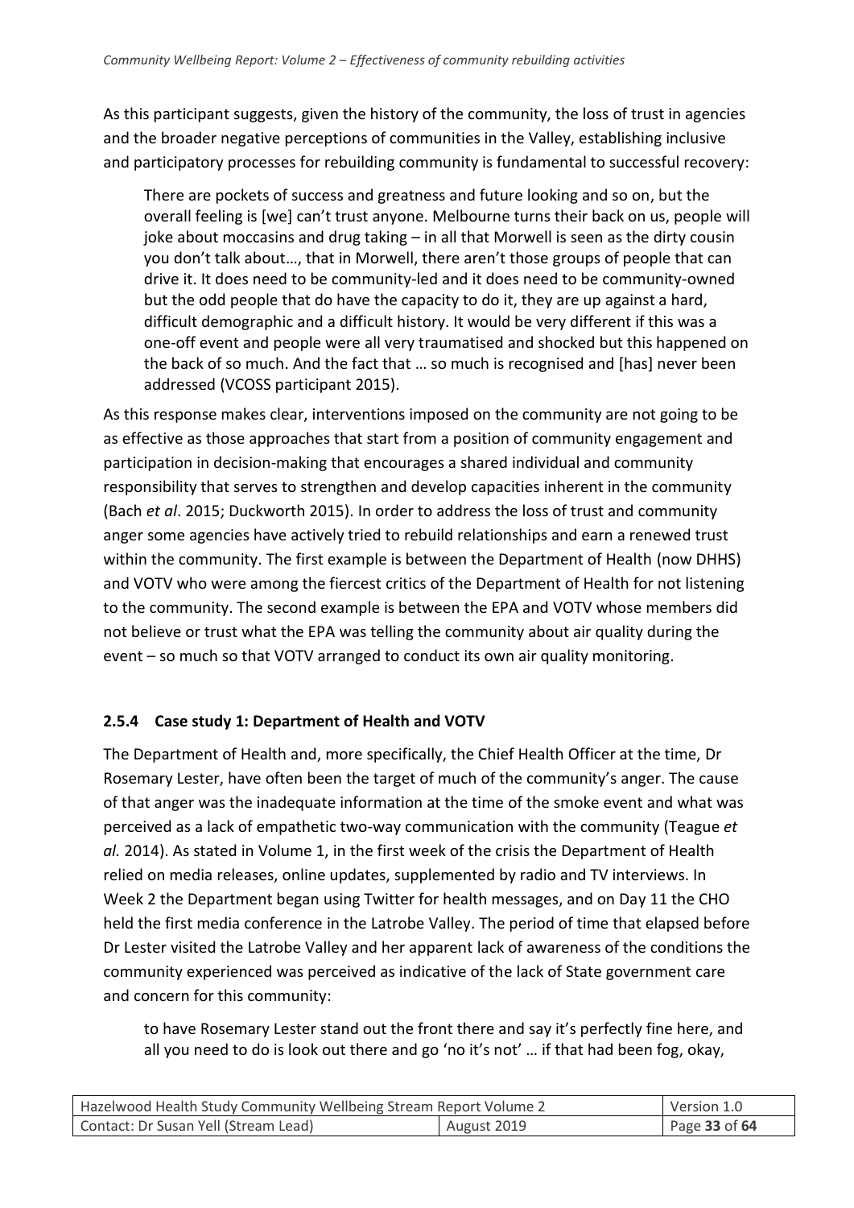As this participant suggests, given the history of the community, the loss of trust in agencies and the broader negative perceptions of communities in the Valley, establishing inclusive and participatory processes for rebuilding community is fundamental to successful recovery:

> There are pockets of success and greatness and future looking and so on, but the overall feeling is [we] can't trust anyone. Melbourne turns their back on us, people will joke about moccasins and drug taking – in all that Morwell is seen as the dirty cousin you don't talk about…, that in Morwell, there aren't those groups of people that can drive it. It does need to be community-led and it does need to be community-owned but the odd people that do have the capacity to do it, they are up against a hard, difficult demographic and a difficult history. It would be very different if this was a one-off event and people were all very traumatised and shocked but this happened on the back of so much. And the fact that … so much is recognised and [has] never been addressed (VCOSS participant 2015).

As this response makes clear, interventions imposed on the community are not going to be as effective as those approaches that start from a position of community engagement and participation in decision-making that encourages a shared individual and community responsibility that serves to strengthen and develop capacities inherent in the community (Bach *et al*. 2015; Duckworth 2015). In order to address the loss of trust and community anger some agencies have actively tried to rebuild relationships and earn a renewed trust within the community. The first example is between the Department of Health (now DHHS) and VOTV who were among the fiercest critics of the Department of Health for not listening to the community. The second example is between the EPA and VOTV whose members did not believe or trust what the EPA was telling the community about air quality during the event – so much so that VOTV arranged to conduct its own air quality monitoring.

### 2.5.4 Case study 1: Department of Health and VOTV

The Department of Health and, more specifically, the Chief Health Officer at the time, Dr Rosemary Lester, have often been the target of much of the community's anger. The cause of that anger was the inadequate information at the time of the smoke event and what was perceived as a lack of empathetic two-way communication with the community (Teague *et al.* 2014). As stated in Volume 1, in the first week of the crisis the Department of Health relied on media releases, online updates, supplemented by radio and TV interviews. In Week 2 the Department began using Twitter for health messages, and on Day 11 the CHO held the first media conference in the Latrobe Valley. The period of time that elapsed before Dr Lester visited the Latrobe Valley and her apparent lack of awareness of the conditions the community experienced was perceived as indicative of the lack of State government care and concern for this community:

> to have Rosemary Lester stand out the front there and say it's perfectly fine here, and all you need to do is look out there and go 'no it's not' … if that had been fog, okay,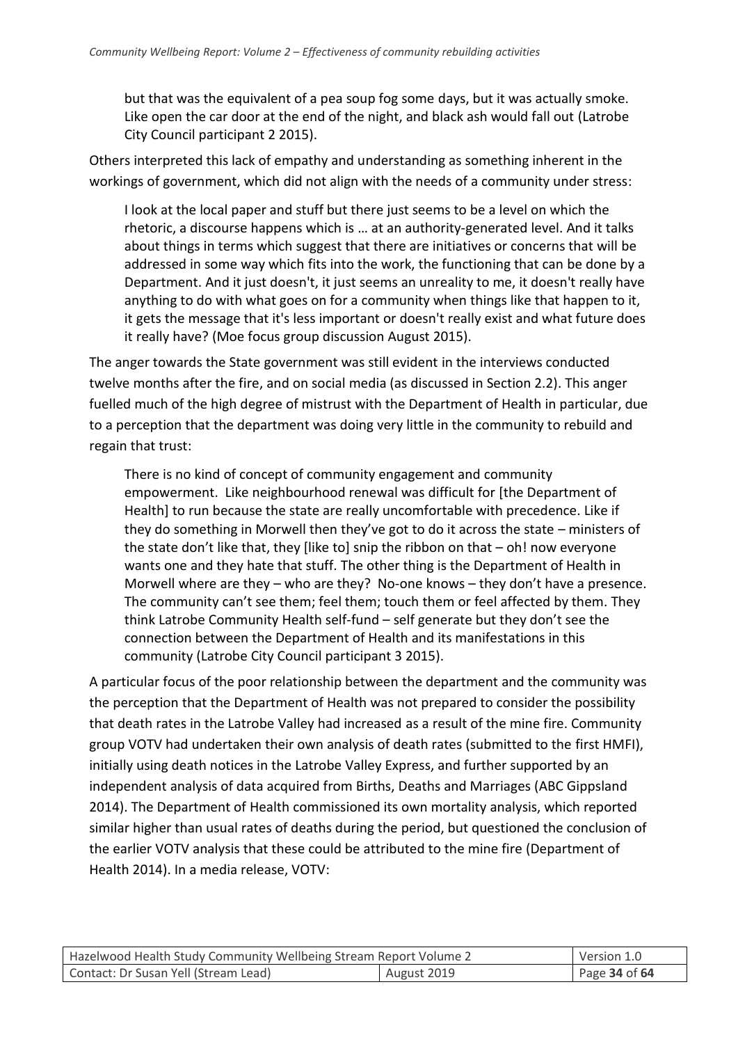> but that was the equivalent of a pea soup fog some days, but it was actually smoke. Like open the car door at the end of the night, and black ash would fall out (Latrobe City Council participant 2 2015).

Others interpreted this lack of empathy and understanding as something inherent in the workings of government, which did not align with the needs of a community under stress:

> I look at the local paper and stuff but there just seems to be a level on which the rhetoric, a discourse happens which is … at an authority-generated level. And it talks about things in terms which suggest that there are initiatives or concerns that will be addressed in some way which fits into the work, the functioning that can be done by a Department. And it just doesn't, it just seems an unreality to me, it doesn't really have anything to do with what goes on for a community when things like that happen to it, it gets the message that it's less important or doesn't really exist and what future does it really have? (Moe focus group discussion August 2015).

The anger towards the State government was still evident in the interviews conducted twelve months after the fire, and on social media (as discussed in Section 2.2). This anger fuelled much of the high degree of mistrust with the Department of Health in particular, due to a perception that the department was doing very little in the community to rebuild and regain that trust:

> There is no kind of concept of community engagement and community empowerment. Like neighbourhood renewal was difficult for [the Department of Health] to run because the state are really uncomfortable with precedence. Like if they do something in Morwell then they've got to do it across the state – ministers of the state don't like that, they [like to] snip the ribbon on that – oh! now everyone wants one and they hate that stuff. The other thing is the Department of Health in Morwell where are they – who are they? No-one knows – they don't have a presence. The community can't see them; feel them; touch them or feel affected by them. They think Latrobe Community Health self-fund – self generate but they don't see the connection between the Department of Health and its manifestations in this community (Latrobe City Council participant 3 2015).

A particular focus of the poor relationship between the department and the community was the perception that the Department of Health was not prepared to consider the possibility that death rates in the Latrobe Valley had increased as a result of the mine fire. Community group VOTV had undertaken their own analysis of death rates (submitted to the first HMFI), initially using death notices in the Latrobe Valley Express, and further supported by an independent analysis of data acquired from Births, Deaths and Marriages (ABC Gippsland 2014). The Department of Health commissioned its own mortality analysis, which reported similar higher than usual rates of deaths during the period, but questioned the conclusion of the earlier VOTV analysis that these could be attributed to the mine fire (Department of Health 2014). In a media release, VOTV: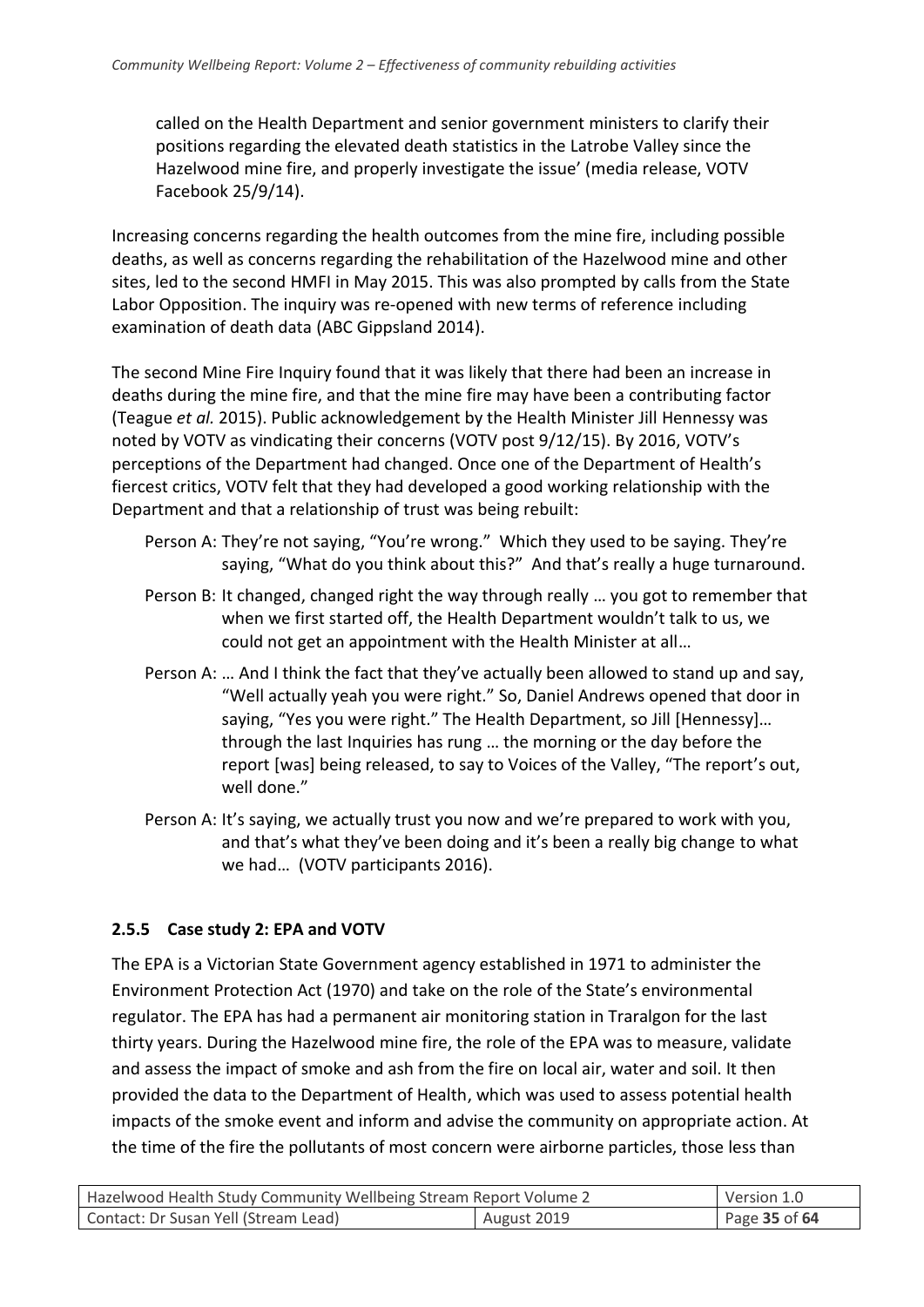called on the Health Department and senior government ministers to clarify their positions regarding the elevated death statistics in the Latrobe Valley since the Hazelwood mine fire, and properly investigate the issue' (media release, VOTV Facebook 25/9/14).

Increasing concerns regarding the health outcomes from the mine fire, including possible deaths, as well as concerns regarding the rehabilitation of the Hazelwood mine and other sites, led to the second HMFI in May 2015. This was also prompted by calls from the State Labor Opposition. The inquiry was re-opened with new terms of reference including examination of death data (ABC Gippsland 2014).

The second Mine Fire Inquiry found that it was likely that there had been an increase in deaths during the mine fire, and that the mine fire may have been a contributing factor (Teague *et al.* 2015). Public acknowledgement by the Health Minister Jill Hennessy was noted by VOTV as vindicating their concerns (VOTV post 9/12/15). By 2016, VOTV's perceptions of the Department had changed. Once one of the Department of Health's fiercest critics, VOTV felt that they had developed a good working relationship with the Department and that a relationship of trust was being rebuilt:

> Person A: They're not saying, "You're wrong." Which they used to be saying. They're saying, "What do you think about this?" And that's really a huge turnaround.
>
> Person B: It changed, changed right the way through really … you got to remember that when we first started off, the Health Department wouldn't talk to us, we could not get an appointment with the Health Minister at all…
>
> Person A: … And I think the fact that they've actually been allowed to stand up and say, "Well actually yeah you were right." So, Daniel Andrews opened that door in saying, "Yes you were right." The Health Department, so Jill [Hennessy]… through the last Inquiries has rung … the morning or the day before the report [was] being released, to say to Voices of the Valley, "The report's out, well done."
>
> Person A: It's saying, we actually trust you now and we're prepared to work with you, and that's what they've been doing and it's been a really big change to what we had… (VOTV participants 2016).

### 2.5.5 Case study 2: EPA and VOTV

The EPA is a Victorian State Government agency established in 1971 to administer the Environment Protection Act (1970) and take on the role of the State's environmental regulator. The EPA has had a permanent air monitoring station in Traralgon for the last thirty years. During the Hazelwood mine fire, the role of the EPA was to measure, validate and assess the impact of smoke and ash from the fire on local air, water and soil. It then provided the data to the Department of Health, which was used to assess potential health impacts of the smoke event and inform and advise the community on appropriate action. At the time of the fire the pollutants of most concern were airborne particles, those less than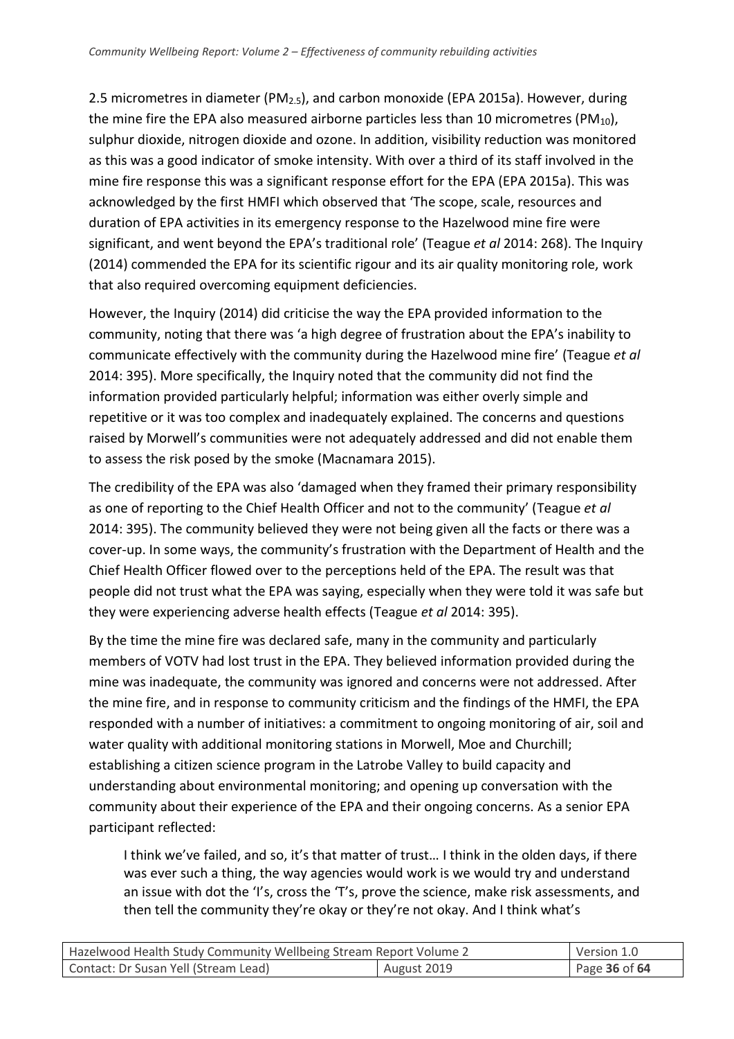2.5 micrometres in diameter ($PM_{2.5}$), and carbon monoxide (EPA 2015a). However, during the mine fire the EPA also measured airborne particles less than 10 micrometres ($PM_{10}$), sulphur dioxide, nitrogen dioxide and ozone. In addition, visibility reduction was monitored as this was a good indicator of smoke intensity. With over a third of its staff involved in the mine fire response this was a significant response effort for the EPA (EPA 2015a). This was acknowledged by the first HMFI which observed that 'The scope, scale, resources and duration of EPA activities in its emergency response to the Hazelwood mine fire were significant, and went beyond the EPA's traditional role' (Teague *et al* 2014: 268). The Inquiry (2014) commended the EPA for its scientific rigour and its air quality monitoring role, work that also required overcoming equipment deficiencies.

However, the Inquiry (2014) did criticise the way the EPA provided information to the community, noting that there was 'a high degree of frustration about the EPA's inability to communicate effectively with the community during the Hazelwood mine fire' (Teague *et al* 2014: 395). More specifically, the Inquiry noted that the community did not find the information provided particularly helpful; information was either overly simple and repetitive or it was too complex and inadequately explained. The concerns and questions raised by Morwell's communities were not adequately addressed and did not enable them to assess the risk posed by the smoke (Macnamara 2015).

The credibility of the EPA was also 'damaged when they framed their primary responsibility as one of reporting to the Chief Health Officer and not to the community' (Teague *et al* 2014: 395). The community believed they were not being given all the facts or there was a cover-up. In some ways, the community's frustration with the Department of Health and the Chief Health Officer flowed over to the perceptions held of the EPA. The result was that people did not trust what the EPA was saying, especially when they were told it was safe but they were experiencing adverse health effects (Teague *et al* 2014: 395).

By the time the mine fire was declared safe, many in the community and particularly members of VOTV had lost trust in the EPA. They believed information provided during the mine was inadequate, the community was ignored and concerns were not addressed. After the mine fire, and in response to community criticism and the findings of the HMFI, the EPA responded with a number of initiatives: a commitment to ongoing monitoring of air, soil and water quality with additional monitoring stations in Morwell, Moe and Churchill; establishing a citizen science program in the Latrobe Valley to build capacity and understanding about environmental monitoring; and opening up conversation with the community about their experience of the EPA and their ongoing concerns. As a senior EPA participant reflected:

> I think we've failed, and so, it's that matter of trust… I think in the olden days, if there was ever such a thing, the way agencies would work is we would try and understand an issue with dot the 'I's, cross the 'T's, prove the science, make risk assessments, and then tell the community they're okay or they're not okay. And I think what's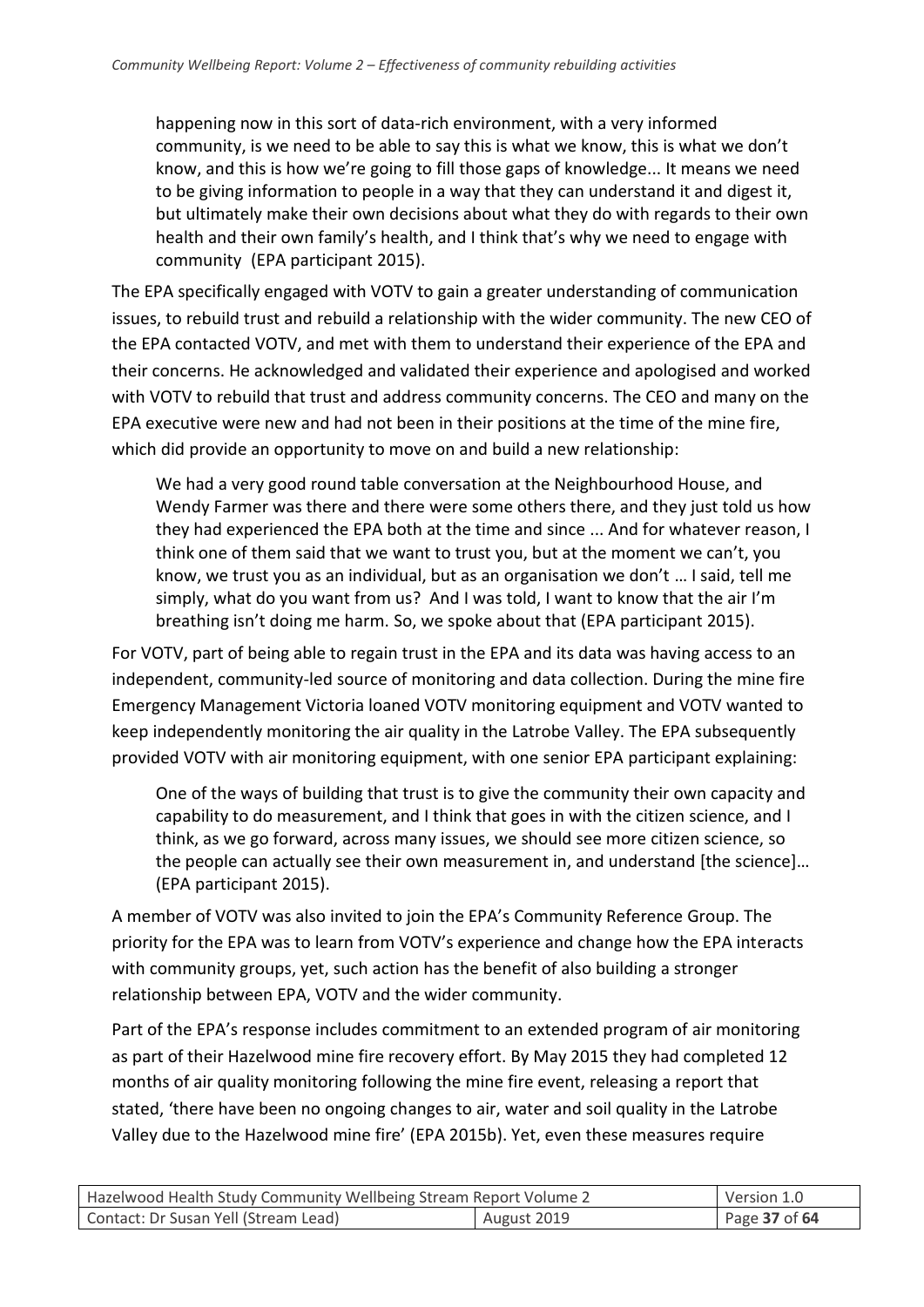> happening now in this sort of data-rich environment, with a very informed community, is we need to be able to say this is what we know, this is what we don't know, and this is how we're going to fill those gaps of knowledge... It means we need to be giving information to people in a way that they can understand it and digest it, but ultimately make their own decisions about what they do with regards to their own health and their own family's health, and I think that's why we need to engage with community (EPA participant 2015).

The EPA specifically engaged with VOTV to gain a greater understanding of communication issues, to rebuild trust and rebuild a relationship with the wider community. The new CEO of the EPA contacted VOTV, and met with them to understand their experience of the EPA and their concerns. He acknowledged and validated their experience and apologised and worked with VOTV to rebuild that trust and address community concerns. The CEO and many on the EPA executive were new and had not been in their positions at the time of the mine fire, which did provide an opportunity to move on and build a new relationship:

> We had a very good round table conversation at the Neighbourhood House, and Wendy Farmer was there and there were some others there, and they just told us how they had experienced the EPA both at the time and since ... And for whatever reason, I think one of them said that we want to trust you, but at the moment we can't, you know, we trust you as an individual, but as an organisation we don't … I said, tell me simply, what do you want from us? And I was told, I want to know that the air I'm breathing isn't doing me harm. So, we spoke about that (EPA participant 2015).

For VOTV, part of being able to regain trust in the EPA and its data was having access to an independent, community-led source of monitoring and data collection. During the mine fire Emergency Management Victoria loaned VOTV monitoring equipment and VOTV wanted to keep independently monitoring the air quality in the Latrobe Valley. The EPA subsequently provided VOTV with air monitoring equipment, with one senior EPA participant explaining:

> One of the ways of building that trust is to give the community their own capacity and capability to do measurement, and I think that goes in with the citizen science, and I think, as we go forward, across many issues, we should see more citizen science, so the people can actually see their own measurement in, and understand [the science]… (EPA participant 2015).

A member of VOTV was also invited to join the EPA's Community Reference Group. The priority for the EPA was to learn from VOTV's experience and change how the EPA interacts with community groups, yet, such action has the benefit of also building a stronger relationship between EPA, VOTV and the wider community.

Part of the EPA's response includes commitment to an extended program of air monitoring as part of their Hazelwood mine fire recovery effort. By May 2015 they had completed 12 months of air quality monitoring following the mine fire event, releasing a report that stated, 'there have been no ongoing changes to air, water and soil quality in the Latrobe Valley due to the Hazelwood mine fire' (EPA 2015b). Yet, even these measures require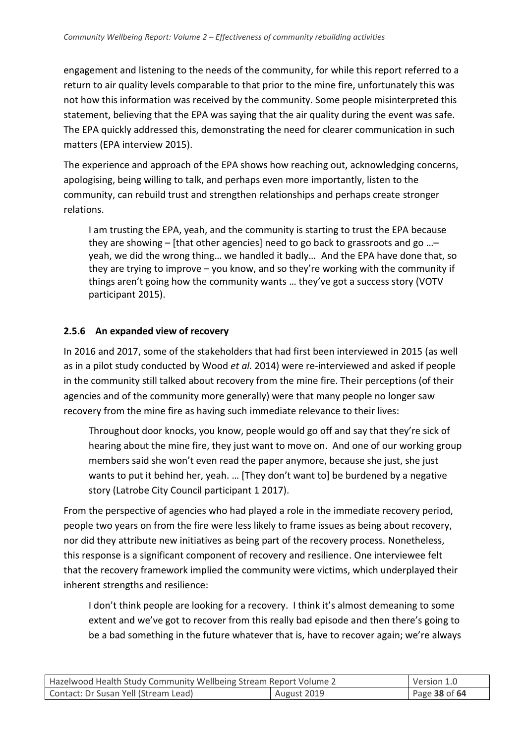engagement and listening to the needs of the community, for while this report referred to a return to air quality levels comparable to that prior to the mine fire, unfortunately this was not how this information was received by the community. Some people misinterpreted this statement, believing that the EPA was saying that the air quality during the event was safe. The EPA quickly addressed this, demonstrating the need for clearer communication in such matters (EPA interview 2015).

The experience and approach of the EPA shows how reaching out, acknowledging concerns, apologising, being willing to talk, and perhaps even more importantly, listen to the community, can rebuild trust and strengthen relationships and perhaps create stronger relations.

> I am trusting the EPA, yeah, and the community is starting to trust the EPA because they are showing – [that other agencies] need to go back to grassroots and go …– yeah, we did the wrong thing… we handled it badly… And the EPA have done that, so they are trying to improve – you know, and so they're working with the community if things aren't going how the community wants … they've got a success story (VOTV participant 2015).

### 2.5.6 An expanded view of recovery

In 2016 and 2017, some of the stakeholders that had first been interviewed in 2015 (as well as in a pilot study conducted by Wood *et al.* 2014) were re-interviewed and asked if people in the community still talked about recovery from the mine fire. Their perceptions (of their agencies and of the community more generally) were that many people no longer saw recovery from the mine fire as having such immediate relevance to their lives:

> Throughout door knocks, you know, people would go off and say that they're sick of hearing about the mine fire, they just want to move on. And one of our working group members said she won't even read the paper anymore, because she just, she just wants to put it behind her, yeah. … [They don't want to] be burdened by a negative story (Latrobe City Council participant 1 2017).

From the perspective of agencies who had played a role in the immediate recovery period, people two years on from the fire were less likely to frame issues as being about recovery, nor did they attribute new initiatives as being part of the recovery process. Nonetheless, this response is a significant component of recovery and resilience. One interviewee felt that the recovery framework implied the community were victims, which underplayed their inherent strengths and resilience:

> I don't think people are looking for a recovery. I think it's almost demeaning to some extent and we've got to recover from this really bad episode and then there's going to be a bad something in the future whatever that is, have to recover again; we're always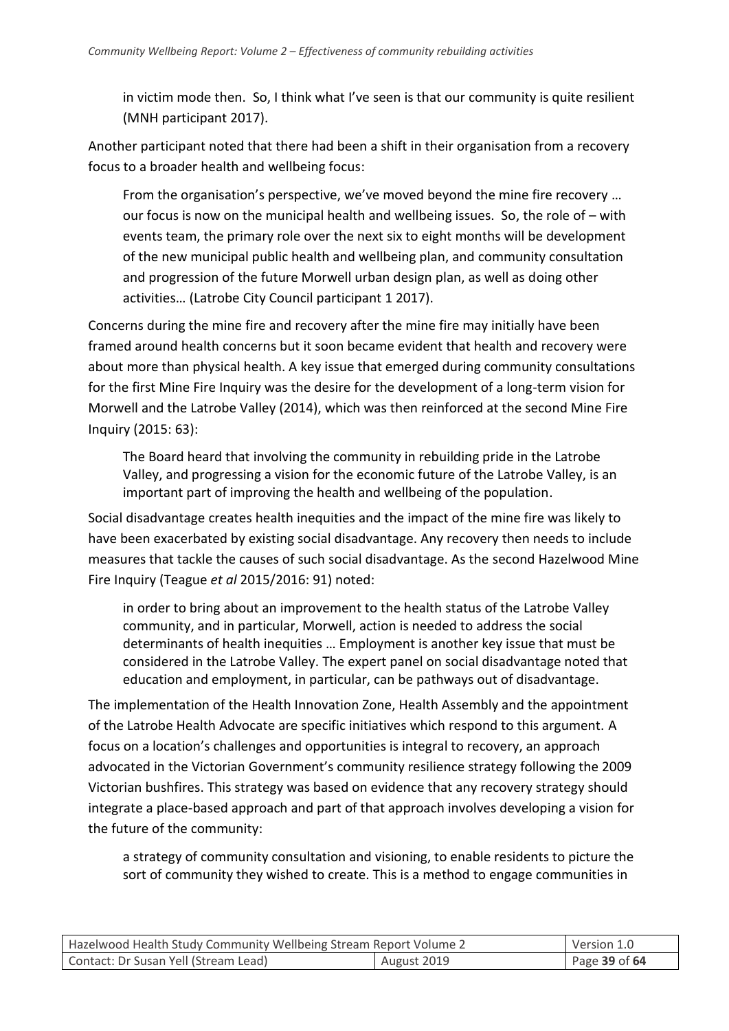> in victim mode then. So, I think what I've seen is that our community is quite resilient (MNH participant 2017).

Another participant noted that there had been a shift in their organisation from a recovery focus to a broader health and wellbeing focus:

> From the organisation's perspective, we've moved beyond the mine fire recovery … our focus is now on the municipal health and wellbeing issues. So, the role of – with events team, the primary role over the next six to eight months will be development of the new municipal public health and wellbeing plan, and community consultation and progression of the future Morwell urban design plan, as well as doing other activities… (Latrobe City Council participant 1 2017).

Concerns during the mine fire and recovery after the mine fire may initially have been framed around health concerns but it soon became evident that health and recovery were about more than physical health. A key issue that emerged during community consultations for the first Mine Fire Inquiry was the desire for the development of a long-term vision for Morwell and the Latrobe Valley (2014), which was then reinforced at the second Mine Fire Inquiry (2015: 63):

> The Board heard that involving the community in rebuilding pride in the Latrobe Valley, and progressing a vision for the economic future of the Latrobe Valley, is an important part of improving the health and wellbeing of the population.

Social disadvantage creates health inequities and the impact of the mine fire was likely to have been exacerbated by existing social disadvantage. Any recovery then needs to include measures that tackle the causes of such social disadvantage. As the second Hazelwood Mine Fire Inquiry (Teague *et al* 2015/2016: 91) noted:

> in order to bring about an improvement to the health status of the Latrobe Valley community, and in particular, Morwell, action is needed to address the social determinants of health inequities … Employment is another key issue that must be considered in the Latrobe Valley. The expert panel on social disadvantage noted that education and employment, in particular, can be pathways out of disadvantage.

The implementation of the Health Innovation Zone, Health Assembly and the appointment of the Latrobe Health Advocate are specific initiatives which respond to this argument. A focus on a location's challenges and opportunities is integral to recovery, an approach advocated in the Victorian Government's community resilience strategy following the 2009 Victorian bushfires. This strategy was based on evidence that any recovery strategy should integrate a place-based approach and part of that approach involves developing a vision for the future of the community:

> a strategy of community consultation and visioning, to enable residents to picture the sort of community they wished to create. This is a method to engage communities in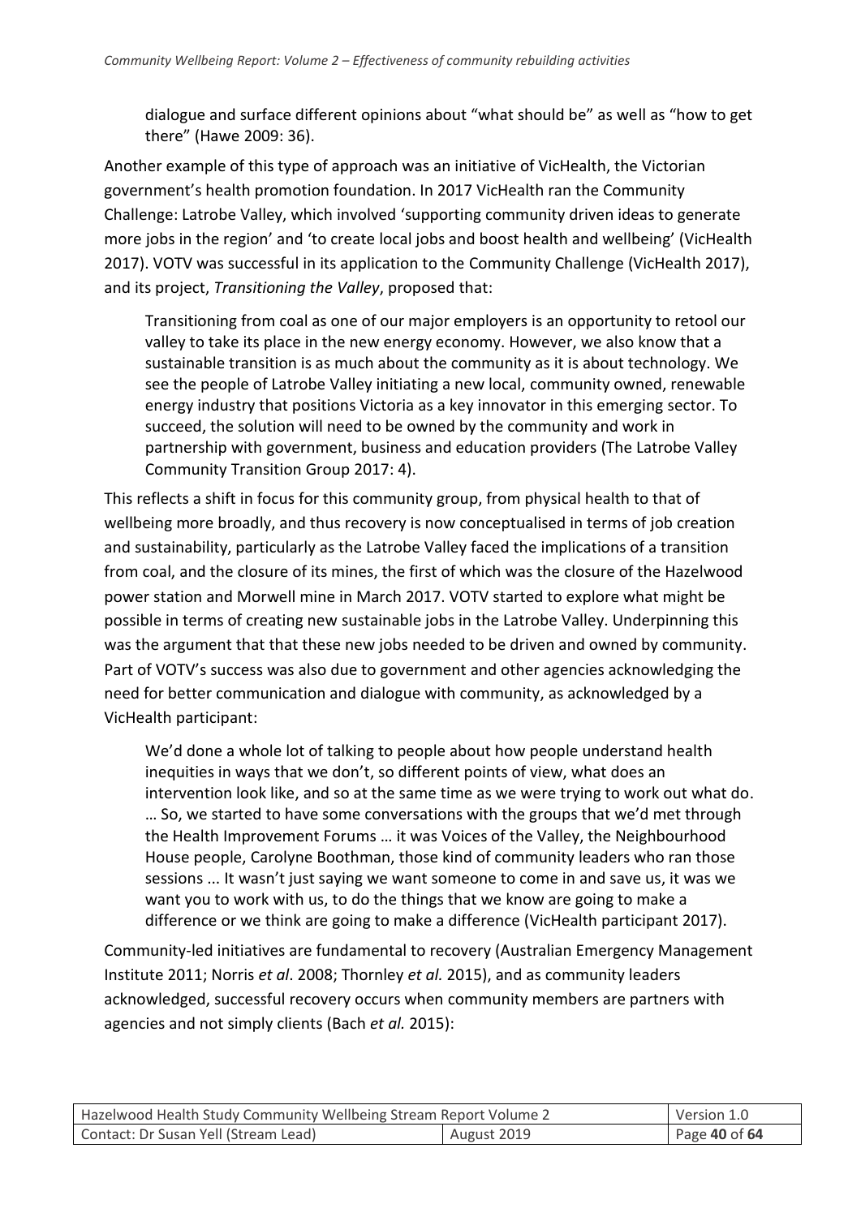> dialogue and surface different opinions about "what should be" as well as "how to get there" (Hawe 2009: 36).

Another example of this type of approach was an initiative of VicHealth, the Victorian government's health promotion foundation. In 2017 VicHealth ran the Community Challenge: Latrobe Valley, which involved 'supporting community driven ideas to generate more jobs in the region' and 'to create local jobs and boost health and wellbeing' (VicHealth 2017). VOTV was successful in its application to the Community Challenge (VicHealth 2017), and its project, *Transitioning the Valley*, proposed that:

> Transitioning from coal as one of our major employers is an opportunity to retool our valley to take its place in the new energy economy. However, we also know that a sustainable transition is as much about the community as it is about technology. We see the people of Latrobe Valley initiating a new local, community owned, renewable energy industry that positions Victoria as a key innovator in this emerging sector. To succeed, the solution will need to be owned by the community and work in partnership with government, business and education providers (The Latrobe Valley Community Transition Group 2017: 4).

This reflects a shift in focus for this community group, from physical health to that of wellbeing more broadly, and thus recovery is now conceptualised in terms of job creation and sustainability, particularly as the Latrobe Valley faced the implications of a transition from coal, and the closure of its mines, the first of which was the closure of the Hazelwood power station and Morwell mine in March 2017. VOTV started to explore what might be possible in terms of creating new sustainable jobs in the Latrobe Valley. Underpinning this was the argument that that these new jobs needed to be driven and owned by community. Part of VOTV's success was also due to government and other agencies acknowledging the need for better communication and dialogue with community, as acknowledged by a VicHealth participant:

> We'd done a whole lot of talking to people about how people understand health inequities in ways that we don't, so different points of view, what does an intervention look like, and so at the same time as we were trying to work out what do. … So, we started to have some conversations with the groups that we'd met through the Health Improvement Forums … it was Voices of the Valley, the Neighbourhood House people, Carolyne Boothman, those kind of community leaders who ran those sessions ... It wasn't just saying we want someone to come in and save us, it was we want you to work with us, to do the things that we know are going to make a difference or we think are going to make a difference (VicHealth participant 2017).

Community-led initiatives are fundamental to recovery (Australian Emergency Management Institute 2011; Norris *et al*. 2008; Thornley *et al.* 2015), and as community leaders acknowledged, successful recovery occurs when community members are partners with agencies and not simply clients (Bach *et al.* 2015):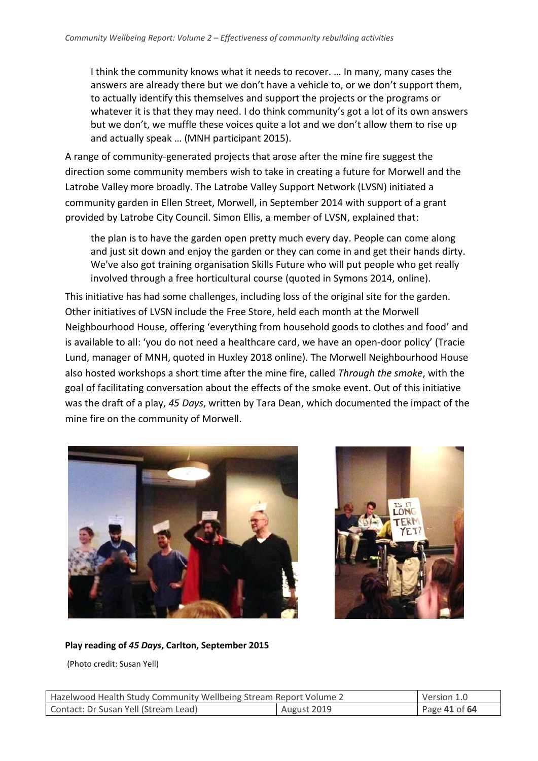I think the community knows what it needs to recover. … In many, many cases the answers are already there but we don't have a vehicle to, or we don't support them, to actually identify this themselves and support the projects or the programs or whatever it is that they may need. I do think community's got a lot of its own answers but we don't, we muffle these voices quite a lot and we don't allow them to rise up and actually speak … (MNH participant 2015).

A range of community-generated projects that arose after the mine fire suggest the direction some community members wish to take in creating a future for Morwell and the Latrobe Valley more broadly. The Latrobe Valley Support Network (LVSN) initiated a community garden in Ellen Street, Morwell, in September 2014 with support of a grant provided by Latrobe City Council. Simon Ellis, a member of LVSN, explained that:

> the plan is to have the garden open pretty much every day. People can come along and just sit down and enjoy the garden or they can come in and get their hands dirty. We've also got training organisation Skills Future who will put people who get really involved through a free horticultural course (quoted in Symons 2014, online).

This initiative has had some challenges, including loss of the original site for the garden. Other initiatives of LVSN include the Free Store, held each month at the Morwell Neighbourhood House, offering 'everything from household goods to clothes and food' and is available to all: 'you do not need a healthcare card, we have an open-door policy' (Tracie Lund, manager of MNH, quoted in Huxley 2018 online). The Morwell Neighbourhood House also hosted workshops a short time after the mine fire, called *Through the smoke*, with the goal of facilitating conversation about the effects of the smoke event. Out of this initiative was the draft of a play, *45 Days*, written by Tara Dean, which documented the impact of the mine fire on the community of Morwell.

**Play reading of *45 Days*, Carlton, September 2015**

(Photo credit: Susan Yell)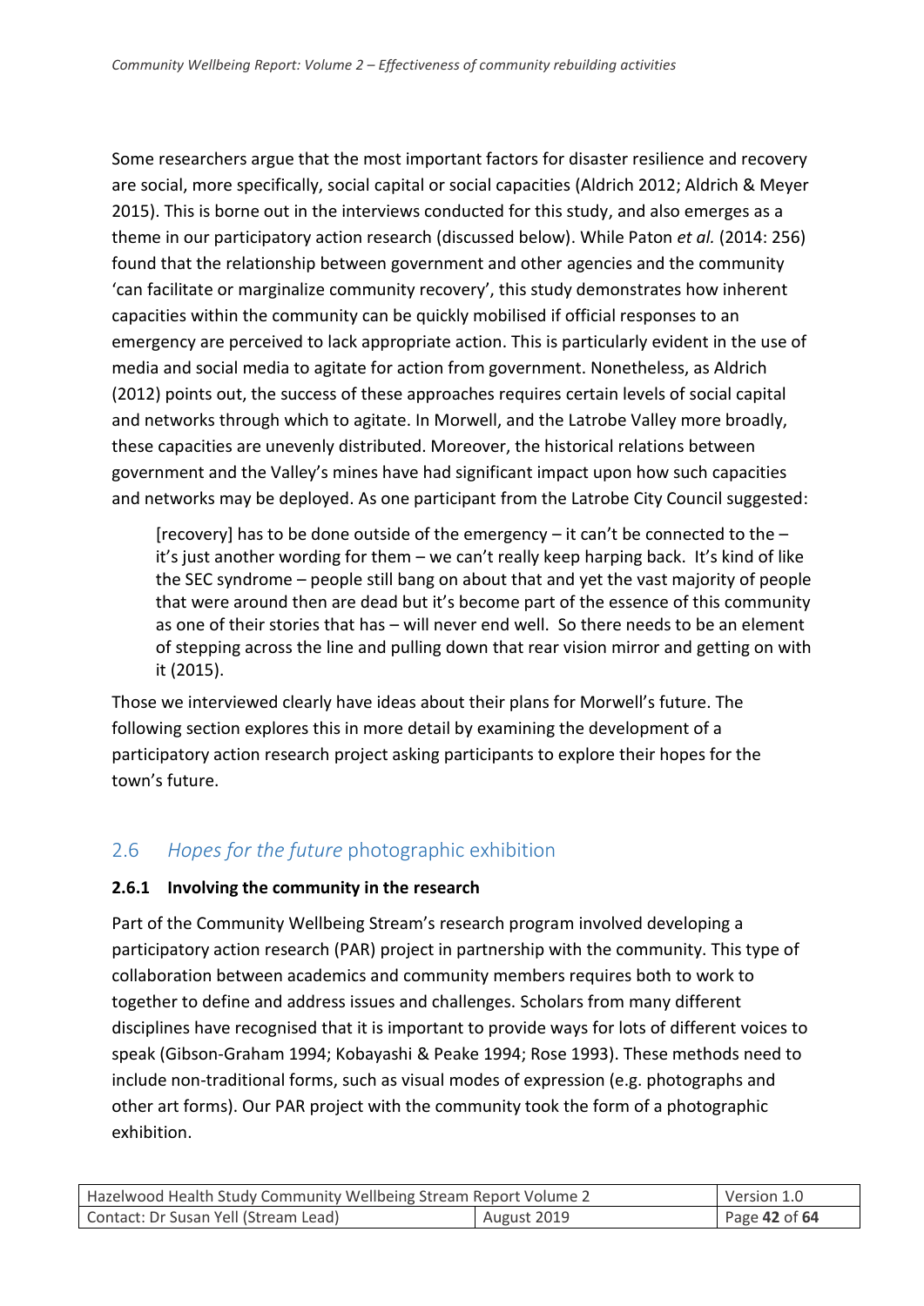Some researchers argue that the most important factors for disaster resilience and recovery are social, more specifically, social capital or social capacities (Aldrich 2012; Aldrich & Meyer 2015). This is borne out in the interviews conducted for this study, and also emerges as a theme in our participatory action research (discussed below). While Paton *et al.* (2014: 256) found that the relationship between government and other agencies and the community 'can facilitate or marginalize community recovery', this study demonstrates how inherent capacities within the community can be quickly mobilised if official responses to an emergency are perceived to lack appropriate action. This is particularly evident in the use of media and social media to agitate for action from government. Nonetheless, as Aldrich (2012) points out, the success of these approaches requires certain levels of social capital and networks through which to agitate. In Morwell, and the Latrobe Valley more broadly, these capacities are unevenly distributed. Moreover, the historical relations between government and the Valley's mines have had significant impact upon how such capacities and networks may be deployed. As one participant from the Latrobe City Council suggested:

> [recovery] has to be done outside of the emergency – it can't be connected to the – it's just another wording for them – we can't really keep harping back. It's kind of like the SEC syndrome – people still bang on about that and yet the vast majority of people that were around then are dead but it's become part of the essence of this community as one of their stories that has – will never end well. So there needs to be an element of stepping across the line and pulling down that rear vision mirror and getting on with it (2015).

Those we interviewed clearly have ideas about their plans for Morwell's future. The following section explores this in more detail by examining the development of a participatory action research project asking participants to explore their hopes for the town's future.

## 2.6 *Hopes for the future* photographic exhibition

### 2.6.1 Involving the community in the research

Part of the Community Wellbeing Stream's research program involved developing a participatory action research (PAR) project in partnership with the community. This type of collaboration between academics and community members requires both to work to together to define and address issues and challenges. Scholars from many different disciplines have recognised that it is important to provide ways for lots of different voices to speak (Gibson-Graham 1994; Kobayashi & Peake 1994; Rose 1993). These methods need to include non-traditional forms, such as visual modes of expression (e.g. photographs and other art forms). Our PAR project with the community took the form of a photographic exhibition.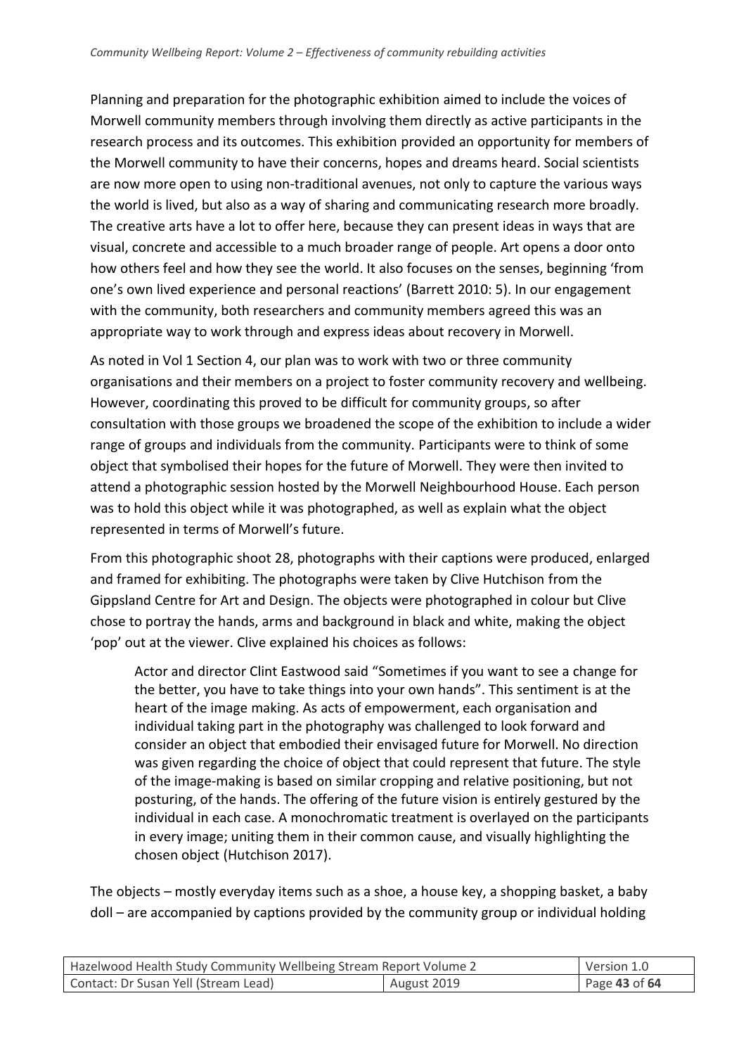Planning and preparation for the photographic exhibition aimed to include the voices of Morwell community members through involving them directly as active participants in the research process and its outcomes. This exhibition provided an opportunity for members of the Morwell community to have their concerns, hopes and dreams heard. Social scientists are now more open to using non-traditional avenues, not only to capture the various ways the world is lived, but also as a way of sharing and communicating research more broadly. The creative arts have a lot to offer here, because they can present ideas in ways that are visual, concrete and accessible to a much broader range of people. Art opens a door onto how others feel and how they see the world. It also focuses on the senses, beginning 'from one's own lived experience and personal reactions' (Barrett 2010: 5). In our engagement with the community, both researchers and community members agreed this was an appropriate way to work through and express ideas about recovery in Morwell.

As noted in Vol 1 Section 4, our plan was to work with two or three community organisations and their members on a project to foster community recovery and wellbeing. However, coordinating this proved to be difficult for community groups, so after consultation with those groups we broadened the scope of the exhibition to include a wider range of groups and individuals from the community. Participants were to think of some object that symbolised their hopes for the future of Morwell. They were then invited to attend a photographic session hosted by the Morwell Neighbourhood House. Each person was to hold this object while it was photographed, as well as explain what the object represented in terms of Morwell's future.

From this photographic shoot 28, photographs with their captions were produced, enlarged and framed for exhibiting. The photographs were taken by Clive Hutchison from the Gippsland Centre for Art and Design. The objects were photographed in colour but Clive chose to portray the hands, arms and background in black and white, making the object 'pop' out at the viewer. Clive explained his choices as follows:

> Actor and director Clint Eastwood said "Sometimes if you want to see a change for the better, you have to take things into your own hands". This sentiment is at the heart of the image making. As acts of empowerment, each organisation and individual taking part in the photography was challenged to look forward and consider an object that embodied their envisaged future for Morwell. No direction was given regarding the choice of object that could represent that future. The style of the image-making is based on similar cropping and relative positioning, but not posturing, of the hands. The offering of the future vision is entirely gestured by the individual in each case. A monochromatic treatment is overlayed on the participants in every image; uniting them in their common cause, and visually highlighting the chosen object (Hutchison 2017).

The objects – mostly everyday items such as a shoe, a house key, a shopping basket, a baby doll – are accompanied by captions provided by the community group or individual holding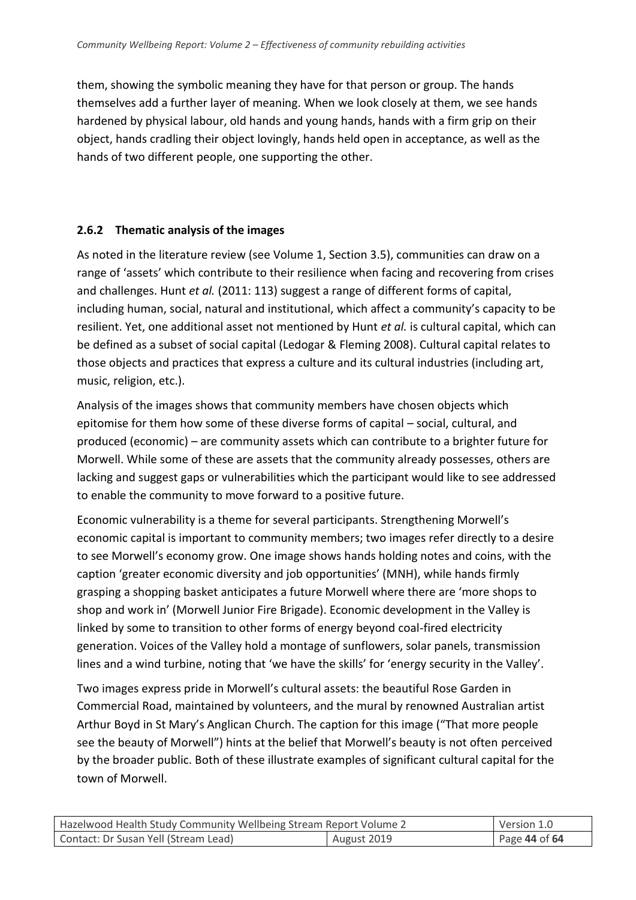them, showing the symbolic meaning they have for that person or group. The hands themselves add a further layer of meaning. When we look closely at them, we see hands hardened by physical labour, old hands and young hands, hands with a firm grip on their object, hands cradling their object lovingly, hands held open in acceptance, as well as the hands of two different people, one supporting the other.

### 2.6.2 Thematic analysis of the images

As noted in the literature review (see Volume 1, Section 3.5), communities can draw on a range of 'assets' which contribute to their resilience when facing and recovering from crises and challenges. Hunt *et al.* (2011: 113) suggest a range of different forms of capital, including human, social, natural and institutional, which affect a community's capacity to be resilient. Yet, one additional asset not mentioned by Hunt *et al.* is cultural capital, which can be defined as a subset of social capital (Ledogar & Fleming 2008). Cultural capital relates to those objects and practices that express a culture and its cultural industries (including art, music, religion, etc.).

Analysis of the images shows that community members have chosen objects which epitomise for them how some of these diverse forms of capital – social, cultural, and produced (economic) – are community assets which can contribute to a brighter future for Morwell. While some of these are assets that the community already possesses, others are lacking and suggest gaps or vulnerabilities which the participant would like to see addressed to enable the community to move forward to a positive future.

Economic vulnerability is a theme for several participants. Strengthening Morwell's economic capital is important to community members; two images refer directly to a desire to see Morwell's economy grow. One image shows hands holding notes and coins, with the caption 'greater economic diversity and job opportunities' (MNH), while hands firmly grasping a shopping basket anticipates a future Morwell where there are 'more shops to shop and work in' (Morwell Junior Fire Brigade). Economic development in the Valley is linked by some to transition to other forms of energy beyond coal-fired electricity generation. Voices of the Valley hold a montage of sunflowers, solar panels, transmission lines and a wind turbine, noting that 'we have the skills' for 'energy security in the Valley'.

Two images express pride in Morwell's cultural assets: the beautiful Rose Garden in Commercial Road, maintained by volunteers, and the mural by renowned Australian artist Arthur Boyd in St Mary's Anglican Church. The caption for this image ("That more people see the beauty of Morwell") hints at the belief that Morwell's beauty is not often perceived by the broader public. Both of these illustrate examples of significant cultural capital for the town of Morwell.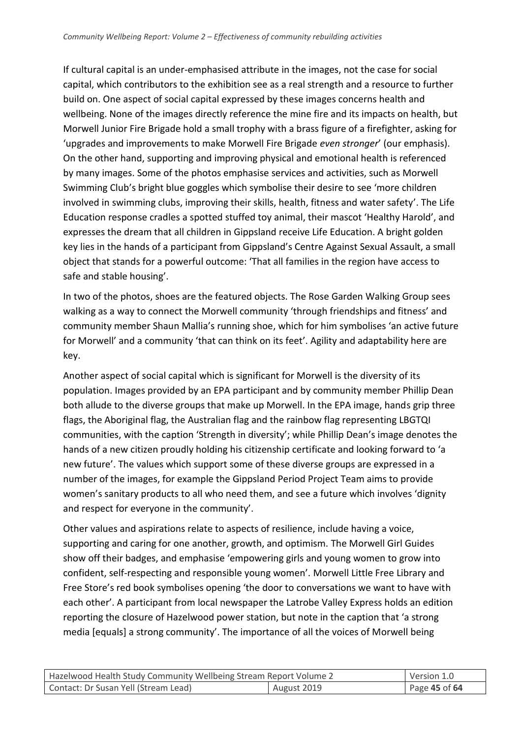If cultural capital is an under-emphasised attribute in the images, not the case for social capital, which contributors to the exhibition see as a real strength and a resource to further build on. One aspect of social capital expressed by these images concerns health and wellbeing. None of the images directly reference the mine fire and its impacts on health, but Morwell Junior Fire Brigade hold a small trophy with a brass figure of a firefighter, asking for 'upgrades and improvements to make Morwell Fire Brigade *even stronger*' (our emphasis). On the other hand, supporting and improving physical and emotional health is referenced by many images. Some of the photos emphasise services and activities, such as Morwell Swimming Club's bright blue goggles which symbolise their desire to see 'more children involved in swimming clubs, improving their skills, health, fitness and water safety'. The Life Education response cradles a spotted stuffed toy animal, their mascot 'Healthy Harold', and expresses the dream that all children in Gippsland receive Life Education. A bright golden key lies in the hands of a participant from Gippsland's Centre Against Sexual Assault, a small object that stands for a powerful outcome: 'That all families in the region have access to safe and stable housing'.

In two of the photos, shoes are the featured objects. The Rose Garden Walking Group sees walking as a way to connect the Morwell community 'through friendships and fitness' and community member Shaun Mallia's running shoe, which for him symbolises 'an active future for Morwell' and a community 'that can think on its feet'. Agility and adaptability here are key.

Another aspect of social capital which is significant for Morwell is the diversity of its population. Images provided by an EPA participant and by community member Phillip Dean both allude to the diverse groups that make up Morwell. In the EPA image, hands grip three flags, the Aboriginal flag, the Australian flag and the rainbow flag representing LBGTQI communities, with the caption 'Strength in diversity'; while Phillip Dean's image denotes the hands of a new citizen proudly holding his citizenship certificate and looking forward to 'a new future'. The values which support some of these diverse groups are expressed in a number of the images, for example the Gippsland Period Project Team aims to provide women's sanitary products to all who need them, and see a future which involves 'dignity and respect for everyone in the community'.

Other values and aspirations relate to aspects of resilience, include having a voice, supporting and caring for one another, growth, and optimism. The Morwell Girl Guides show off their badges, and emphasise 'empowering girls and young women to grow into confident, self-respecting and responsible young women'. Morwell Little Free Library and Free Store's red book symbolises opening 'the door to conversations we want to have with each other'. A participant from local newspaper the Latrobe Valley Express holds an edition reporting the closure of Hazelwood power station, but note in the caption that 'a strong media [equals] a strong community'. The importance of all the voices of Morwell being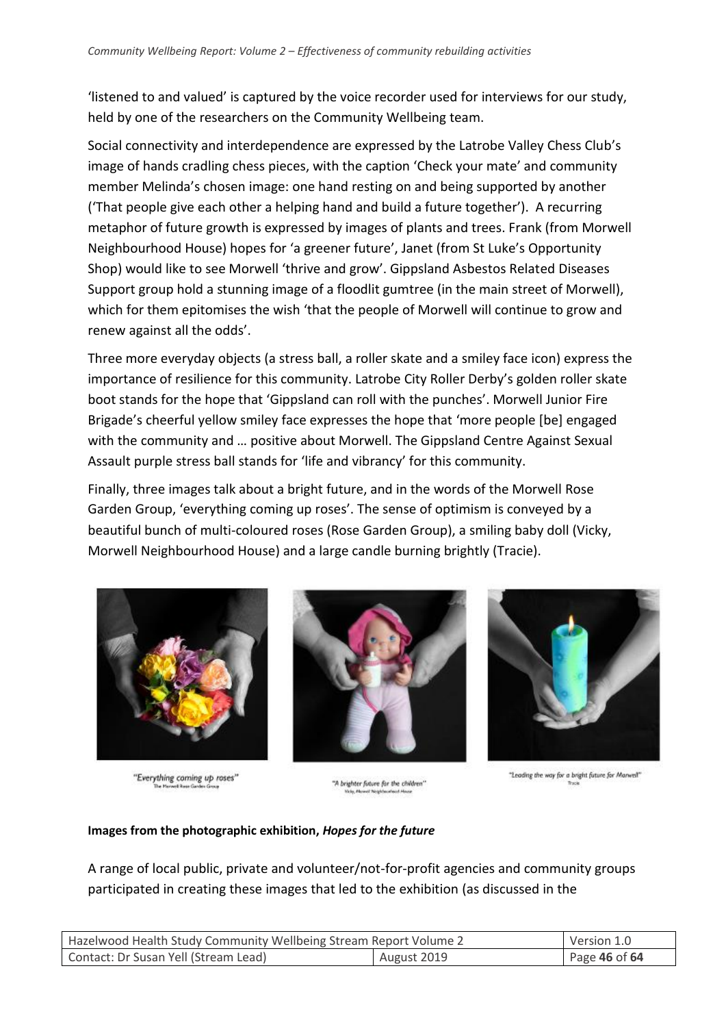'listened to and valued' is captured by the voice recorder used for interviews for our study, held by one of the researchers on the Community Wellbeing team.

Social connectivity and interdependence are expressed by the Latrobe Valley Chess Club's image of hands cradling chess pieces, with the caption 'Check your mate' and community member Melinda's chosen image: one hand resting on and being supported by another ('That people give each other a helping hand and build a future together'). A recurring metaphor of future growth is expressed by images of plants and trees. Frank (from Morwell Neighbourhood House) hopes for 'a greener future', Janet (from St Luke's Opportunity Shop) would like to see Morwell 'thrive and grow'. Gippsland Asbestos Related Diseases Support group hold a stunning image of a floodlit gumtree (in the main street of Morwell), which for them epitomises the wish 'that the people of Morwell will continue to grow and renew against all the odds'.

Three more everyday objects (a stress ball, a roller skate and a smiley face icon) express the importance of resilience for this community. Latrobe City Roller Derby's golden roller skate boot stands for the hope that 'Gippsland can roll with the punches'. Morwell Junior Fire Brigade's cheerful yellow smiley face expresses the hope that 'more people [be] engaged with the community and … positive about Morwell. The Gippsland Centre Against Sexual Assault purple stress ball stands for 'life and vibrancy' for this community.

Finally, three images talk about a bright future, and in the words of the Morwell Rose Garden Group, 'everything coming up roses'. The sense of optimism is conveyed by a beautiful bunch of multi-coloured roses (Rose Garden Group), a smiling baby doll (Vicky, Morwell Neighbourhood House) and a large candle burning brightly (Tracie).

"Everything coming up roses"
The Morwell Rose Garden Group

"A brighter future for the children"
Vicky, Morwell Neighbourhood House

"Leading the way for a bright future for Morwell"
Tracie

**Images from the photographic exhibition, *Hopes for the future***

A range of local public, private and volunteer/not-for-profit agencies and community groups participated in creating these images that led to the exhibition (as discussed in the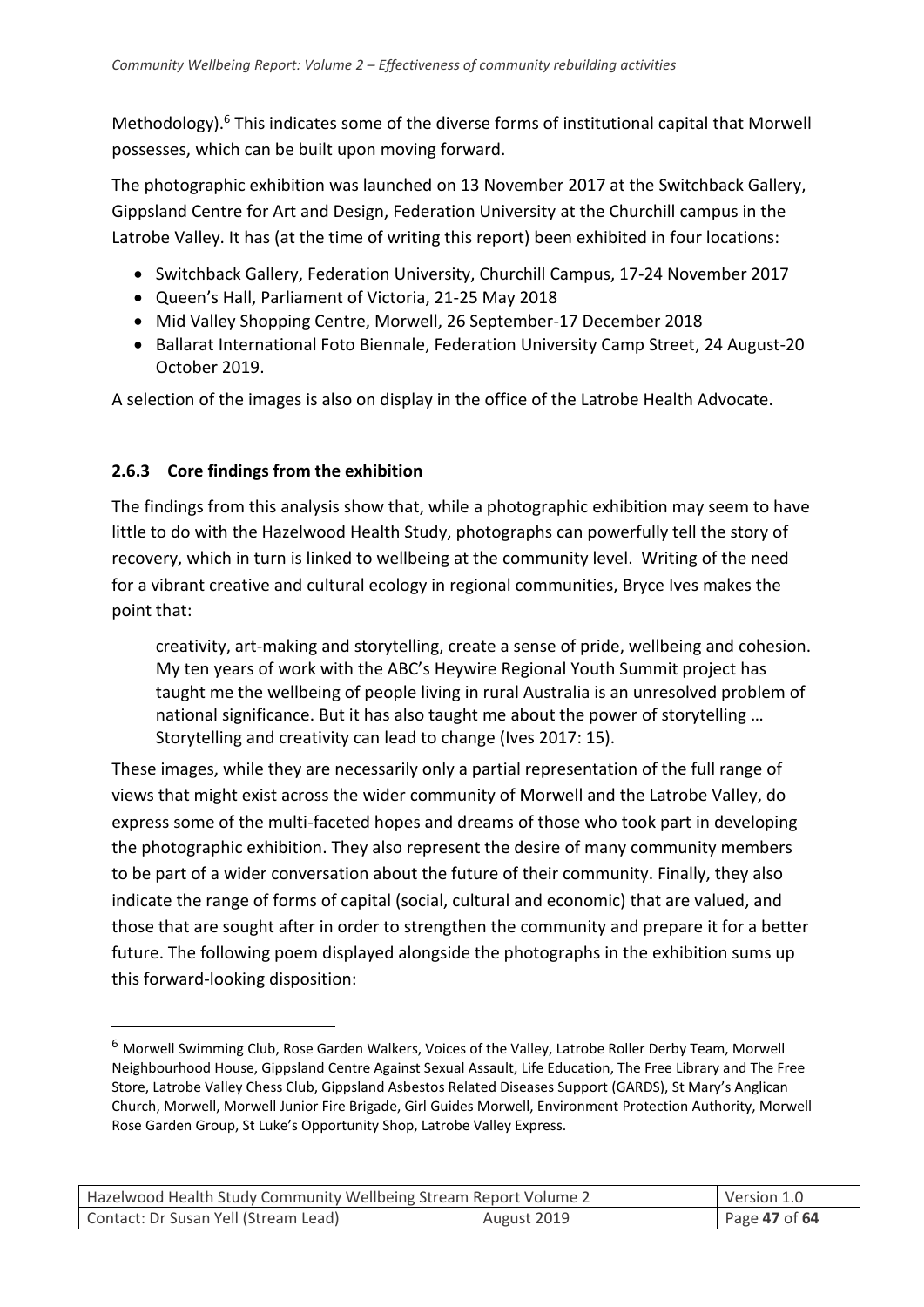Methodology).[6] This indicates some of the diverse forms of institutional capital that Morwell possesses, which can be built upon moving forward.

The photographic exhibition was launched on 13 November 2017 at the Switchback Gallery, Gippsland Centre for Art and Design, Federation University at the Churchill campus in the Latrobe Valley. It has (at the time of writing this report) been exhibited in four locations:

- Switchback Gallery, Federation University, Churchill Campus, 17-24 November 2017
- Queen's Hall, Parliament of Victoria, 21-25 May 2018
- Mid Valley Shopping Centre, Morwell, 26 September-17 December 2018
- Ballarat International Foto Biennale, Federation University Camp Street, 24 August-20 October 2019.

A selection of the images is also on display in the office of the Latrobe Health Advocate.

### 2.6.3 Core findings from the exhibition

The findings from this analysis show that, while a photographic exhibition may seem to have little to do with the Hazelwood Health Study, photographs can powerfully tell the story of recovery, which in turn is linked to wellbeing at the community level. Writing of the need for a vibrant creative and cultural ecology in regional communities, Bryce Ives makes the point that:

> creativity, art-making and storytelling, create a sense of pride, wellbeing and cohesion. My ten years of work with the ABC's Heywire Regional Youth Summit project has taught me the wellbeing of people living in rural Australia is an unresolved problem of national significance. But it has also taught me about the power of storytelling … Storytelling and creativity can lead to change (Ives 2017: 15).

These images, while they are necessarily only a partial representation of the full range of views that might exist across the wider community of Morwell and the Latrobe Valley, do express some of the multi-faceted hopes and dreams of those who took part in developing the photographic exhibition. They also represent the desire of many community members to be part of a wider conversation about the future of their community. Finally, they also indicate the range of forms of capital (social, cultural and economic) that are valued, and those that are sought after in order to strengthen the community and prepare it for a better future. The following poem displayed alongside the photographs in the exhibition sums up this forward-looking disposition:

---

[6] Morwell Swimming Club, Rose Garden Walkers, Voices of the Valley, Latrobe Roller Derby Team, Morwell Neighbourhood House, Gippsland Centre Against Sexual Assault, Life Education, The Free Library and The Free Store, Latrobe Valley Chess Club, Gippsland Asbestos Related Diseases Support (GARDS), St Mary's Anglican Church, Morwell, Morwell Junior Fire Brigade, Girl Guides Morwell, Environment Protection Authority, Morwell Rose Garden Group, St Luke's Opportunity Shop, Latrobe Valley Express.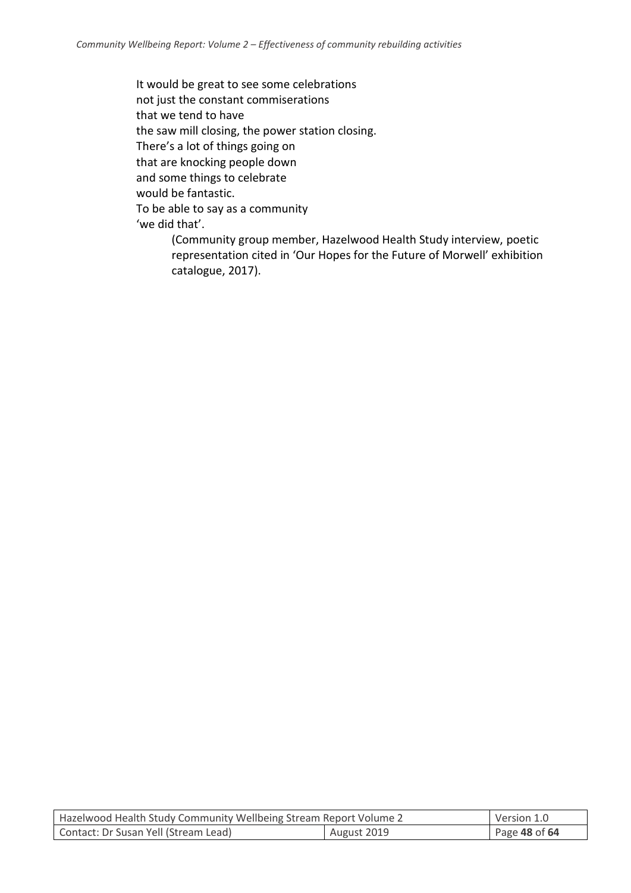It would be great to see some celebrations  
not just the constant commiserations  
that we tend to have  
the saw mill closing, the power station closing.  
There's a lot of things going on  
that are knocking people down  
and some things to celebrate  
would be fantastic.  
To be able to say as a community  
'we did that'.

> (Community group member, Hazelwood Health Study interview, poetic representation cited in 'Our Hopes for the Future of Morwell' exhibition catalogue, 2017).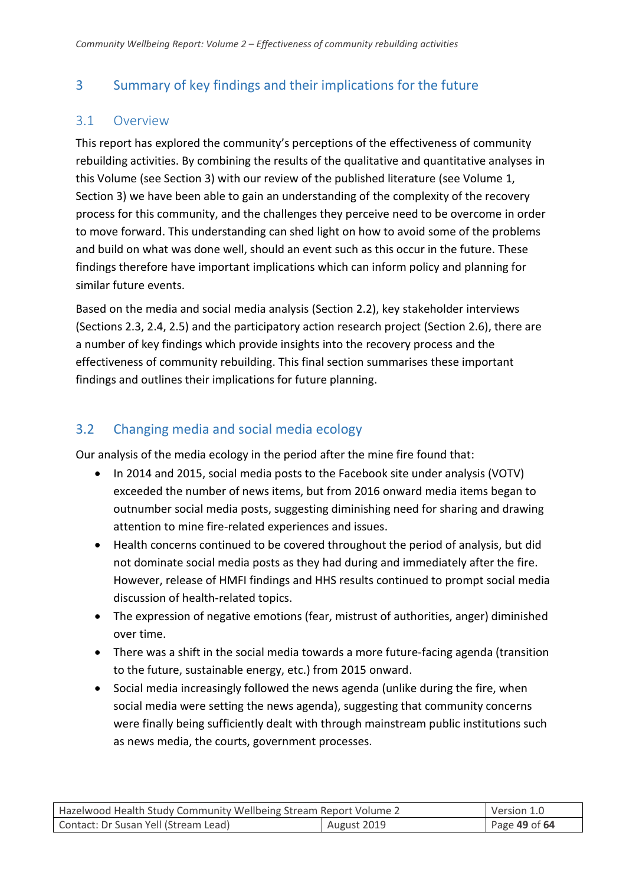# 3 Summary of key findings and their implications for the future

## 3.1 Overview

This report has explored the community's perceptions of the effectiveness of community rebuilding activities. By combining the results of the qualitative and quantitative analyses in this Volume (see Section 3) with our review of the published literature (see Volume 1, Section 3) we have been able to gain an understanding of the complexity of the recovery process for this community, and the challenges they perceive need to be overcome in order to move forward. This understanding can shed light on how to avoid some of the problems and build on what was done well, should an event such as this occur in the future. These findings therefore have important implications which can inform policy and planning for similar future events.

Based on the media and social media analysis (Section 2.2), key stakeholder interviews (Sections 2.3, 2.4, 2.5) and the participatory action research project (Section 2.6), there are a number of key findings which provide insights into the recovery process and the effectiveness of community rebuilding. This final section summarises these important findings and outlines their implications for future planning.

## 3.2 Changing media and social media ecology

Our analysis of the media ecology in the period after the mine fire found that:

- In 2014 and 2015, social media posts to the Facebook site under analysis (VOTV) exceeded the number of news items, but from 2016 onward media items began to outnumber social media posts, suggesting diminishing need for sharing and drawing attention to mine fire-related experiences and issues.
- Health concerns continued to be covered throughout the period of analysis, but did not dominate social media posts as they had during and immediately after the fire. However, release of HMFI findings and HHS results continued to prompt social media discussion of health-related topics.
- The expression of negative emotions (fear, mistrust of authorities, anger) diminished over time.
- There was a shift in the social media towards a more future-facing agenda (transition to the future, sustainable energy, etc.) from 2015 onward.
- Social media increasingly followed the news agenda (unlike during the fire, when social media were setting the news agenda), suggesting that community concerns were finally being sufficiently dealt with through mainstream public institutions such as news media, the courts, government processes.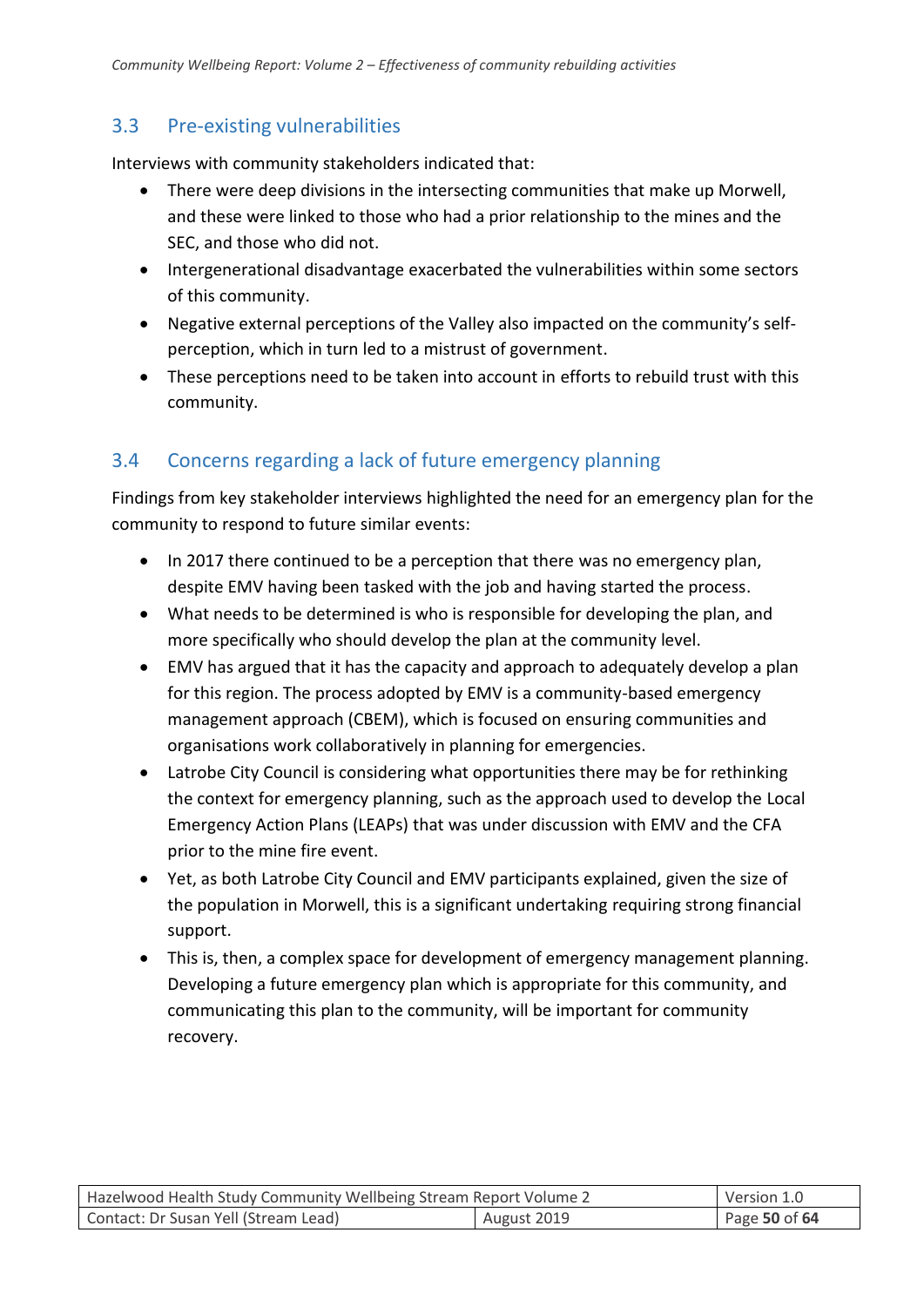## 3.3 Pre-existing vulnerabilities

Interviews with community stakeholders indicated that:

- There were deep divisions in the intersecting communities that make up Morwell, and these were linked to those who had a prior relationship to the mines and the SEC, and those who did not.
- Intergenerational disadvantage exacerbated the vulnerabilities within some sectors of this community.
- Negative external perceptions of the Valley also impacted on the community's self-perception, which in turn led to a mistrust of government.
- These perceptions need to be taken into account in efforts to rebuild trust with this community.

## 3.4 Concerns regarding a lack of future emergency planning

Findings from key stakeholder interviews highlighted the need for an emergency plan for the community to respond to future similar events:

- In 2017 there continued to be a perception that there was no emergency plan, despite EMV having been tasked with the job and having started the process.
- What needs to be determined is who is responsible for developing the plan, and more specifically who should develop the plan at the community level.
- EMV has argued that it has the capacity and approach to adequately develop a plan for this region. The process adopted by EMV is a community-based emergency management approach (CBEM), which is focused on ensuring communities and organisations work collaboratively in planning for emergencies.
- Latrobe City Council is considering what opportunities there may be for rethinking the context for emergency planning, such as the approach used to develop the Local Emergency Action Plans (LEAPs) that was under discussion with EMV and the CFA prior to the mine fire event.
- Yet, as both Latrobe City Council and EMV participants explained, given the size of the population in Morwell, this is a significant undertaking requiring strong financial support.
- This is, then, a complex space for development of emergency management planning. Developing a future emergency plan which is appropriate for this community, and communicating this plan to the community, will be important for community recovery.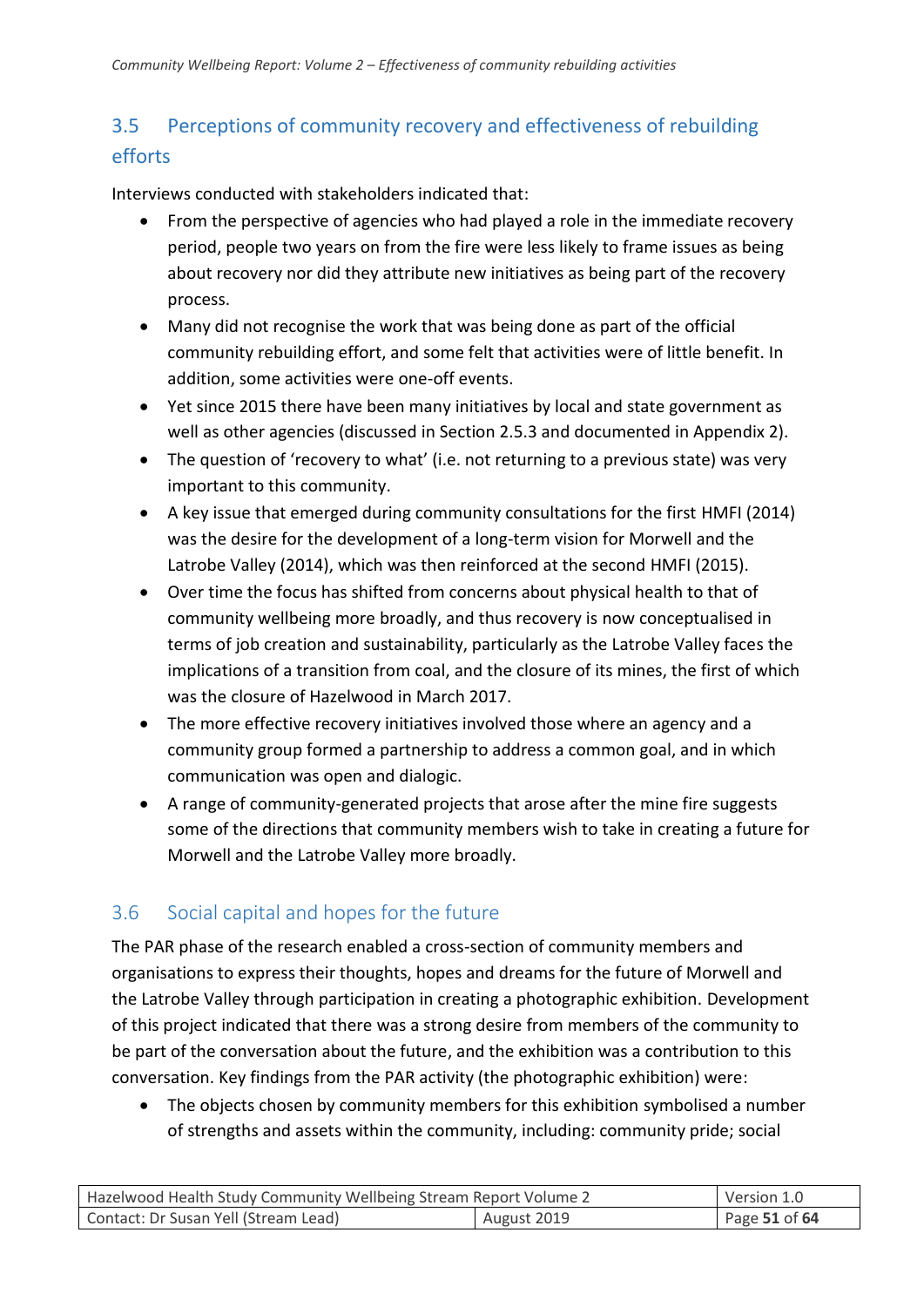## 3.5 Perceptions of community recovery and effectiveness of rebuilding efforts

Interviews conducted with stakeholders indicated that:

- From the perspective of agencies who had played a role in the immediate recovery period, people two years on from the fire were less likely to frame issues as being about recovery nor did they attribute new initiatives as being part of the recovery process.
- Many did not recognise the work that was being done as part of the official community rebuilding effort, and some felt that activities were of little benefit. In addition, some activities were one-off events.
- Yet since 2015 there have been many initiatives by local and state government as well as other agencies (discussed in Section 2.5.3 and documented in Appendix 2).
- The question of 'recovery to what' (i.e. not returning to a previous state) was very important to this community.
- A key issue that emerged during community consultations for the first HMFI (2014) was the desire for the development of a long-term vision for Morwell and the Latrobe Valley (2014), which was then reinforced at the second HMFI (2015).
- Over time the focus has shifted from concerns about physical health to that of community wellbeing more broadly, and thus recovery is now conceptualised in terms of job creation and sustainability, particularly as the Latrobe Valley faces the implications of a transition from coal, and the closure of its mines, the first of which was the closure of Hazelwood in March 2017.
- The more effective recovery initiatives involved those where an agency and a community group formed a partnership to address a common goal, and in which communication was open and dialogic.
- A range of community-generated projects that arose after the mine fire suggests some of the directions that community members wish to take in creating a future for Morwell and the Latrobe Valley more broadly.

## 3.6 Social capital and hopes for the future

The PAR phase of the research enabled a cross-section of community members and organisations to express their thoughts, hopes and dreams for the future of Morwell and the Latrobe Valley through participation in creating a photographic exhibition. Development of this project indicated that there was a strong desire from members of the community to be part of the conversation about the future, and the exhibition was a contribution to this conversation. Key findings from the PAR activity (the photographic exhibition) were:

- The objects chosen by community members for this exhibition symbolised a number of strengths and assets within the community, including: community pride; social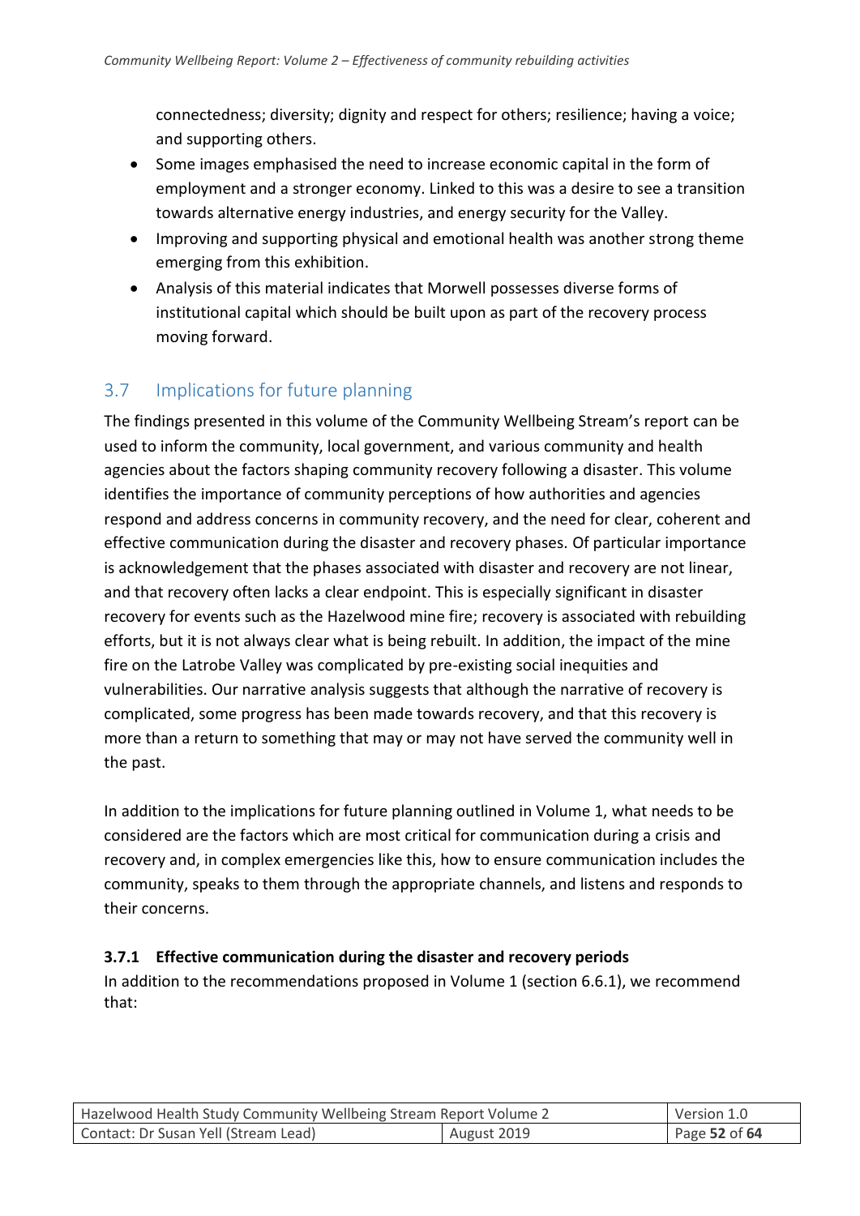connectedness; diversity; dignity and respect for others; resilience; having a voice; and supporting others.

- Some images emphasised the need to increase economic capital in the form of employment and a stronger economy. Linked to this was a desire to see a transition towards alternative energy industries, and energy security for the Valley.
- Improving and supporting physical and emotional health was another strong theme emerging from this exhibition.
- Analysis of this material indicates that Morwell possesses diverse forms of institutional capital which should be built upon as part of the recovery process moving forward.

## 3.7 Implications for future planning

The findings presented in this volume of the Community Wellbeing Stream's report can be used to inform the community, local government, and various community and health agencies about the factors shaping community recovery following a disaster. This volume identifies the importance of community perceptions of how authorities and agencies respond and address concerns in community recovery, and the need for clear, coherent and effective communication during the disaster and recovery phases. Of particular importance is acknowledgement that the phases associated with disaster and recovery are not linear, and that recovery often lacks a clear endpoint. This is especially significant in disaster recovery for events such as the Hazelwood mine fire; recovery is associated with rebuilding efforts, but it is not always clear what is being rebuilt. In addition, the impact of the mine fire on the Latrobe Valley was complicated by pre-existing social inequities and vulnerabilities. Our narrative analysis suggests that although the narrative of recovery is complicated, some progress has been made towards recovery, and that this recovery is more than a return to something that may or may not have served the community well in the past.

In addition to the implications for future planning outlined in Volume 1, what needs to be considered are the factors which are most critical for communication during a crisis and recovery and, in complex emergencies like this, how to ensure communication includes the community, speaks to them through the appropriate channels, and listens and responds to their concerns.

### 3.7.1 Effective communication during the disaster and recovery periods

In addition to the recommendations proposed in Volume 1 (section 6.6.1), we recommend that: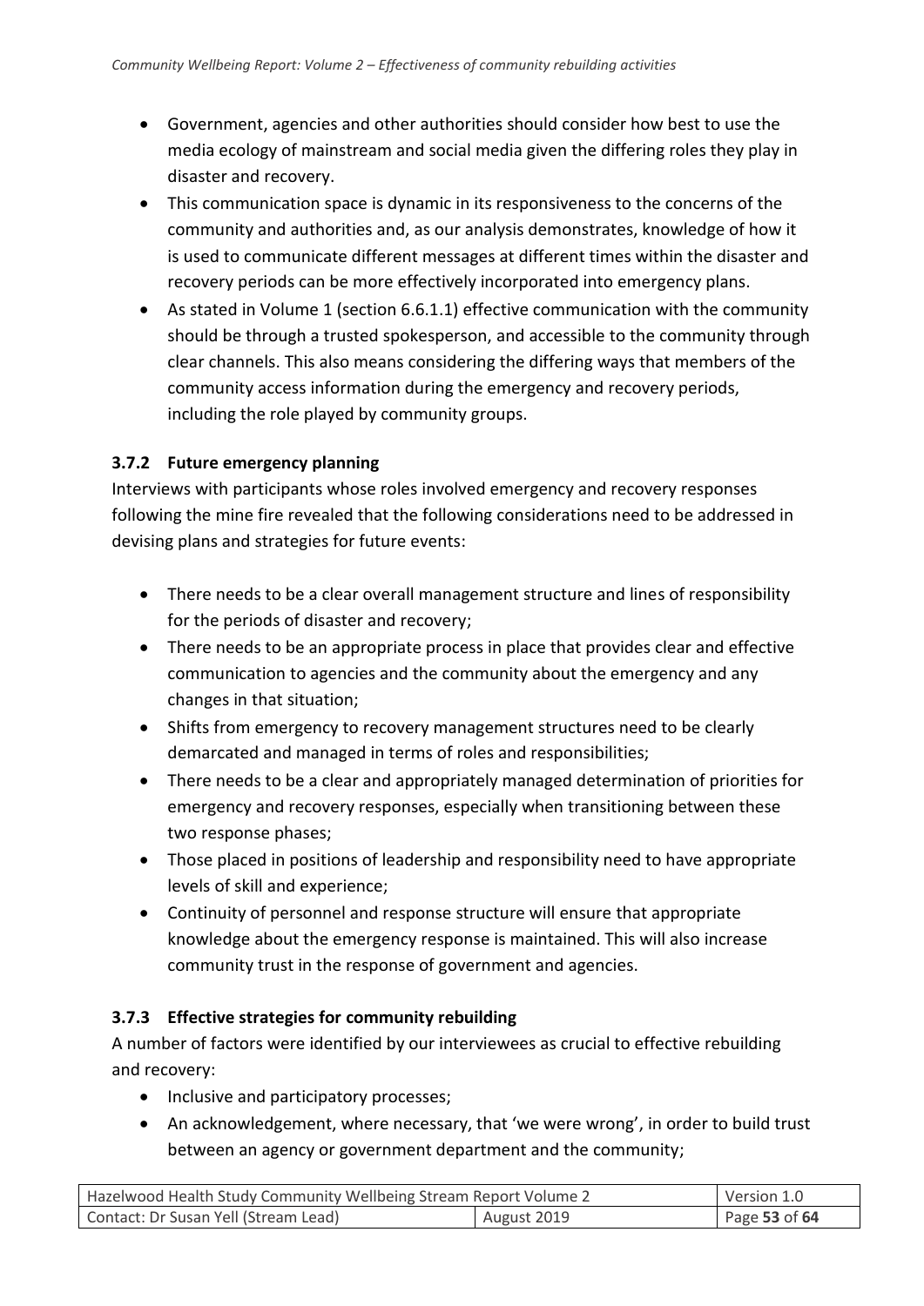- Government, agencies and other authorities should consider how best to use the media ecology of mainstream and social media given the differing roles they play in disaster and recovery.
- This communication space is dynamic in its responsiveness to the concerns of the community and authorities and, as our analysis demonstrates, knowledge of how it is used to communicate different messages at different times within the disaster and recovery periods can be more effectively incorporated into emergency plans.
- As stated in Volume 1 (section 6.6.1.1) effective communication with the community should be through a trusted spokesperson, and accessible to the community through clear channels. This also means considering the differing ways that members of the community access information during the emergency and recovery periods, including the role played by community groups.

### 3.7.2 Future emergency planning

Interviews with participants whose roles involved emergency and recovery responses following the mine fire revealed that the following considerations need to be addressed in devising plans and strategies for future events:

- There needs to be a clear overall management structure and lines of responsibility for the periods of disaster and recovery;
- There needs to be an appropriate process in place that provides clear and effective communication to agencies and the community about the emergency and any changes in that situation;
- Shifts from emergency to recovery management structures need to be clearly demarcated and managed in terms of roles and responsibilities;
- There needs to be a clear and appropriately managed determination of priorities for emergency and recovery responses, especially when transitioning between these two response phases;
- Those placed in positions of leadership and responsibility need to have appropriate levels of skill and experience;
- Continuity of personnel and response structure will ensure that appropriate knowledge about the emergency response is maintained. This will also increase community trust in the response of government and agencies.

### 3.7.3 Effective strategies for community rebuilding

A number of factors were identified by our interviewees as crucial to effective rebuilding and recovery:

- Inclusive and participatory processes;
- An acknowledgement, where necessary, that 'we were wrong', in order to build trust between an agency or government department and the community;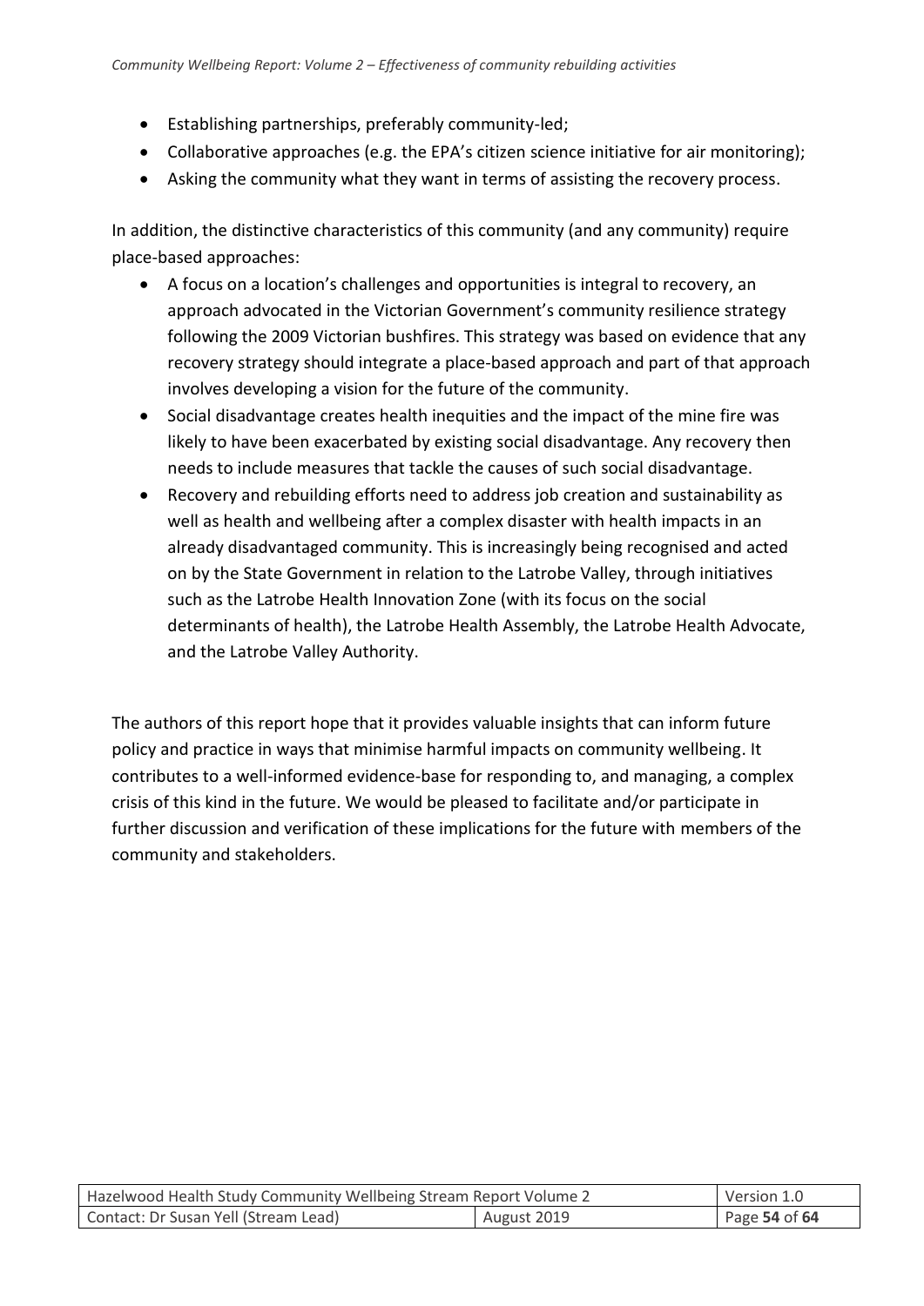- Establishing partnerships, preferably community-led;
- Collaborative approaches (e.g. the EPA's citizen science initiative for air monitoring);
- Asking the community what they want in terms of assisting the recovery process.

In addition, the distinctive characteristics of this community (and any community) require place-based approaches:

- A focus on a location's challenges and opportunities is integral to recovery, an approach advocated in the Victorian Government's community resilience strategy following the 2009 Victorian bushfires. This strategy was based on evidence that any recovery strategy should integrate a place-based approach and part of that approach involves developing a vision for the future of the community.
- Social disadvantage creates health inequities and the impact of the mine fire was likely to have been exacerbated by existing social disadvantage. Any recovery then needs to include measures that tackle the causes of such social disadvantage.
- Recovery and rebuilding efforts need to address job creation and sustainability as well as health and wellbeing after a complex disaster with health impacts in an already disadvantaged community. This is increasingly being recognised and acted on by the State Government in relation to the Latrobe Valley, through initiatives such as the Latrobe Health Innovation Zone (with its focus on the social determinants of health), the Latrobe Health Assembly, the Latrobe Health Advocate, and the Latrobe Valley Authority.

The authors of this report hope that it provides valuable insights that can inform future policy and practice in ways that minimise harmful impacts on community wellbeing. It contributes to a well-informed evidence-base for responding to, and managing, a complex crisis of this kind in the future. We would be pleased to facilitate and/or participate in further discussion and verification of these implications for the future with members of the community and stakeholders.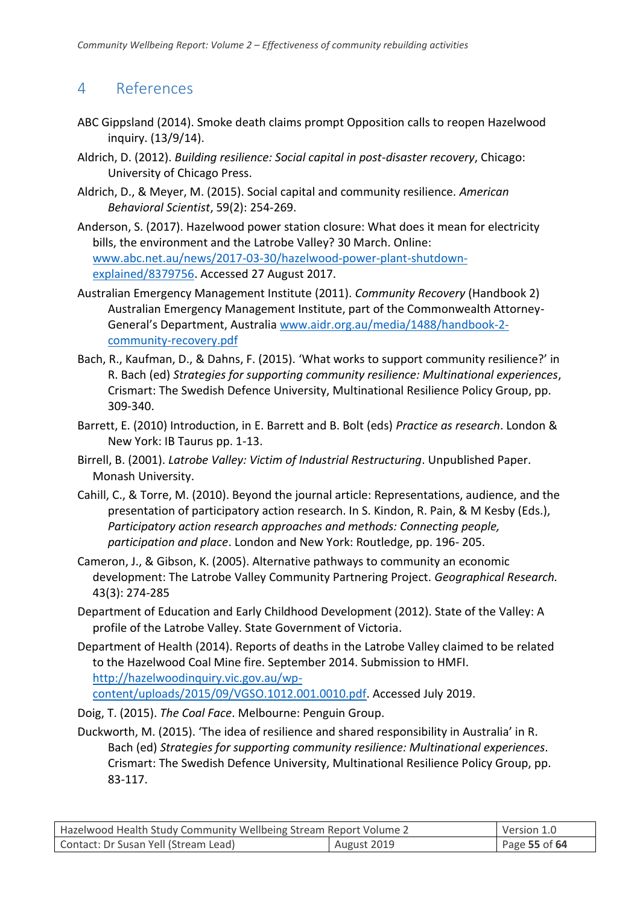# 4 References

ABC Gippsland (2014). Smoke death claims prompt Opposition calls to reopen Hazelwood inquiry. (13/9/14).

Aldrich, D. (2012). *Building resilience: Social capital in post-disaster recovery*, Chicago: University of Chicago Press.

Aldrich, D., & Meyer, M. (2015). Social capital and community resilience. *American Behavioral Scientist*, 59(2): 254-269.

Anderson, S. (2017). Hazelwood power station closure: What does it mean for electricity bills, the environment and the Latrobe Valley? 30 March. Online: [www.abc.net.au/news/2017-03-30/hazelwood-power-plant-shutdown-explained/8379756](www.abc.net.au/news/2017-03-30/hazelwood-power-plant-shutdown-explained/8379756). Accessed 27 August 2017.

Australian Emergency Management Institute (2011). *Community Recovery* (Handbook 2) Australian Emergency Management Institute, part of the Commonwealth Attorney-General's Department, Australia [www.aidr.org.au/media/1488/handbook-2-community-recovery.pdf](www.aidr.org.au/media/1488/handbook-2-community-recovery.pdf)

Bach, R., Kaufman, D., & Dahns, F. (2015). 'What works to support community resilience?' in R. Bach (ed) *Strategies for supporting community resilience: Multinational experiences*, Crismart: The Swedish Defence University, Multinational Resilience Policy Group, pp. 309-340.

Barrett, E. (2010) Introduction, in E. Barrett and B. Bolt (eds) *Practice as research*. London & New York: IB Taurus pp. 1-13.

Birrell, B. (2001). *Latrobe Valley: Victim of Industrial Restructuring*. Unpublished Paper. Monash University.

Cahill, C., & Torre, M. (2010). Beyond the journal article: Representations, audience, and the presentation of participatory action research. In S. Kindon, R. Pain, & M Kesby (Eds.), *Participatory action research approaches and methods: Connecting people, participation and place*. London and New York: Routledge, pp. 196- 205.

Cameron, J., & Gibson, K. (2005). Alternative pathways to community an economic development: The Latrobe Valley Community Partnering Project. *Geographical Research.* 43(3): 274-285

Department of Education and Early Childhood Development (2012). State of the Valley: A profile of the Latrobe Valley. State Government of Victoria.

Department of Health (2014). Reports of deaths in the Latrobe Valley claimed to be related to the Hazelwood Coal Mine fire. September 2014. Submission to HMFI. [http://hazelwoodinquiry.vic.gov.au/wp-content/uploads/2015/09/VGSO.1012.001.0010.pdf](http://hazelwoodinquiry.vic.gov.au/wp-content/uploads/2015/09/VGSO.1012.001.0010.pdf). Accessed July 2019.

Doig, T. (2015). *The Coal Face*. Melbourne: Penguin Group.

Duckworth, M. (2015). 'The idea of resilience and shared responsibility in Australia' in R. Bach (ed) *Strategies for supporting community resilience: Multinational experiences*. Crismart: The Swedish Defence University, Multinational Resilience Policy Group, pp. 83-117.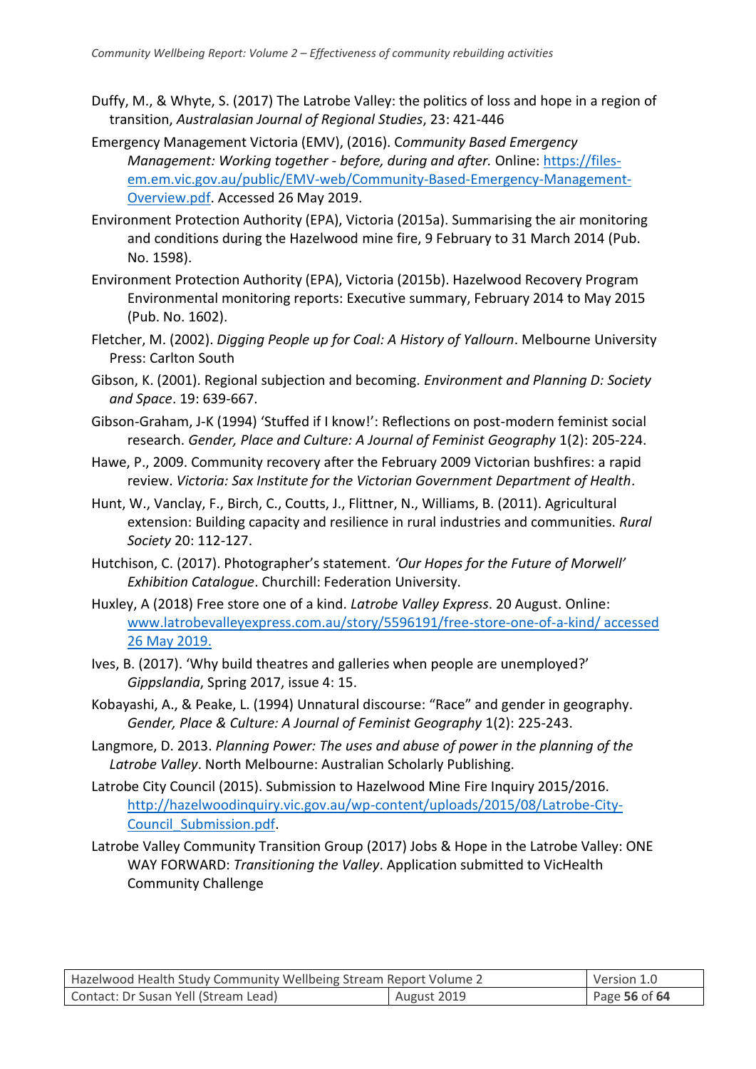Duffy, M., & Whyte, S. (2017) The Latrobe Valley: the politics of loss and hope in a region of transition, *Australasian Journal of Regional Studies*, 23: 421-446

Emergency Management Victoria (EMV), (2016). *Community Based Emergency Management: Working together - before, during and after.* Online: https://files-em.em.vic.gov.au/public/EMV-web/Community-Based-Emergency-Management-Overview.pdf. Accessed 26 May 2019.

Environment Protection Authority (EPA), Victoria (2015a). Summarising the air monitoring and conditions during the Hazelwood mine fire, 9 February to 31 March 2014 (Pub. No. 1598).

Environment Protection Authority (EPA), Victoria (2015b). Hazelwood Recovery Program Environmental monitoring reports: Executive summary, February 2014 to May 2015 (Pub. No. 1602).

Fletcher, M. (2002). *Digging People up for Coal: A History of Yallourn*. Melbourne University Press: Carlton South

Gibson, K. (2001). Regional subjection and becoming. *Environment and Planning D: Society and Space*. 19: 639-667.

Gibson-Graham, J-K (1994) 'Stuffed if I know!': Reflections on post-modern feminist social research. *Gender, Place and Culture: A Journal of Feminist Geography* 1(2): 205-224.

Hawe, P., 2009. Community recovery after the February 2009 Victorian bushfires: a rapid review. *Victoria: Sax Institute for the Victorian Government Department of Health*.

Hunt, W., Vanclay, F., Birch, C., Coutts, J., Flittner, N., Williams, B. (2011). Agricultural extension: Building capacity and resilience in rural industries and communities. *Rural Society* 20: 112-127.

Hutchison, C. (2017). Photographer's statement. *'Our Hopes for the Future of Morwell' Exhibition Catalogue*. Churchill: Federation University.

Huxley, A (2018) Free store one of a kind. *Latrobe Valley Express*. 20 August. Online: www.latrobevalleyexpress.com.au/story/5596191/free-store-one-of-a-kind/ accessed 26 May 2019.

Ives, B. (2017). 'Why build theatres and galleries when people are unemployed?' *Gippslandia*, Spring 2017, issue 4: 15.

Kobayashi, A., & Peake, L. (1994) Unnatural discourse: "Race" and gender in geography. *Gender, Place & Culture: A Journal of Feminist Geography* 1(2): 225-243.

Langmore, D. 2013. *Planning Power: The uses and abuse of power in the planning of the Latrobe Valley*. North Melbourne: Australian Scholarly Publishing.

Latrobe City Council (2015). Submission to Hazelwood Mine Fire Inquiry 2015/2016. http://hazelwoodinquiry.vic.gov.au/wp-content/uploads/2015/08/Latrobe-City-Council_Submission.pdf.

Latrobe Valley Community Transition Group (2017) Jobs & Hope in the Latrobe Valley: ONE WAY FORWARD: *Transitioning the Valley*. Application submitted to VicHealth Community Challenge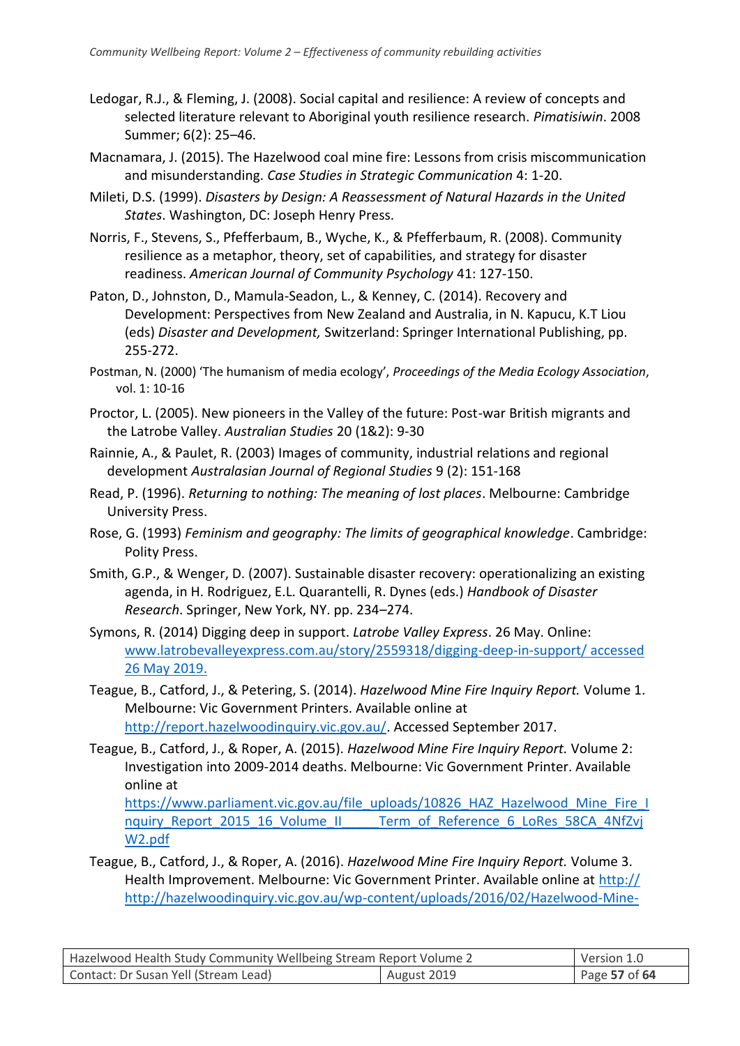Ledogar, R.J., & Fleming, J. (2008). Social capital and resilience: A review of concepts and selected literature relevant to Aboriginal youth resilience research. *Pimatisiwin*. 2008 Summer; 6(2): 25–46.

Macnamara, J. (2015). The Hazelwood coal mine fire: Lessons from crisis miscommunication and misunderstanding. *Case Studies in Strategic Communication* 4: 1-20.

Mileti, D.S. (1999). *Disasters by Design: A Reassessment of Natural Hazards in the United States*. Washington, DC: Joseph Henry Press.

Norris, F., Stevens, S., Pfefferbaum, B., Wyche, K., & Pfefferbaum, R. (2008). Community resilience as a metaphor, theory, set of capabilities, and strategy for disaster readiness. *American Journal of Community Psychology* 41: 127-150.

Paton, D., Johnston, D., Mamula-Seadon, L., & Kenney, C. (2014). Recovery and Development: Perspectives from New Zealand and Australia, in N. Kapucu, K.T Liou (eds) *Disaster and Development,* Switzerland: Springer International Publishing, pp. 255-272.

Postman, N. (2000) 'The humanism of media ecology', *Proceedings of the Media Ecology Association*, vol. 1: 10-16

Proctor, L. (2005). New pioneers in the Valley of the future: Post-war British migrants and the Latrobe Valley. *Australian Studies* 20 (1&2): 9-30

Rainnie, A., & Paulet, R. (2003) Images of community, industrial relations and regional development *Australasian Journal of Regional Studies* 9 (2): 151-168

Read, P. (1996). *Returning to nothing: The meaning of lost places*. Melbourne: Cambridge University Press.

Rose, G. (1993) *Feminism and geography: The limits of geographical knowledge*. Cambridge: Polity Press.

Smith, G.P., & Wenger, D. (2007). Sustainable disaster recovery: operationalizing an existing agenda, in H. Rodriguez, E.L. Quarantelli, R. Dynes (eds.) *Handbook of Disaster Research*. Springer, New York, NY. pp. 234–274.

Symons, R. (2014) Digging deep in support. *Latrobe Valley Express*. 26 May. Online: www.latrobevalleyexpress.com.au/story/2559318/digging-deep-in-support/ accessed 26 May 2019.

Teague, B., Catford, J., & Petering, S. (2014). *Hazelwood Mine Fire Inquiry Report.* Volume 1. Melbourne: Vic Government Printers. Available online at http://report.hazelwoodinquiry.vic.gov.au/. Accessed September 2017.

Teague, B., Catford, J., & Roper, A. (2015). *Hazelwood Mine Fire Inquiry Report.* Volume 2: Investigation into 2009-2014 deaths. Melbourne: Vic Government Printer. Available online at https://www.parliament.vic.gov.au/file_uploads/10826_HAZ_Hazelwood_Mine_Fire_Inquiry_Report_2015_16_Volume_II_____Term_of_Reference_6_LoRes_58CA_4NfZvjW2.pdf

Teague, B., Catford, J., & Roper, A. (2016). *Hazelwood Mine Fire Inquiry Report.* Volume 3. Health Improvement. Melbourne: Vic Government Printer. Available online at http:// http://hazelwoodinquiry.vic.gov.au/wp-content/uploads/2016/02/Hazelwood-Mine-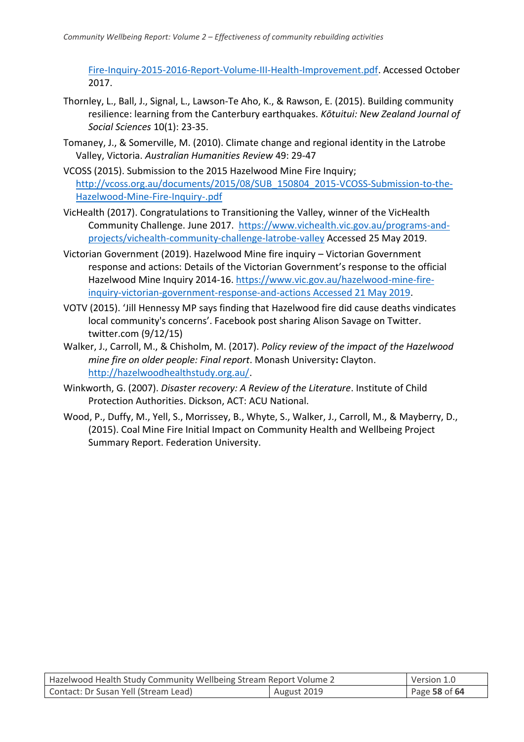Fire-Inquiry-2015-2016-Report-Volume-III-Health-Improvement.pdf. Accessed October 2017.

Thornley, L., Ball, J., Signal, L., Lawson-Te Aho, K., & Rawson, E. (2015). Building community resilience: learning from the Canterbury earthquakes. *Kōtuitui: New Zealand Journal of Social Sciences* 10(1): 23-35.

Tomaney, J., & Somerville, M. (2010). Climate change and regional identity in the Latrobe Valley, Victoria. *Australian Humanities Review* 49: 29-47

VCOSS (2015). Submission to the 2015 Hazelwood Mine Fire Inquiry; http://vcoss.org.au/documents/2015/08/SUB_150804_2015-VCOSS-Submission-to-the-Hazelwood-Mine-Fire-Inquiry-.pdf

VicHealth (2017). Congratulations to Transitioning the Valley, winner of the VicHealth Community Challenge. June 2017. https://www.vichealth.vic.gov.au/programs-and-projects/vichealth-community-challenge-latrobe-valley Accessed 25 May 2019.

Victorian Government (2019). Hazelwood Mine fire inquiry – Victorian Government response and actions: Details of the Victorian Government's response to the official Hazelwood Mine Inquiry 2014-16. https://www.vic.gov.au/hazelwood-mine-fire-inquiry-victorian-government-response-and-actions Accessed 21 May 2019.

VOTV (2015). 'Jill Hennessy MP says finding that Hazelwood fire did cause deaths vindicates local community's concerns'. Facebook post sharing Alison Savage on Twitter. twitter.com (9/12/15)

Walker, J., Carroll, M., & Chisholm, M. (2017). *Policy review of the impact of the Hazelwood mine fire on older people: Final report*. Monash University**:** Clayton. http://hazelwoodhealthstudy.org.au/.

Winkworth, G. (2007). *Disaster recovery: A Review of the Literature*. Institute of Child Protection Authorities. Dickson, ACT: ACU National.

Wood, P., Duffy, M., Yell, S., Morrissey, B., Whyte, S., Walker, J., Carroll, M., & Mayberry, D., (2015). Coal Mine Fire Initial Impact on Community Health and Wellbeing Project Summary Report. Federation University.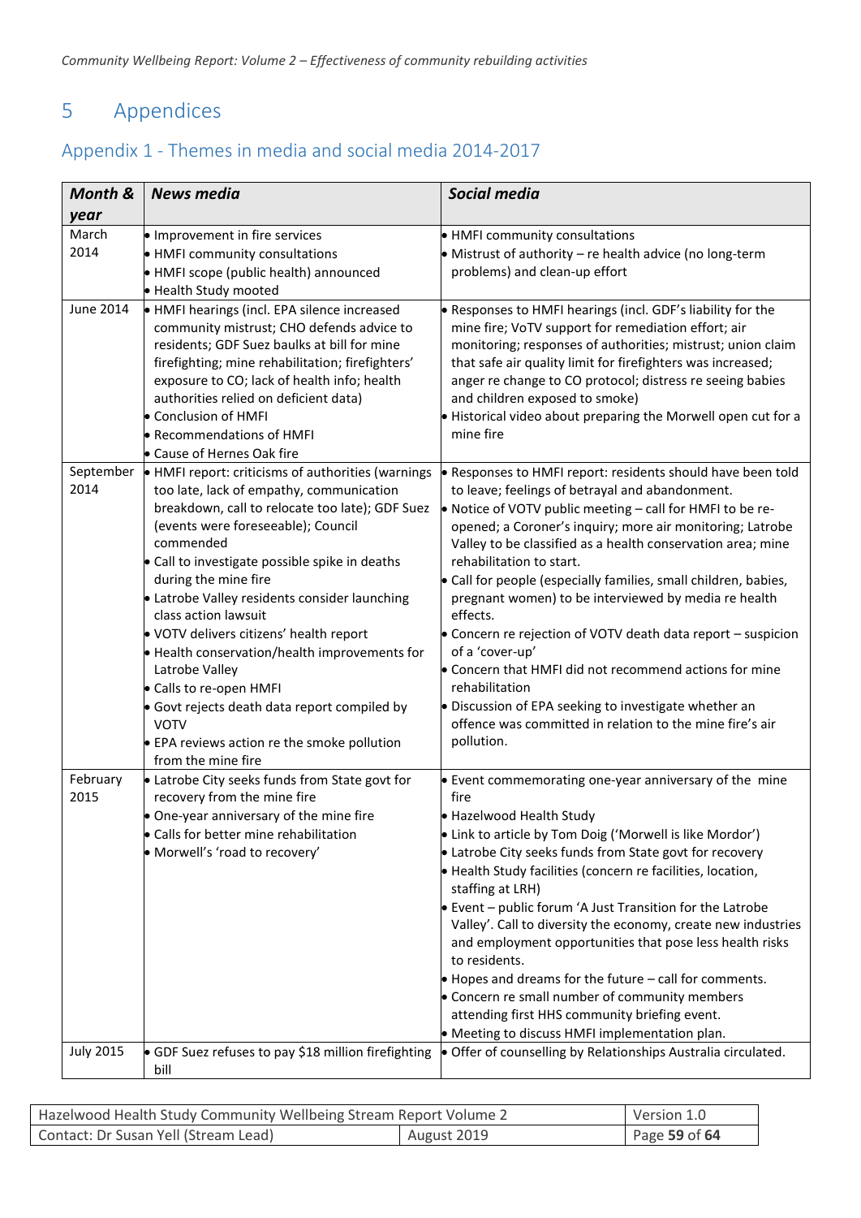# 5 Appendices

## Appendix 1 - Themes in media and social media 2014-2017

| *Month & year* | *News media* | *Social media* |
|---|---|---|
| March 2014 | • Improvement in fire services<br>• HMFI community consultations<br>• HMFI scope (public health) announced<br>• Health Study mooted | • HMFI community consultations<br>• Mistrust of authority – re health advice (no long-term problems) and clean-up effort |
| June 2014 | • HMFI hearings (incl. EPA silence increased community mistrust; CHO defends advice to residents; GDF Suez baulks at bill for mine firefighting; mine rehabilitation; firefighters' exposure to CO; lack of health info; health authorities relied on deficient data)<br>• Conclusion of HMFI<br>• Recommendations of HMFI<br>• Cause of Hernes Oak fire | • Responses to HMFI hearings (incl. GDF's liability for the mine fire; VoTV support for remediation effort; air monitoring; responses of authorities; mistrust; union claim that safe air quality limit for firefighters was increased; anger re change to CO protocol; distress re seeing babies and children exposed to smoke)<br>• Historical video about preparing the Morwell open cut for a mine fire |
| September 2014 | • HMFI report: criticisms of authorities (warnings too late, lack of empathy, communication breakdown, call to relocate too late); GDF Suez (events were foreseeable); Council commended<br>• Call to investigate possible spike in deaths during the mine fire<br>• Latrobe Valley residents consider launching class action lawsuit<br>• VOTV delivers citizens' health report<br>• Health conservation/health improvements for Latrobe Valley<br>• Calls to re-open HMFI<br>• Govt rejects death data report compiled by VOTV<br>• EPA reviews action re the smoke pollution from the mine fire | • Responses to HMFI report: residents should have been told to leave; feelings of betrayal and abandonment.<br>• Notice of VOTV public meeting – call for HMFI to be re-opened; a Coroner's inquiry; more air monitoring; Latrobe Valley to be classified as a health conservation area; mine rehabilitation to start.<br>• Call for people (especially families, small children, babies, pregnant women) to be interviewed by media re health effects.<br>• Concern re rejection of VOTV death data report – suspicion of a 'cover-up'<br>• Concern that HMFI did not recommend actions for mine rehabilitation<br>• Discussion of EPA seeking to investigate whether an offence was committed in relation to the mine fire's air pollution. |
| February 2015 | • Latrobe City seeks funds from State govt for recovery from the mine fire<br>• One-year anniversary of the mine fire<br>• Calls for better mine rehabilitation<br>• Morwell's 'road to recovery' | • Event commemorating one-year anniversary of the mine fire<br>• Hazelwood Health Study<br>• Link to article by Tom Doig ('Morwell is like Mordor')<br>• Latrobe City seeks funds from State govt for recovery<br>• Health Study facilities (concern re facilities, location, staffing at LRH)<br>• Event – public forum 'A Just Transition for the Latrobe Valley'. Call to diversity the economy, create new industries and employment opportunities that pose less health risks to residents.<br>• Hopes and dreams for the future – call for comments.<br>• Concern re small number of community members attending first HHS community briefing event.<br>• Meeting to discuss HMFI implementation plan. |
| July 2015 | • GDF Suez refuses to pay $18 million firefighting bill | • Offer of counselling by Relationships Australia circulated. |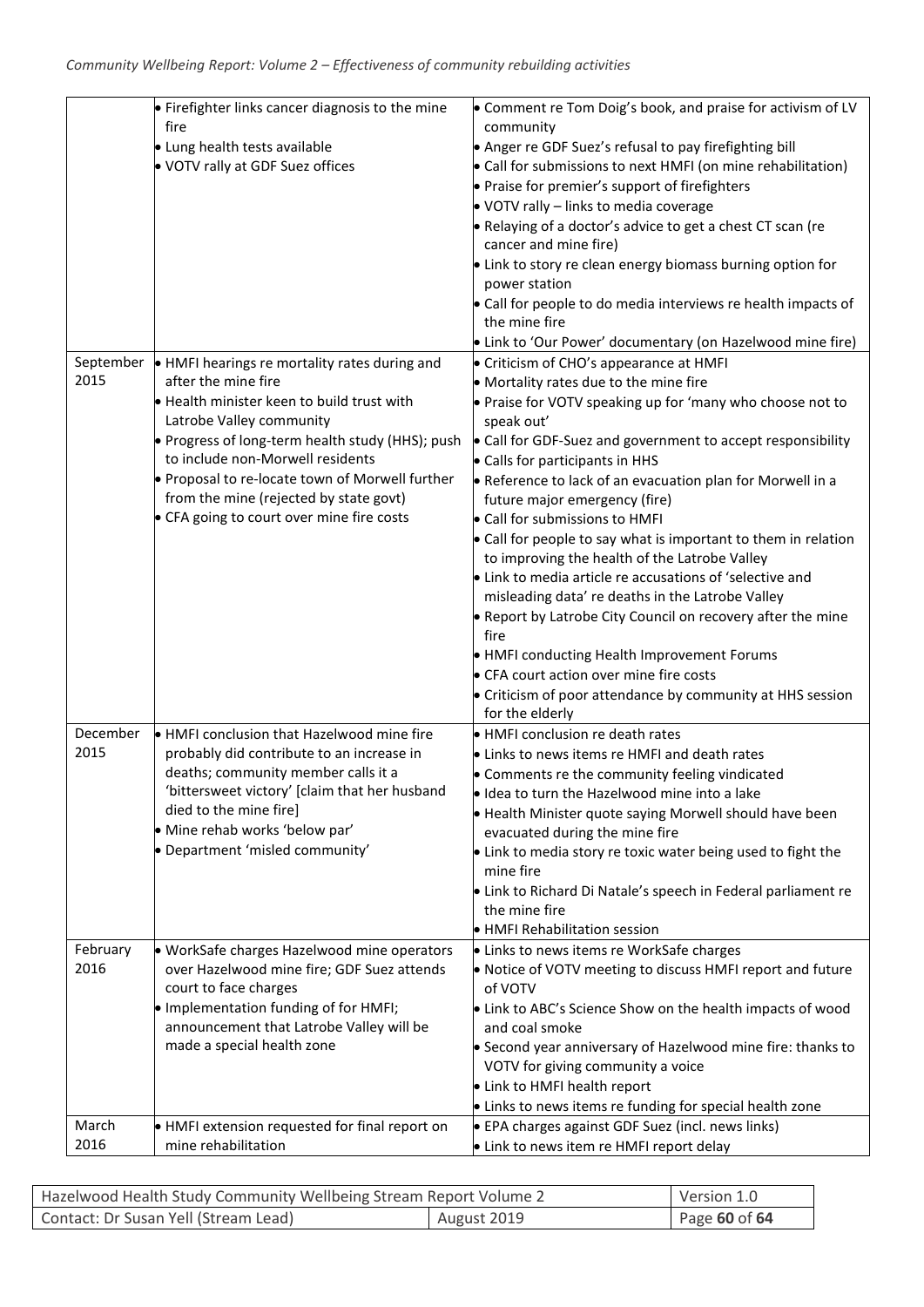| | | |
|---|---|---|
| | • Firefighter links cancer diagnosis to the mine fire<br>• Lung health tests available<br>• VOTV rally at GDF Suez offices | • Comment re Tom Doig's book, and praise for activism of LV community<br>• Anger re GDF Suez's refusal to pay firefighting bill<br>• Call for submissions to next HMFI (on mine rehabilitation)<br>• Praise for premier's support of firefighters<br>• VOTV rally – links to media coverage<br>• Relaying of a doctor's advice to get a chest CT scan (re cancer and mine fire)<br>• Link to story re clean energy biomass burning option for power station<br>• Call for people to do media interviews re health impacts of the mine fire<br>• Link to 'Our Power' documentary (on Hazelwood mine fire) |
| September 2015 | • HMFI hearings re mortality rates during and after the mine fire<br>• Health minister keen to build trust with Latrobe Valley community<br>• Progress of long-term health study (HHS); push to include non-Morwell residents<br>• Proposal to re-locate town of Morwell further from the mine (rejected by state govt)<br>• CFA going to court over mine fire costs | • Criticism of CHO's appearance at HMFI<br>• Mortality rates due to the mine fire<br>• Praise for VOTV speaking up for 'many who choose not to speak out'<br>• Call for GDF-Suez and government to accept responsibility<br>• Calls for participants in HHS<br>• Reference to lack of an evacuation plan for Morwell in a future major emergency (fire)<br>• Call for submissions to HMFI<br>• Call for people to say what is important to them in relation to improving the health of the Latrobe Valley<br>• Link to media article re accusations of 'selective and misleading data' re deaths in the Latrobe Valley<br>• Report by Latrobe City Council on recovery after the mine fire<br>• HMFI conducting Health Improvement Forums<br>• CFA court action over mine fire costs<br>• Criticism of poor attendance by community at HHS session for the elderly |
| December 2015 | • HMFI conclusion that Hazelwood mine fire probably did contribute to an increase in deaths; community member calls it a 'bittersweet victory' [claim that her husband died to the mine fire]<br>• Mine rehab works 'below par'<br>• Department 'misled community' | • HMFI conclusion re death rates<br>• Links to news items re HMFI and death rates<br>• Comments re the community feeling vindicated<br>• Idea to turn the Hazelwood mine into a lake<br>• Health Minister quote saying Morwell should have been evacuated during the mine fire<br>• Link to media story re toxic water being used to fight the mine fire<br>• Link to Richard Di Natale's speech in Federal parliament re the mine fire<br>• HMFI Rehabilitation session |
| February 2016 | • WorkSafe charges Hazelwood mine operators over Hazelwood mine fire; GDF Suez attends court to face charges<br>• Implementation funding of for HMFI; announcement that Latrobe Valley will be made a special health zone | • Links to news items re WorkSafe charges<br>• Notice of VOTV meeting to discuss HMFI report and future of VOTV<br>• Link to ABC's Science Show on the health impacts of wood and coal smoke<br>• Second year anniversary of Hazelwood mine fire: thanks to VOTV for giving community a voice<br>• Link to HMFI health report<br>• Links to news items re funding for special health zone |
| March 2016 | • HMFI extension requested for final report on mine rehabilitation | • EPA charges against GDF Suez (incl. news links)<br>• Link to news item re HMFI report delay |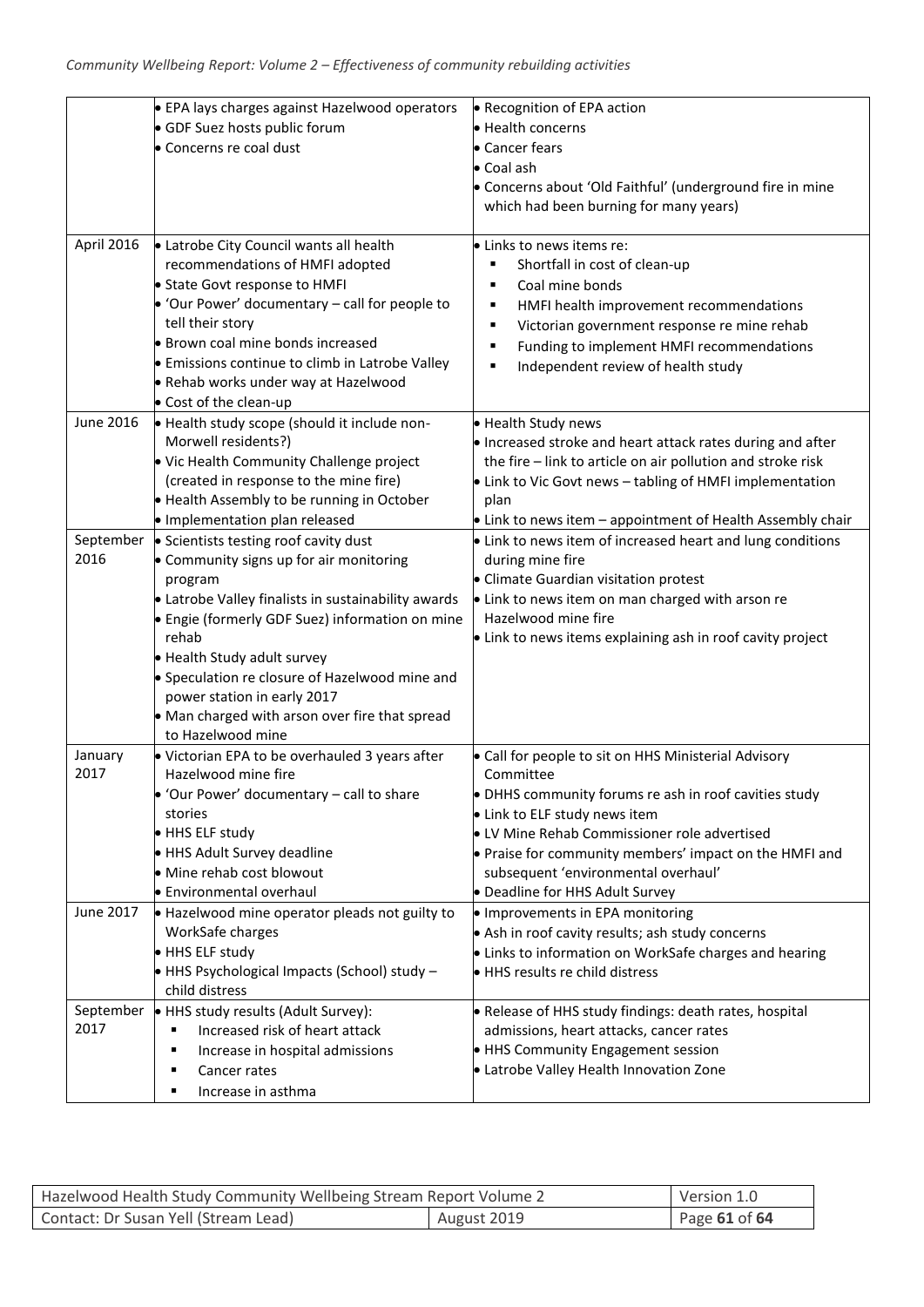| | | |
|---|---|---|
| | • EPA lays charges against Hazelwood operators<br>• GDF Suez hosts public forum<br>• Concerns re coal dust | • Recognition of EPA action<br>• Health concerns<br>• Cancer fears<br>• Coal ash<br>• Concerns about 'Old Faithful' (underground fire in mine which had been burning for many years) |
| April 2016 | • Latrobe City Council wants all health recommendations of HMFI adopted<br>• State Govt response to HMFI<br>• 'Our Power' documentary – call for people to tell their story<br>• Brown coal mine bonds increased<br>• Emissions continue to climb in Latrobe Valley<br>• Rehab works under way at Hazelwood<br>• Cost of the clean-up | • Links to news items re:<br>▪ Shortfall in cost of clean-up<br>▪ Coal mine bonds<br>▪ HMFI health improvement recommendations<br>▪ Victorian government response re mine rehab<br>▪ Funding to implement HMFI recommendations<br>▪ Independent review of health study |
| June 2016 | • Health study scope (should it include non-Morwell residents?)<br>• Vic Health Community Challenge project (created in response to the mine fire)<br>• Health Assembly to be running in October<br>• Implementation plan released | • Health Study news<br>• Increased stroke and heart attack rates during and after the fire – link to article on air pollution and stroke risk<br>• Link to Vic Govt news – tabling of HMFI implementation plan<br>• Link to news item – appointment of Health Assembly chair |
| September 2016 | • Scientists testing roof cavity dust<br>• Community signs up for air monitoring program<br>• Latrobe Valley finalists in sustainability awards<br>• Engie (formerly GDF Suez) information on mine rehab<br>• Health Study adult survey<br>• Speculation re closure of Hazelwood mine and power station in early 2017<br>• Man charged with arson over fire that spread to Hazelwood mine | • Link to news item of increased heart and lung conditions during mine fire<br>• Climate Guardian visitation protest<br>• Link to news item on man charged with arson re Hazelwood mine fire<br>• Link to news items explaining ash in roof cavity project |
| January 2017 | • Victorian EPA to be overhauled 3 years after Hazelwood mine fire<br>• 'Our Power' documentary – call to share stories<br>• HHS ELF study<br>• HHS Adult Survey deadline<br>• Mine rehab cost blowout<br>• Environmental overhaul | • Call for people to sit on HHS Ministerial Advisory Committee<br>• DHHS community forums re ash in roof cavities study<br>• Link to ELF study news item<br>• LV Mine Rehab Commissioner role advertised<br>• Praise for community members' impact on the HMFI and subsequent 'environmental overhaul'<br>• Deadline for HHS Adult Survey |
| June 2017 | • Hazelwood mine operator pleads not guilty to WorkSafe charges<br>• HHS ELF study<br>• HHS Psychological Impacts (School) study – child distress | • Improvements in EPA monitoring<br>• Ash in roof cavity results; ash study concerns<br>• Links to information on WorkSafe charges and hearing<br>• HHS results re child distress |
| September 2017 | • HHS study results (Adult Survey):<br>▪ Increased risk of heart attack<br>▪ Increase in hospital admissions<br>▪ Cancer rates<br>▪ Increase in asthma | • Release of HHS study findings: death rates, hospital admissions, heart attacks, cancer rates<br>• HHS Community Engagement session<br>• Latrobe Valley Health Innovation Zone |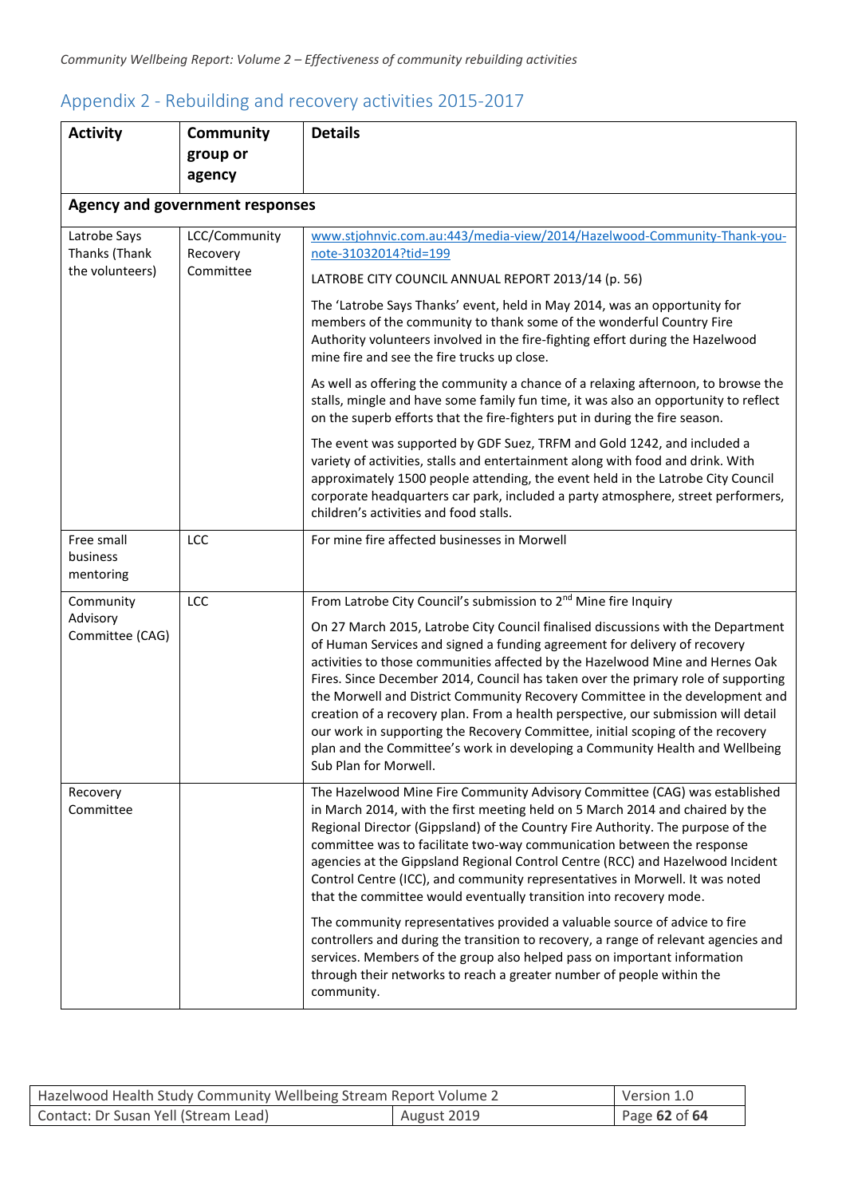## Appendix 2 - Rebuilding and recovery activities 2015-2017

| Activity | Community group or agency | Details |
|---|---|---|
| **Agency and government responses** | | |
| Latrobe Says Thanks (Thank the volunteers) | LCC/Community Recovery Committee | www.stjohnvic.com.au:443/media-view/2014/Hazelwood-Community-Thank-you-note-31032014?tid=199<br><br>LATROBE CITY COUNCIL ANNUAL REPORT 2013/14 (p. 56)<br><br>The 'Latrobe Says Thanks' event, held in May 2014, was an opportunity for members of the community to thank some of the wonderful Country Fire Authority volunteers involved in the fire-fighting effort during the Hazelwood mine fire and see the fire trucks up close.<br><br>As well as offering the community a chance of a relaxing afternoon, to browse the stalls, mingle and have some family fun time, it was also an opportunity to reflect on the superb efforts that the fire-fighters put in during the fire season.<br><br>The event was supported by GDF Suez, TRFM and Gold 1242, and included a variety of activities, stalls and entertainment along with food and drink. With approximately 1500 people attending, the event held in the Latrobe City Council corporate headquarters car park, included a party atmosphere, street performers, children's activities and food stalls. |
| Free small business mentoring | LCC | For mine fire affected businesses in Morwell |
| Community Advisory Committee (CAG) | LCC | From Latrobe City Council's submission to 2nd Mine fire Inquiry<br><br>On 27 March 2015, Latrobe City Council finalised discussions with the Department of Human Services and signed a funding agreement for delivery of recovery activities to those communities affected by the Hazelwood Mine and Hernes Oak Fires. Since December 2014, Council has taken over the primary role of supporting the Morwell and District Community Recovery Committee in the development and creation of a recovery plan. From a health perspective, our submission will detail our work in supporting the Recovery Committee, initial scoping of the recovery plan and the Committee's work in developing a Community Health and Wellbeing Sub Plan for Morwell. |
| Recovery Committee | | The Hazelwood Mine Fire Community Advisory Committee (CAG) was established in March 2014, with the first meeting held on 5 March 2014 and chaired by the Regional Director (Gippsland) of the Country Fire Authority. The purpose of the committee was to facilitate two-way communication between the response agencies at the Gippsland Regional Control Centre (RCC) and Hazelwood Incident Control Centre (ICC), and community representatives in Morwell. It was noted that the committee would eventually transition into recovery mode.<br><br>The community representatives provided a valuable source of advice to fire controllers and during the transition to recovery, a range of relevant agencies and services. Members of the group also helped pass on important information through their networks to reach a greater number of people within the community. |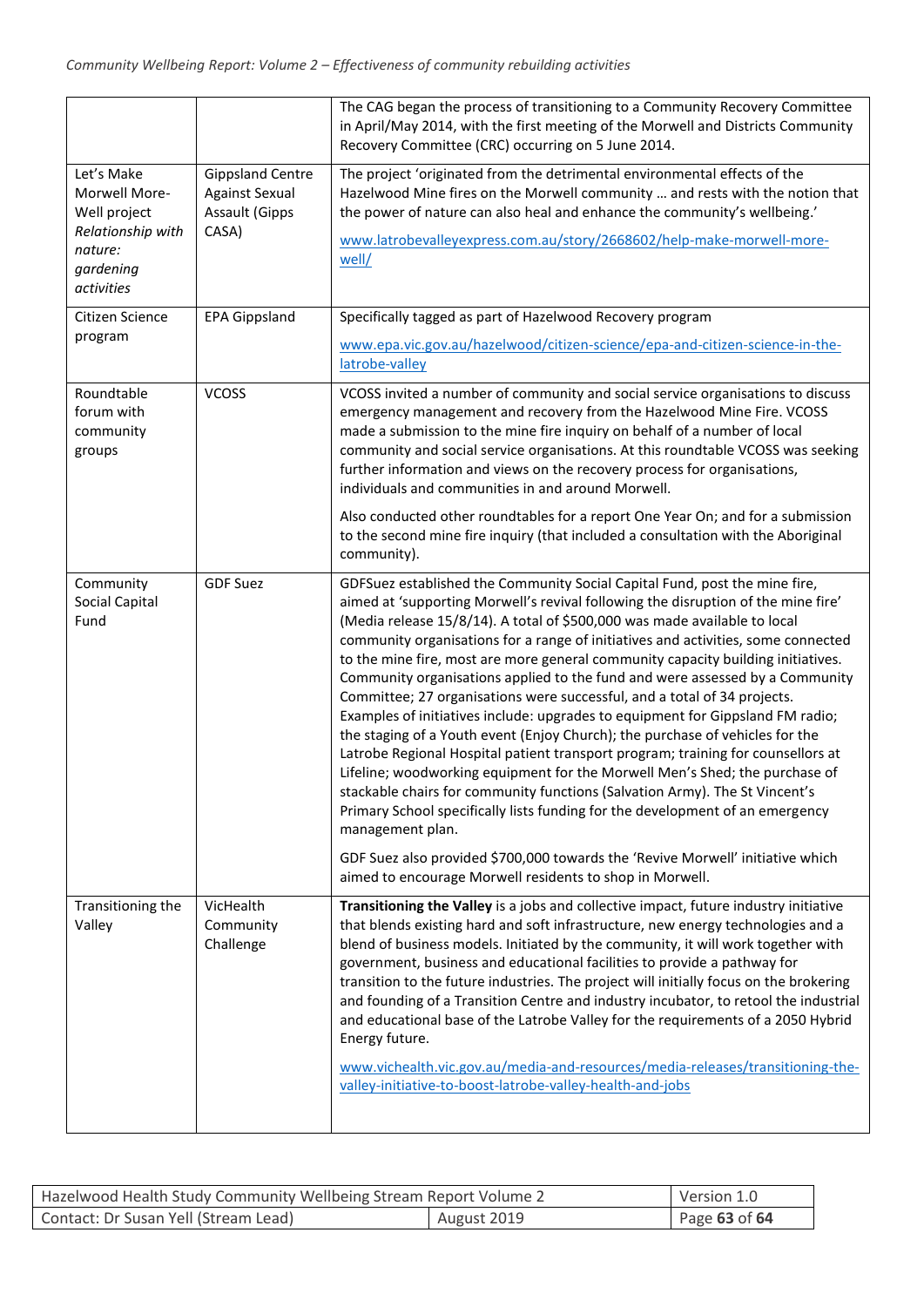| | | |
|---|---|---|
| | | The CAG began the process of transitioning to a Community Recovery Committee in April/May 2014, with the first meeting of the Morwell and Districts Community Recovery Committee (CRC) occurring on 5 June 2014. |
| Let's Make Morwell More-Well project *Relationship with nature: gardening activities* | Gippsland Centre Against Sexual Assault (Gipps CASA) | The project 'originated from the detrimental environmental effects of the Hazelwood Mine fires on the Morwell community … and rests with the notion that the power of nature can also heal and enhance the community's wellbeing.'<br><br>www.latrobevalleyexpress.com.au/story/2668602/help-make-morwell-more-well/ |
| Citizen Science program | EPA Gippsland | Specifically tagged as part of Hazelwood Recovery program<br><br>www.epa.vic.gov.au/hazelwood/citizen-science/epa-and-citizen-science-in-the-latrobe-valley |
| Roundtable forum with community groups | VCOSS | VCOSS invited a number of community and social service organisations to discuss emergency management and recovery from the Hazelwood Mine Fire. VCOSS made a submission to the mine fire inquiry on behalf of a number of local community and social service organisations. At this roundtable VCOSS was seeking further information and views on the recovery process for organisations, individuals and communities in and around Morwell.<br><br>Also conducted other roundtables for a report One Year On; and for a submission to the second mine fire inquiry (that included a consultation with the Aboriginal community). |
| Community Social Capital Fund | GDF Suez | GDFSuez established the Community Social Capital Fund, post the mine fire, aimed at 'supporting Morwell's revival following the disruption of the mine fire' (Media release 15/8/14). A total of $500,000 was made available to local community organisations for a range of initiatives and activities, some connected to the mine fire, most are more general community capacity building initiatives. Community organisations applied to the fund and were assessed by a Community Committee; 27 organisations were successful, and a total of 34 projects. Examples of initiatives include: upgrades to equipment for Gippsland FM radio; the staging of a Youth event (Enjoy Church); the purchase of vehicles for the Latrobe Regional Hospital patient transport program; training for counsellors at Lifeline; woodworking equipment for the Morwell Men's Shed; the purchase of stackable chairs for community functions (Salvation Army). The St Vincent's Primary School specifically lists funding for the development of an emergency management plan.<br><br>GDF Suez also provided $700,000 towards the 'Revive Morwell' initiative which aimed to encourage Morwell residents to shop in Morwell. |
| Transitioning the Valley | VicHealth Community Challenge | **Transitioning the Valley** is a jobs and collective impact, future industry initiative that blends existing hard and soft infrastructure, new energy technologies and a blend of business models. Initiated by the community, it will work together with government, business and educational facilities to provide a pathway for transition to the future industries. The project will initially focus on the brokering and founding of a Transition Centre and industry incubator, to retool the industrial and educational base of the Latrobe Valley for the requirements of a 2050 Hybrid Energy future.<br><br>www.vichealth.vic.gov.au/media-and-resources/media-releases/transitioning-the-valley-initiative-to-boost-latrobe-valley-health-and-jobs |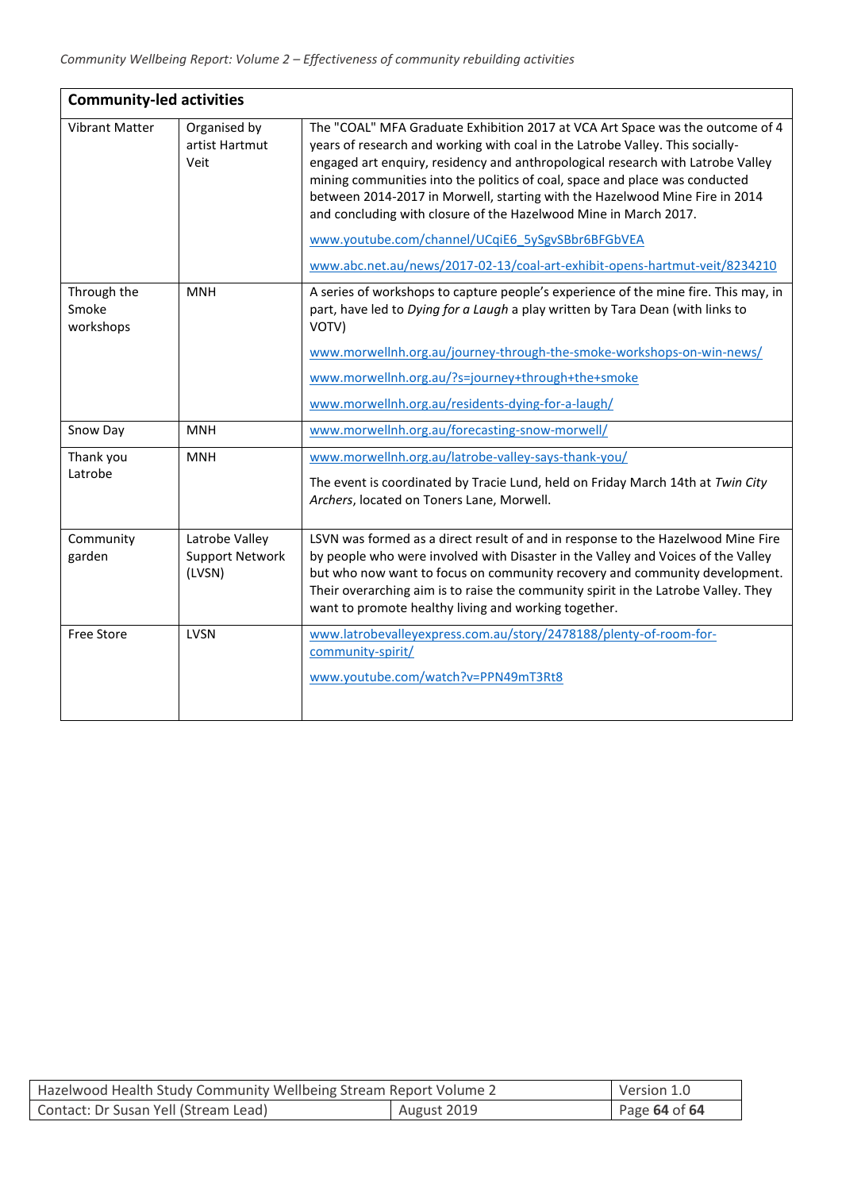| Community-led activities | | |
|---|---|---|
| Vibrant Matter | Organised by artist Hartmut Veit | The "COAL" MFA Graduate Exhibition 2017 at VCA Art Space was the outcome of 4 years of research and working with coal in the Latrobe Valley. This socially-engaged art enquiry, residency and anthropological research with Latrobe Valley mining communities into the politics of coal, space and place was conducted between 2014-2017 in Morwell, starting with the Hazelwood Mine Fire in 2014 and concluding with closure of the Hazelwood Mine in March 2017.<br><br>www.youtube.com/channel/UCqiE6_5ySgvSBbr6BFGbVEA<br><br>www.abc.net.au/news/2017-02-13/coal-art-exhibit-opens-hartmut-veit/8234210 |
| Through the Smoke workshops | MNH | A series of workshops to capture people's experience of the mine fire. This may, in part, have led to *Dying for a Laugh* a play written by Tara Dean (with links to VOTV)<br><br>www.morwellnh.org.au/journey-through-the-smoke-workshops-on-win-news/<br><br>www.morwellnh.org.au/?s=journey+through+the+smoke<br><br>www.morwellnh.org.au/residents-dying-for-a-laugh/ |
| Snow Day | MNH | www.morwellnh.org.au/forecasting-snow-morwell/ |
| Thank you Latrobe | MNH | www.morwellnh.org.au/latrobe-valley-says-thank-you/<br><br>The event is coordinated by Tracie Lund, held on Friday March 14th at *Twin City Archers*, located on Toners Lane, Morwell. |
| Community garden | Latrobe Valley Support Network (LVSN) | LSVN was formed as a direct result of and in response to the Hazelwood Mine Fire by people who were involved with Disaster in the Valley and Voices of the Valley but who now want to focus on community recovery and community development. Their overarching aim is to raise the community spirit in the Latrobe Valley. They want to promote healthy living and working together. |
| Free Store | LVSN | www.latrobevalleyexpress.com.au/story/2478188/plenty-of-room-for-community-spirit/<br><br>www.youtube.com/watch?v=PPN49mT3Rt8 |